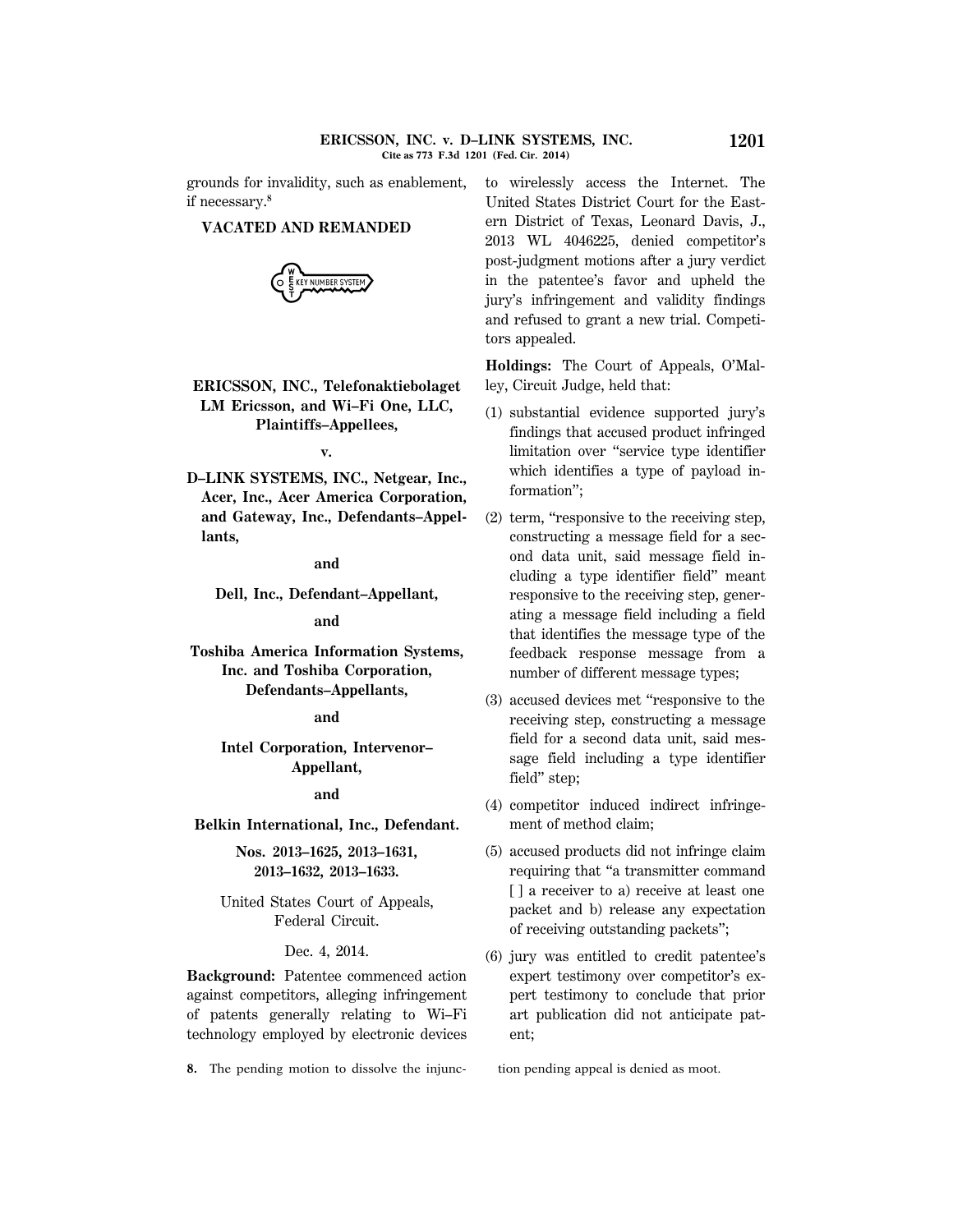grounds for invalidity, such as enablement, if necessary.[8]

**VACATED AND REMANDED**

**ERICSSON, INC., Telefonaktiebolaget LM Ericsson, and Wi–Fi One, LLC, Plaintiffs–Appellees,**

**v.**

**D–LINK SYSTEMS, INC., Netgear, Inc., Acer, Inc., Acer America Corporation, and Gateway, Inc., Defendants–Appellants,**

**and**

**Dell, Inc., Defendant–Appellant,**

**and**

**Toshiba America Information Systems, Inc. and Toshiba Corporation, Defendants–Appellants,**

**and**

**Intel Corporation, Intervenor–Appellant,**

**and**

**Belkin International, Inc., Defendant.**

**Nos. 2013–1625, 2013–1631, 2013–1632, 2013–1633.**

United States Court of Appeals, Federal Circuit.

Dec. 4, 2014.

**Background:** Patentee commenced action against competitors, alleging infringement of patents generally relating to Wi–Fi technology employed by electronic devices to wirelessly access the Internet. The United States District Court for the Eastern District of Texas, Leonard Davis, J., 2013 WL 4046225, denied competitor's post-judgment motions after a jury verdict in the patentee's favor and upheld the jury's infringement and validity findings and refused to grant a new trial. Competitors appealed.

**Holdings:** The Court of Appeals, O'Malley, Circuit Judge, held that:

(1) substantial evidence supported jury's findings that accused product infringed limitation over "service type identifier which identifies a type of payload information";

(2) term, "responsive to the receiving step, constructing a message field for a second data unit, said message field including a type identifier field" meant responsive to the receiving step, generating a message field including a field that identifies the message type of the feedback response message from a number of different message types;

(3) accused devices met "responsive to the receiving step, constructing a message field for a second data unit, said message field including a type identifier field" step;

(4) competitor induced indirect infringement of method claim;

(5) accused products did not infringe claim requiring that "a transmitter command [ ] a receiver to a) receive at least one packet and b) release any expectation of receiving outstanding packets";

(6) jury was entitled to credit patentee's expert testimony over competitor's expert testimony to conclude that prior art publication did not anticipate patent;

**8.** The pending motion to dissolve the injunction pending appeal is denied as moot.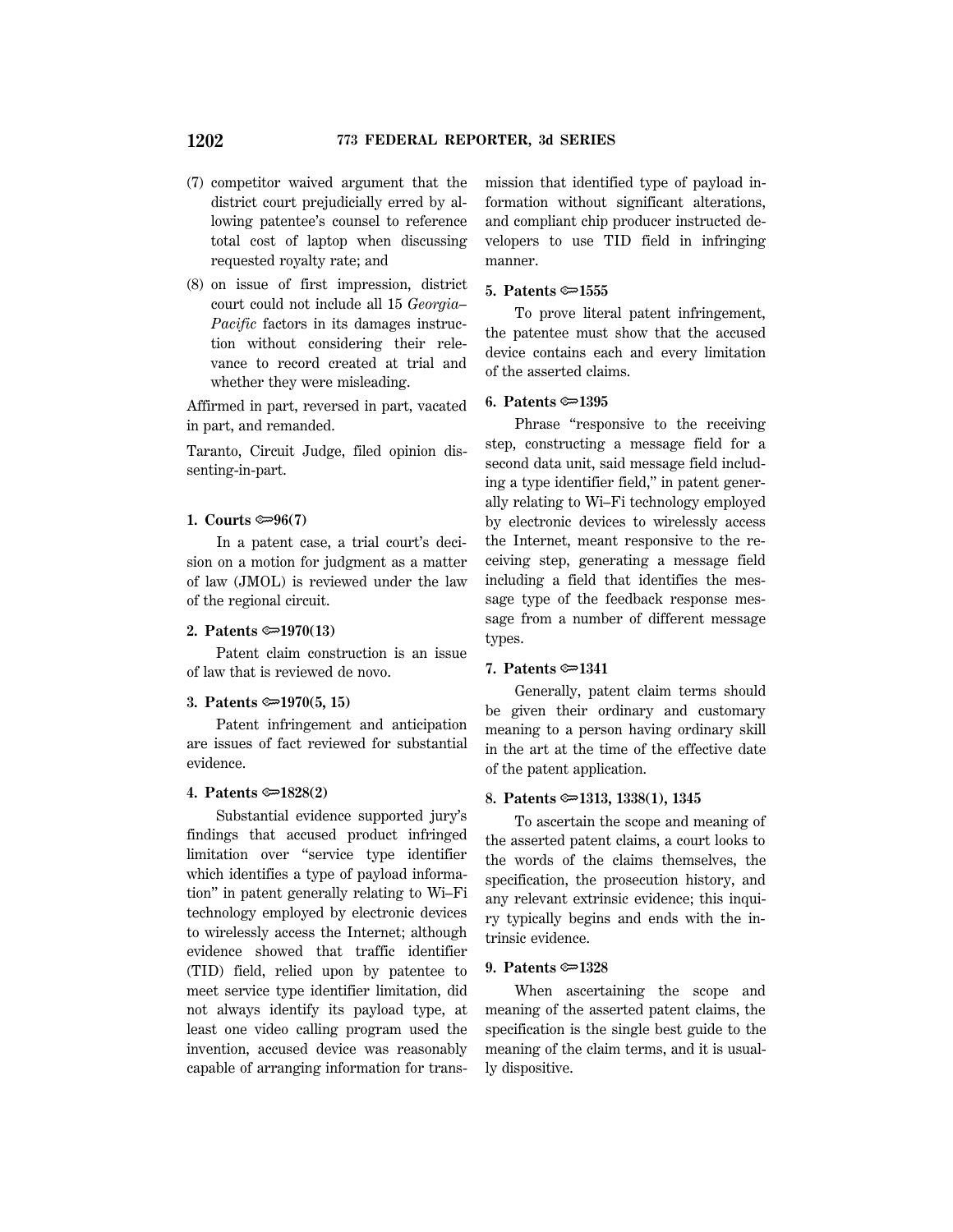(7) competitor waived argument that the district court prejudicially erred by allowing patentee's counsel to reference total cost of laptop when discussing requested royalty rate; and

(8) on issue of first impression, district court could not include all 15 *Georgia–Pacific* factors in its damages instruction without considering their relevance to record created at trial and whether they were misleading.

Affirmed in part, reversed in part, vacated in part, and remanded.

Taranto, Circuit Judge, filed opinion dissenting-in-part.

**1. Courts ⚷96(7)**

In a patent case, a trial court's decision on a motion for judgment as a matter of law (JMOL) is reviewed under the law of the regional circuit.

**2. Patents ⚷1970(13)**

Patent claim construction is an issue of law that is reviewed de novo.

**3. Patents ⚷1970(5, 15)**

Patent infringement and anticipation are issues of fact reviewed for substantial evidence.

**4. Patents ⚷1828(2)**

Substantial evidence supported jury's findings that accused product infringed limitation over "service type identifier which identifies a type of payload information" in patent generally relating to Wi–Fi technology employed by electronic devices to wirelessly access the Internet; although evidence showed that traffic identifier (TID) field, relied upon by patentee to meet service type identifier limitation, did not always identify its payload type, at least one video calling program used the invention, accused device was reasonably capable of arranging information for transmission that identified type of payload information without significant alterations, and compliant chip producer instructed developers to use TID field in infringing manner.

**5. Patents ⚷1555**

To prove literal patent infringement, the patentee must show that the accused device contains each and every limitation of the asserted claims.

**6. Patents ⚷1395**

Phrase "responsive to the receiving step, constructing a message field for a second data unit, said message field including a type identifier field," in patent generally relating to Wi–Fi technology employed by electronic devices to wirelessly access the Internet, meant responsive to the receiving step, generating a message field including a field that identifies the message type of the feedback response message from a number of different message types.

**7. Patents ⚷1341**

Generally, patent claim terms should be given their ordinary and customary meaning to a person having ordinary skill in the art at the time of the effective date of the patent application.

**8. Patents ⚷1313, 1338(1), 1345**

To ascertain the scope and meaning of the asserted patent claims, a court looks to the words of the claims themselves, the specification, the prosecution history, and any relevant extrinsic evidence; this inquiry typically begins and ends with the intrinsic evidence.

**9. Patents ⚷1328**

When ascertaining the scope and meaning of the asserted patent claims, the specification is the single best guide to the meaning of the claim terms, and it is usually dispositive.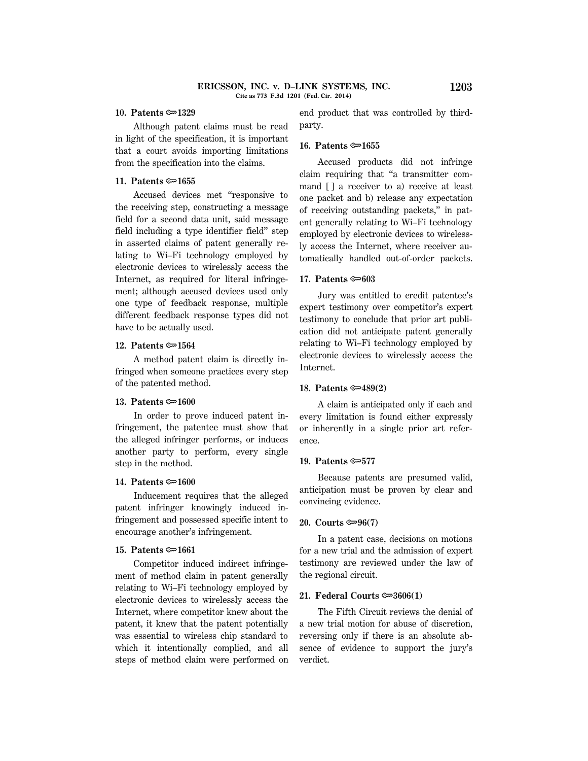**10. Patents ⟹1329**

Although patent claims must be read in light of the specification, it is important that a court avoids importing limitations from the specification into the claims.

**11. Patents ⟹1655**

Accused devices met "responsive to the receiving step, constructing a message field for a second data unit, said message field including a type identifier field" step in asserted claims of patent generally relating to Wi–Fi technology employed by electronic devices to wirelessly access the Internet, as required for literal infringement; although accused devices used only one type of feedback response, multiple different feedback response types did not have to be actually used.

**12. Patents ⟹1564**

A method patent claim is directly infringed when someone practices every step of the patented method.

**13. Patents ⟹1600**

In order to prove induced patent infringement, the patentee must show that the alleged infringer performs, or induces another party to perform, every single step in the method.

**14. Patents ⟹1600**

Inducement requires that the alleged patent infringer knowingly induced infringement and possessed specific intent to encourage another's infringement.

**15. Patents ⟹1661**

Competitor induced indirect infringement of method claim in patent generally relating to Wi–Fi technology employed by electronic devices to wirelessly access the Internet, where competitor knew about the patent, it knew that the patent potentially was essential to wireless chip standard to which it intentionally complied, and all steps of method claim were performed on end product that was controlled by third-party.

**16. Patents ⟹1655**

Accused products did not infringe claim requiring that "a transmitter command [ ] a receiver to a) receive at least one packet and b) release any expectation of receiving outstanding packets," in patent generally relating to Wi–Fi technology employed by electronic devices to wirelessly access the Internet, where receiver automatically handled out-of-order packets.

**17. Patents ⟹603**

Jury was entitled to credit patentee's expert testimony over competitor's expert testimony to conclude that prior art publication did not anticipate patent generally relating to Wi–Fi technology employed by electronic devices to wirelessly access the Internet.

**18. Patents ⟹489(2)**

A claim is anticipated only if each and every limitation is found either expressly or inherently in a single prior art reference.

**19. Patents ⟹577**

Because patents are presumed valid, anticipation must be proven by clear and convincing evidence.

**20. Courts ⟹96(7)**

In a patent case, decisions on motions for a new trial and the admission of expert testimony are reviewed under the law of the regional circuit.

**21. Federal Courts ⟹3606(1)**

The Fifth Circuit reviews the denial of a new trial motion for abuse of discretion, reversing only if there is an absolute absence of evidence to support the jury's verdict.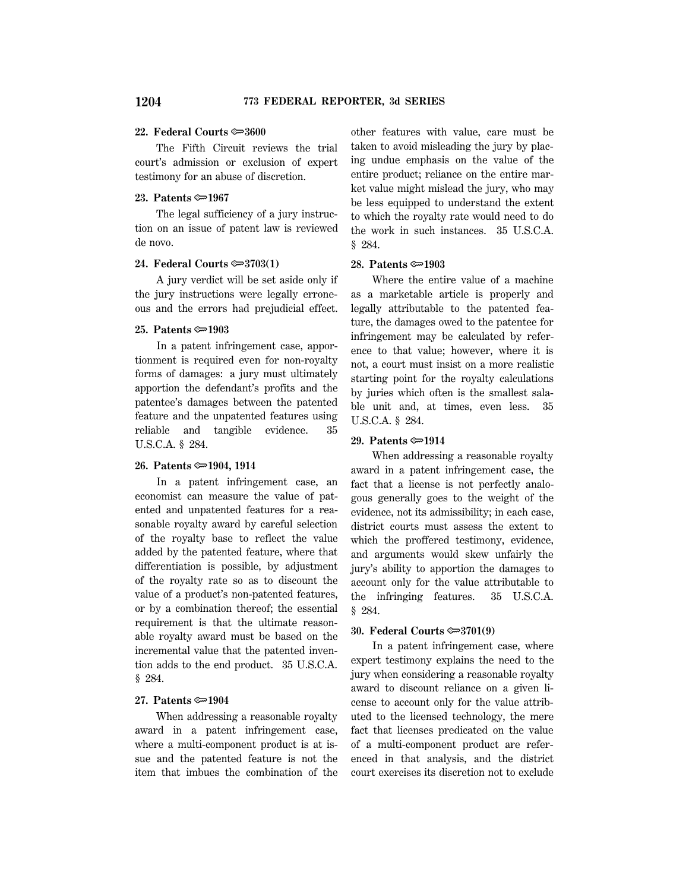**22. Federal Courts ⟹3600**

The Fifth Circuit reviews the trial court's admission or exclusion of expert testimony for an abuse of discretion.

**23. Patents ⟹1967**

The legal sufficiency of a jury instruction on an issue of patent law is reviewed de novo.

**24. Federal Courts ⟹3703(1)**

A jury verdict will be set aside only if the jury instructions were legally erroneous and the errors had prejudicial effect.

**25. Patents ⟹1903**

In a patent infringement case, apportionment is required even for non-royalty forms of damages: a jury must ultimately apportion the defendant's profits and the patentee's damages between the patented feature and the unpatented features using reliable and tangible evidence. 35 U.S.C.A. § 284.

**26. Patents ⟹1904, 1914**

In a patent infringement case, an economist can measure the value of patented and unpatented features for a reasonable royalty award by careful selection of the royalty base to reflect the value added by the patented feature, where that differentiation is possible, by adjustment of the royalty rate so as to discount the value of a product's non-patented features, or by a combination thereof; the essential requirement is that the ultimate reasonable royalty award must be based on the incremental value that the patented invention adds to the end product. 35 U.S.C.A. § 284.

**27. Patents ⟹1904**

When addressing a reasonable royalty award in a patent infringement case, where a multi-component product is at issue and the patented feature is not the item that imbues the combination of the other features with value, care must be taken to avoid misleading the jury by placing undue emphasis on the value of the entire product; reliance on the entire market value might mislead the jury, who may be less equipped to understand the extent to which the royalty rate would need to do the work in such instances. 35 U.S.C.A. § 284.

**28. Patents ⟹1903**

Where the entire value of a machine as a marketable article is properly and legally attributable to the patented feature, the damages owed to the patentee for infringement may be calculated by reference to that value; however, where it is not, a court must insist on a more realistic starting point for the royalty calculations by juries which often is the smallest salable unit and, at times, even less. 35 U.S.C.A. § 284.

**29. Patents ⟹1914**

When addressing a reasonable royalty award in a patent infringement case, the fact that a license is not perfectly analogous generally goes to the weight of the evidence, not its admissibility; in each case, district courts must assess the extent to which the proffered testimony, evidence, and arguments would skew unfairly the jury's ability to apportion the damages to account only for the value attributable to the infringing features. 35 U.S.C.A. § 284.

**30. Federal Courts ⟹3701(9)**

In a patent infringement case, where expert testimony explains the need to the jury when considering a reasonable royalty award to discount reliance on a given license to account only for the value attributed to the licensed technology, the mere fact that licenses predicated on the value of a multi-component product are referenced in that analysis, and the district court exercises its discretion not to exclude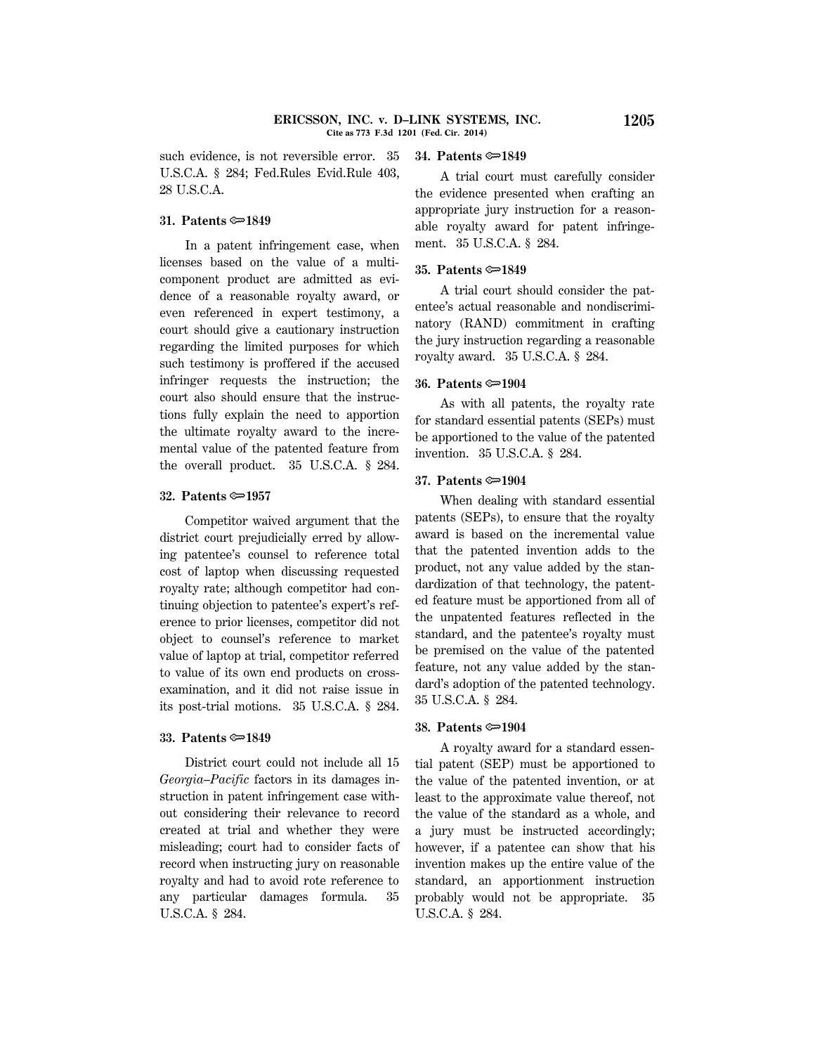such evidence, is not reversible error. 35 U.S.C.A. § 284; Fed.Rules Evid.Rule 403, 28 U.S.C.A.

**31. Patents ⚬1849**

In a patent infringement case, when licenses based on the value of a multi-component product are admitted as evidence of a reasonable royalty award, or even referenced in expert testimony, a court should give a cautionary instruction regarding the limited purposes for which such testimony is proffered if the accused infringer requests the instruction; the court also should ensure that the instructions fully explain the need to apportion the ultimate royalty award to the incremental value of the patented feature from the overall product. 35 U.S.C.A. § 284.

**32. Patents ⚬1957**

Competitor waived argument that the district court prejudicially erred by allowing patentee's counsel to reference total cost of laptop when discussing requested royalty rate; although competitor had continuing objection to patentee's expert's reference to prior licenses, competitor did not object to counsel's reference to market value of laptop at trial, competitor referred to value of its own end products on cross-examination, and it did not raise issue in its post-trial motions. 35 U.S.C.A. § 284.

**33. Patents ⚬1849**

District court could not include all 15 *Georgia–Pacific* factors in its damages instruction in patent infringement case without considering their relevance to record created at trial and whether they were misleading; court had to consider facts of record when instructing jury on reasonable royalty and had to avoid rote reference to any particular damages formula. 35 U.S.C.A. § 284.

**34. Patents ⚬1849**

A trial court must carefully consider the evidence presented when crafting an appropriate jury instruction for a reasonable royalty award for patent infringement. 35 U.S.C.A. § 284.

**35. Patents ⚬1849**

A trial court should consider the patentee's actual reasonable and nondiscriminatory (RAND) commitment in crafting the jury instruction regarding a reasonable royalty award. 35 U.S.C.A. § 284.

**36. Patents ⚬1904**

As with all patents, the royalty rate for standard essential patents (SEPs) must be apportioned to the value of the patented invention. 35 U.S.C.A. § 284.

**37. Patents ⚬1904**

When dealing with standard essential patents (SEPs), to ensure that the royalty award is based on the incremental value that the patented invention adds to the product, not any value added by the standardization of that technology, the patented feature must be apportioned from all of the unpatented features reflected in the standard, and the patentee's royalty must be premised on the value of the patented feature, not any value added by the standard's adoption of the patented technology. 35 U.S.C.A. § 284.

**38. Patents ⚬1904**

A royalty award for a standard essential patent (SEP) must be apportioned to the value of the patented invention, or at least to the approximate value thereof, not the value of the standard as a whole, and a jury must be instructed accordingly; however, if a patentee can show that his invention makes up the entire value of the standard, an apportionment instruction probably would not be appropriate. 35 U.S.C.A. § 284.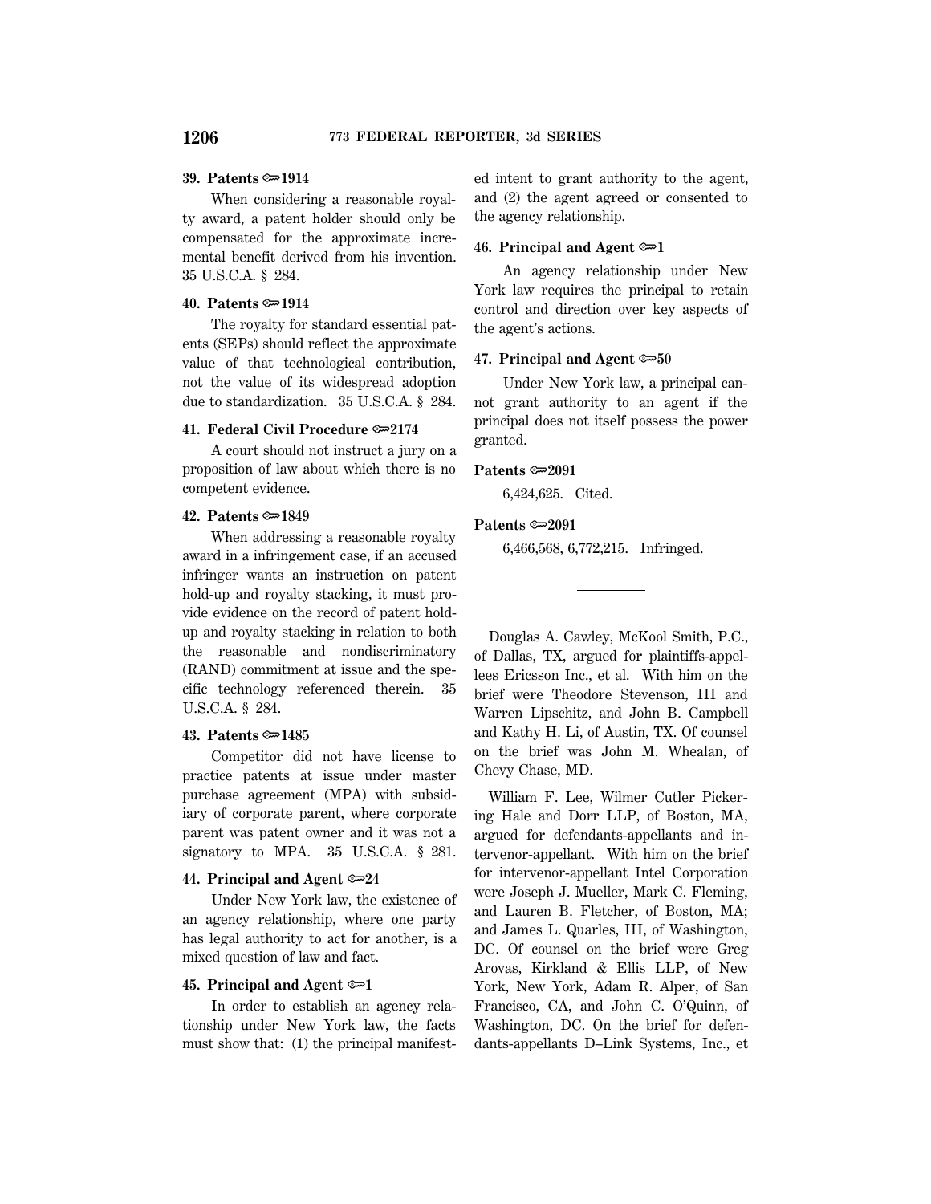**39. Patents ⟹1914**

When considering a reasonable royalty award, a patent holder should only be compensated for the approximate incremental benefit derived from his invention. 35 U.S.C.A. § 284.

**40. Patents ⟹1914**

The royalty for standard essential patents (SEPs) should reflect the approximate value of that technological contribution, not the value of its widespread adoption due to standardization. 35 U.S.C.A. § 284.

**41. Federal Civil Procedure ⟹2174**

A court should not instruct a jury on a proposition of law about which there is no competent evidence.

**42. Patents ⟹1849**

When addressing a reasonable royalty award in a infringement case, if an accused infringer wants an instruction on patent hold-up and royalty stacking, it must provide evidence on the record of patent hold-up and royalty stacking in relation to both the reasonable and nondiscriminatory (RAND) commitment at issue and the specific technology referenced therein. 35 U.S.C.A. § 284.

**43. Patents ⟹1485**

Competitor did not have license to practice patents at issue under master purchase agreement (MPA) with subsidiary of corporate parent, where corporate parent was patent owner and it was not a signatory to MPA. 35 U.S.C.A. § 281.

**44. Principal and Agent ⟹24**

Under New York law, the existence of an agency relationship, where one party has legal authority to act for another, is a mixed question of law and fact.

**45. Principal and Agent ⟹1**

In order to establish an agency relationship under New York law, the facts must show that: (1) the principal manifested intent to grant authority to the agent, and (2) the agent agreed or consented to the agency relationship.

**46. Principal and Agent ⟹1**

An agency relationship under New York law requires the principal to retain control and direction over key aspects of the agent's actions.

**47. Principal and Agent ⟹50**

Under New York law, a principal cannot grant authority to an agent if the principal does not itself possess the power granted.

**Patents ⟹2091**

6,424,625. Cited.

**Patents ⟹2091**

6,466,568, 6,772,215. Infringed.

---

Douglas A. Cawley, McKool Smith, P.C., of Dallas, TX, argued for plaintiffs-appellees Ericsson Inc., et al. With him on the brief were Theodore Stevenson, III and Warren Lipschitz, and John B. Campbell and Kathy H. Li, of Austin, TX. Of counsel on the brief was John M. Whealan, of Chevy Chase, MD.

William F. Lee, Wilmer Cutler Pickering Hale and Dorr LLP, of Boston, MA, argued for defendants-appellants and intervenor-appellant. With him on the brief for intervenor-appellant Intel Corporation were Joseph J. Mueller, Mark C. Fleming, and Lauren B. Fletcher, of Boston, MA; and James L. Quarles, III, of Washington, DC. Of counsel on the brief were Greg Arovas, Kirkland & Ellis LLP, of New York, New York, Adam R. Alper, of San Francisco, CA, and John C. O'Quinn, of Washington, DC. On the brief for defendants-appellants D–Link Systems, Inc., et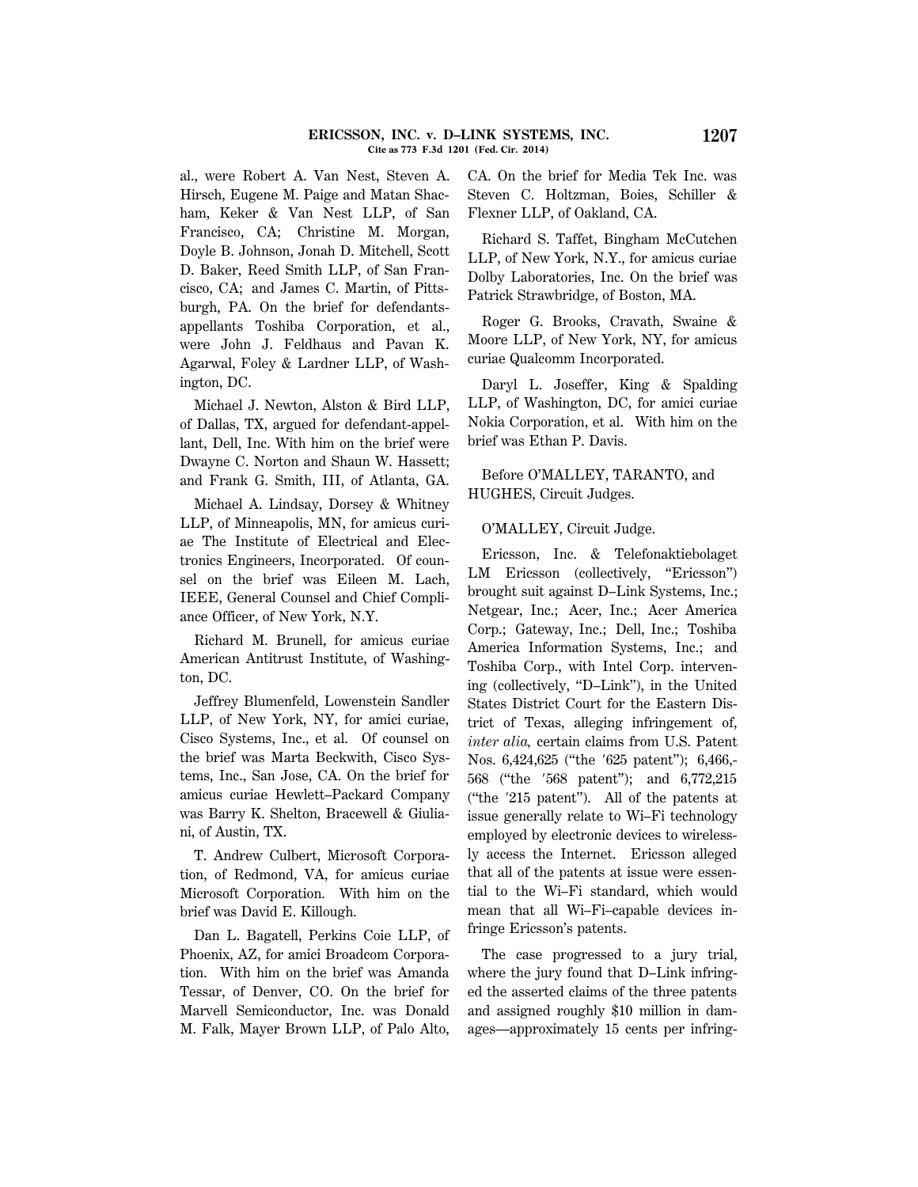al., were Robert A. Van Nest, Steven A. Hirsch, Eugene M. Paige and Matan Shacham, Keker & Van Nest LLP, of San Francisco, CA; Christine M. Morgan, Doyle B. Johnson, Jonah D. Mitchell, Scott D. Baker, Reed Smith LLP, of San Francisco, CA; and James C. Martin, of Pittsburgh, PA. On the brief for defendants-appellants Toshiba Corporation, et al., were John J. Feldhaus and Pavan K. Agarwal, Foley & Lardner LLP, of Washington, DC.

Michael J. Newton, Alston & Bird LLP, of Dallas, TX, argued for defendant-appellant, Dell, Inc. With him on the brief were Dwayne C. Norton and Shaun W. Hassett; and Frank G. Smith, III, of Atlanta, GA.

Michael A. Lindsay, Dorsey & Whitney LLP, of Minneapolis, MN, for amicus curiae The Institute of Electrical and Electronics Engineers, Incorporated. Of counsel on the brief was Eileen M. Lach, IEEE, General Counsel and Chief Compliance Officer, of New York, N.Y.

Richard M. Brunell, for amicus curiae American Antitrust Institute, of Washington, DC.

Jeffrey Blumenfeld, Lowenstein Sandler LLP, of New York, NY, for amici curiae, Cisco Systems, Inc., et al. Of counsel on the brief was Marta Beckwith, Cisco Systems, Inc., San Jose, CA. On the brief for amicus curiae Hewlett–Packard Company was Barry K. Shelton, Bracewell & Giuliani, of Austin, TX.

T. Andrew Culbert, Microsoft Corporation, of Redmond, VA, for amicus curiae Microsoft Corporation. With him on the brief was David E. Killough.

Dan L. Bagatell, Perkins Coie LLP, of Phoenix, AZ, for amici Broadcom Corporation. With him on the brief was Amanda Tessar, of Denver, CO. On the brief for Marvell Semiconductor, Inc. was Donald M. Falk, Mayer Brown LLP, of Palo Alto, CA. On the brief for Media Tek Inc. was Steven C. Holtzman, Boies, Schiller & Flexner LLP, of Oakland, CA.

Richard S. Taffet, Bingham McCutchen LLP, of New York, N.Y., for amicus curiae Dolby Laboratories, Inc. On the brief was Patrick Strawbridge, of Boston, MA.

Roger G. Brooks, Cravath, Swaine & Moore LLP, of New York, NY, for amicus curiae Qualcomm Incorporated.

Daryl L. Joseffer, King & Spalding LLP, of Washington, DC, for amici curiae Nokia Corporation, et al. With him on the brief was Ethan P. Davis.

Before O'MALLEY, TARANTO, and HUGHES, Circuit Judges.

O'MALLEY, Circuit Judge.

Ericsson, Inc. & Telefonaktiebolaget LM Ericsson (collectively, "Ericsson") brought suit against D–Link Systems, Inc.; Netgear, Inc.; Acer, Inc.; Acer America Corp.; Gateway, Inc.; Dell, Inc.; Toshiba America Information Systems, Inc.; and Toshiba Corp., with Intel Corp. intervening (collectively, "D–Link"), in the United States District Court for the Eastern District of Texas, alleging infringement of, *inter alia,* certain claims from U.S. Patent Nos. 6,424,625 ("the ′625 patent"); 6,466,568 ("the ′568 patent"); and 6,772,215 ("the ′215 patent"). All of the patents at issue generally relate to Wi–Fi technology employed by electronic devices to wirelessly access the Internet. Ericsson alleged that all of the patents at issue were essential to the Wi–Fi standard, which would mean that all Wi–Fi–capable devices infringe Ericsson's patents.

The case progressed to a jury trial, where the jury found that D–Link infringed the asserted claims of the three patents and assigned roughly $10 million in damages—approximately 15 cents per infring-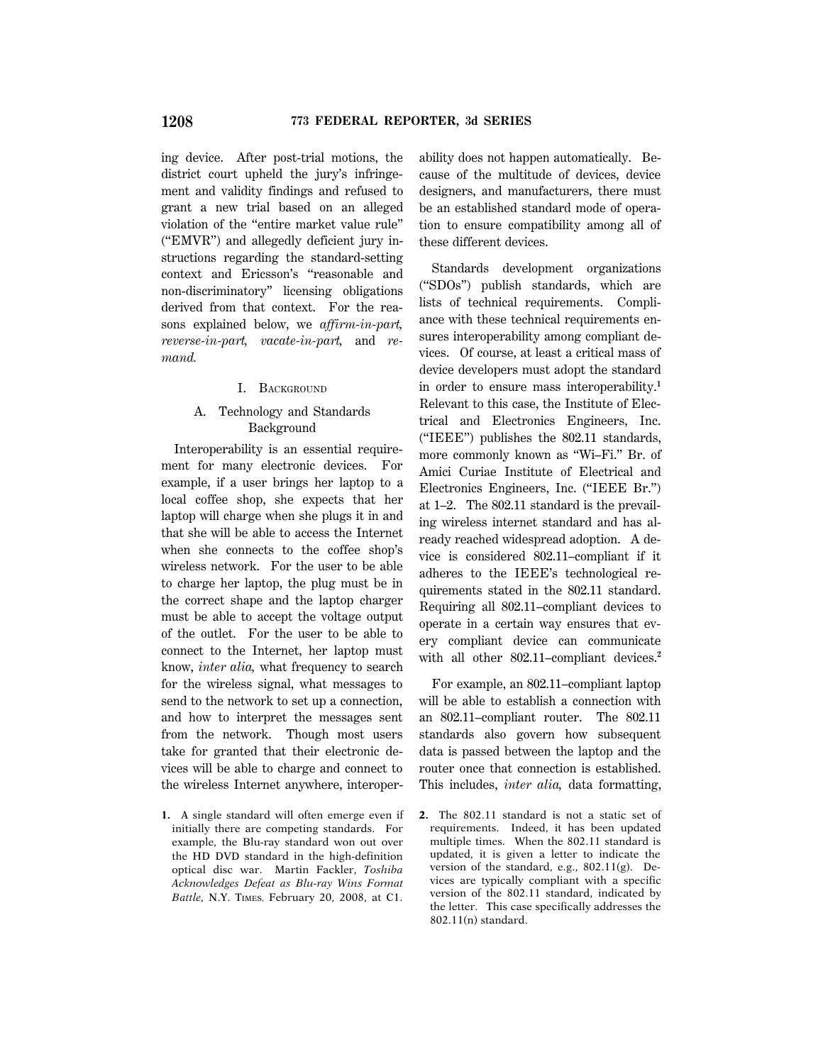ing device. After post-trial motions, the district court upheld the jury's infringement and validity findings and refused to grant a new trial based on an alleged violation of the "entire market value rule" ("EMVR") and allegedly deficient jury instructions regarding the standard-setting context and Ericsson's "reasonable and non-discriminatory" licensing obligations derived from that context. For the reasons explained below, we *affirm-in-part, reverse-in-part, vacate-in-part,* and *remand.*

## I. Background

### A. Technology and Standards Background

Interoperability is an essential requirement for many electronic devices. For example, if a user brings her laptop to a local coffee shop, she expects that her laptop will charge when she plugs it in and that she will be able to access the Internet when she connects to the coffee shop's wireless network. For the user to be able to charge her laptop, the plug must be in the correct shape and the laptop charger must be able to accept the voltage output of the outlet. For the user to be able to connect to the Internet, her laptop must know, *inter alia,* what frequency to search for the wireless signal, what messages to send to the network to set up a connection, and how to interpret the messages sent from the network. Though most users take for granted that their electronic devices will be able to charge and connect to the wireless Internet anywhere, interoperability does not happen automatically. Because of the multitude of devices, device designers, and manufacturers, there must be an established standard mode of operation to ensure compatibility among all of these different devices.

Standards development organizations ("SDOs") publish standards, which are lists of technical requirements. Compliance with these technical requirements ensures interoperability among compliant devices. Of course, at least a critical mass of device developers must adopt the standard in order to ensure mass interoperability.[1] Relevant to this case, the Institute of Electrical and Electronics Engineers, Inc. ("IEEE") publishes the 802.11 standards, more commonly known as "Wi–Fi." Br. of Amici Curiae Institute of Electrical and Electronics Engineers, Inc. ("IEEE Br.") at 1–2. The 802.11 standard is the prevailing wireless internet standard and has already reached widespread adoption. A device is considered 802.11–compliant if it adheres to the IEEE's technological requirements stated in the 802.11 standard. Requiring all 802.11–compliant devices to operate in a certain way ensures that every compliant device can communicate with all other 802.11–compliant devices.[2]

For example, an 802.11–compliant laptop will be able to establish a connection with an 802.11–compliant router. The 802.11 standards also govern how subsequent data is passed between the laptop and the router once that connection is established. This includes, *inter alia,* data formatting,

---

1. A single standard will often emerge even if initially there are competing standards. For example, the Blu-ray standard won out over the HD DVD standard in the high-definition optical disc war. Martin Fackler, *Toshiba Acknowledges Defeat as Blu-ray Wins Format Battle,* N.Y. Times, February 20, 2008, at C1.

2. The 802.11 standard is not a static set of requirements. Indeed, it has been updated multiple times. When the 802.11 standard is updated, it is given a letter to indicate the version of the standard, e.g., 802.11(g). Devices are typically compliant with a specific version of the 802.11 standard, indicated by the letter. This case specifically addresses the 802.11(n) standard.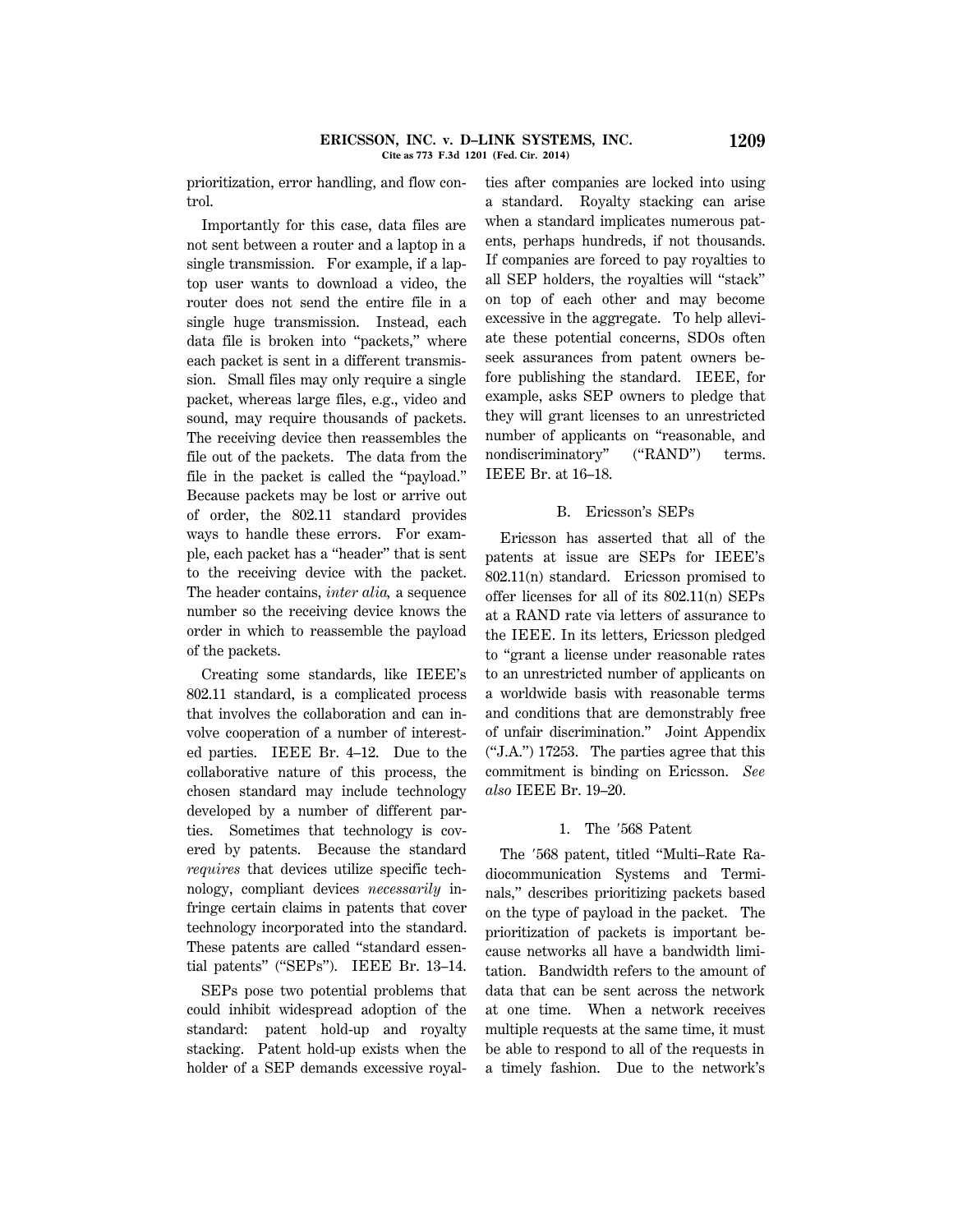prioritization, error handling, and flow control.

Importantly for this case, data files are not sent between a router and a laptop in a single transmission. For example, if a laptop user wants to download a video, the router does not send the entire file in a single huge transmission. Instead, each data file is broken into "packets," where each packet is sent in a different transmission. Small files may only require a single packet, whereas large files, e.g., video and sound, may require thousands of packets. The receiving device then reassembles the file out of the packets. The data from the file in the packet is called the "payload." Because packets may be lost or arrive out of order, the 802.11 standard provides ways to handle these errors. For example, each packet has a "header" that is sent to the receiving device with the packet. The header contains, *inter alia,* a sequence number so the receiving device knows the order in which to reassemble the payload of the packets.

Creating some standards, like IEEE's 802.11 standard, is a complicated process that involves the collaboration and can involve cooperation of a number of interested parties. IEEE Br. 4–12. Due to the collaborative nature of this process, the chosen standard may include technology developed by a number of different parties. Sometimes that technology is covered by patents. Because the standard *requires* that devices utilize specific technology, compliant devices *necessarily* infringe certain claims in patents that cover technology incorporated into the standard. These patents are called "standard essential patents" ("SEPs"). IEEE Br. 13–14.

SEPs pose two potential problems that could inhibit widespread adoption of the standard: patent hold-up and royalty stacking. Patent hold-up exists when the holder of a SEP demands excessive royalties after companies are locked into using a standard. Royalty stacking can arise when a standard implicates numerous patents, perhaps hundreds, if not thousands. If companies are forced to pay royalties to all SEP holders, the royalties will "stack" on top of each other and may become excessive in the aggregate. To help alleviate these potential concerns, SDOs often seek assurances from patent owners before publishing the standard. IEEE, for example, asks SEP owners to pledge that they will grant licenses to an unrestricted number of applicants on "reasonable, and nondiscriminatory" ("RAND") terms. IEEE Br. at 16–18.

### B. Ericsson's SEPs

Ericsson has asserted that all of the patents at issue are SEPs for IEEE's 802.11(n) standard. Ericsson promised to offer licenses for all of its 802.11(n) SEPs at a RAND rate via letters of assurance to the IEEE. In its letters, Ericsson pledged to "grant a license under reasonable rates to an unrestricted number of applicants on a worldwide basis with reasonable terms and conditions that are demonstrably free of unfair discrimination." Joint Appendix ("J.A.") 17253. The parties agree that this commitment is binding on Ericsson. *See also* IEEE Br. 19–20.

#### 1. The ′568 Patent

The ′568 patent, titled "Multi–Rate Radiocommunication Systems and Terminals," describes prioritizing packets based on the type of payload in the packet. The prioritization of packets is important because networks all have a bandwidth limitation. Bandwidth refers to the amount of data that can be sent across the network at one time. When a network receives multiple requests at the same time, it must be able to respond to all of the requests in a timely fashion. Due to the network's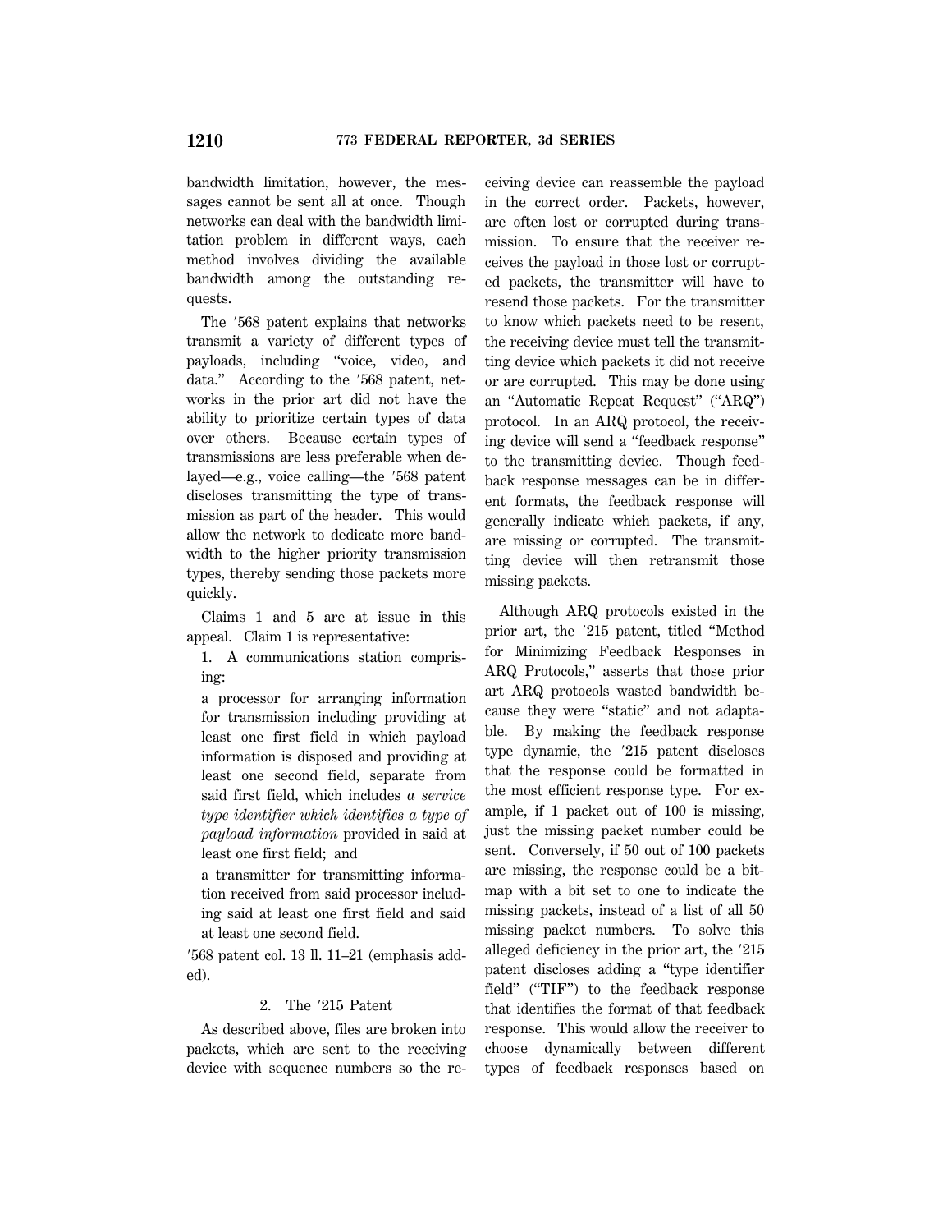bandwidth limitation, however, the messages cannot be sent all at once. Though networks can deal with the bandwidth limitation problem in different ways, each method involves dividing the available bandwidth among the outstanding requests.

The ′568 patent explains that networks transmit a variety of different types of payloads, including "voice, video, and data." According to the ′568 patent, networks in the prior art did not have the ability to prioritize certain types of data over others. Because certain types of transmissions are less preferable when delayed—e.g., voice calling—the ′568 patent discloses transmitting the type of transmission as part of the header. This would allow the network to dedicate more bandwidth to the higher priority transmission types, thereby sending those packets more quickly.

Claims 1 and 5 are at issue in this appeal. Claim 1 is representative:

> 1. A communications station comprising:
>
> a processor for arranging information for transmission including providing at least one first field in which payload information is disposed and providing at least one second field, separate from said first field, which includes *a service type identifier which identifies a type of payload information* provided in said at least one first field; and
>
> a transmitter for transmitting information received from said processor including said at least one first field and said at least one second field.

′568 patent col. 13 ll. 11–21 (emphasis added).

### 2. The ′215 Patent

As described above, files are broken into packets, which are sent to the receiving device with sequence numbers so the receiving device can reassemble the payload in the correct order. Packets, however, are often lost or corrupted during transmission. To ensure that the receiver receives the payload in those lost or corrupted packets, the transmitter will have to resend those packets. For the transmitter to know which packets need to be resent, the receiving device must tell the transmitting device which packets it did not receive or are corrupted. This may be done using an "Automatic Repeat Request" ("ARQ") protocol. In an ARQ protocol, the receiving device will send a "feedback response" to the transmitting device. Though feedback response messages can be in different formats, the feedback response will generally indicate which packets, if any, are missing or corrupted. The transmitting device will then retransmit those missing packets.

Although ARQ protocols existed in the prior art, the ′215 patent, titled "Method for Minimizing Feedback Responses in ARQ Protocols," asserts that those prior art ARQ protocols wasted bandwidth because they were "static" and not adaptable. By making the feedback response type dynamic, the ′215 patent discloses that the response could be formatted in the most efficient response type. For example, if 1 packet out of 100 is missing, just the missing packet number could be sent. Conversely, if 50 out of 100 packets are missing, the response could be a bitmap with a bit set to one to indicate the missing packets, instead of a list of all 50 missing packet numbers. To solve this alleged deficiency in the prior art, the ′215 patent discloses adding a "type identifier field" ("TIF") to the feedback response that identifies the format of that feedback response. This would allow the receiver to choose dynamically between different types of feedback responses based on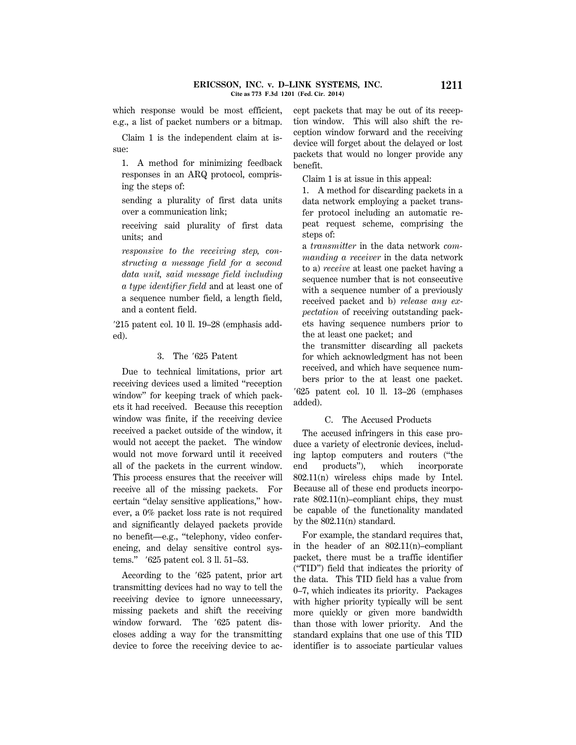which response would be most efficient, e.g., a list of packet numbers or a bitmap.

Claim 1 is the independent claim at issue:

> 1. A method for minimizing feedback responses in an ARQ protocol, comprising the steps of:
>
> sending a plurality of first data units over a communication link;
>
> receiving said plurality of first data units; and
>
> *responsive to the receiving step, constructing a message field for a second data unit, said message field including a type identifier field* and at least one of a sequence number field, a length field, and a content field.

′215 patent col. 10 ll. 19–28 (emphasis added).

### 3. The ′625 Patent

Due to technical limitations, prior art receiving devices used a limited "reception window" for keeping track of which packets it had received. Because this reception window was finite, if the receiving device received a packet outside of the window, it would not accept the packet. The window would not move forward until it received all of the packets in the current window. This process ensures that the receiver will receive all of the missing packets. For certain "delay sensitive applications," however, a 0% packet loss rate is not required and significantly delayed packets provide no benefit—e.g., "telephony, video conferencing, and delay sensitive control systems." ′625 patent col. 3 ll. 51–53.

According to the ′625 patent, prior art transmitting devices had no way to tell the receiving device to ignore unnecessary, missing packets and shift the receiving window forward. The ′625 patent discloses adding a way for the transmitting device to force the receiving device to accept packets that may be out of its reception window. This will also shift the reception window forward and the receiving device will forget about the delayed or lost packets that would no longer provide any benefit.

Claim 1 is at issue in this appeal:

> 1. A method for discarding packets in a data network employing a packet transfer protocol including an automatic repeat request scheme, comprising the steps of:
>
> a *transmitter* in the data network *commanding a receiver* in the data network to a) *receive* at least one packet having a sequence number that is not consecutive with a sequence number of a previously received packet and b) *release any expectation* of receiving outstanding packets having sequence numbers prior to the at least one packet; and
>
> the transmitter discarding all packets for which acknowledgment has not been received, and which have sequence numbers prior to the at least one packet.

′625 patent col. 10 ll. 13–26 (emphases added).

## C. The Accused Products

The accused infringers in this case produce a variety of electronic devices, including laptop computers and routers ("the end products"), which incorporate 802.11(n) wireless chips made by Intel. Because all of these end products incorporate 802.11(n)–compliant chips, they must be capable of the functionality mandated by the 802.11(n) standard.

For example, the standard requires that, in the header of an 802.11(n)–compliant packet, there must be a traffic identifier ("TID") field that indicates the priority of the data. This TID field has a value from 0–7, which indicates its priority. Packages with higher priority typically will be sent more quickly or given more bandwidth than those with lower priority. And the standard explains that one use of this TID identifier is to associate particular values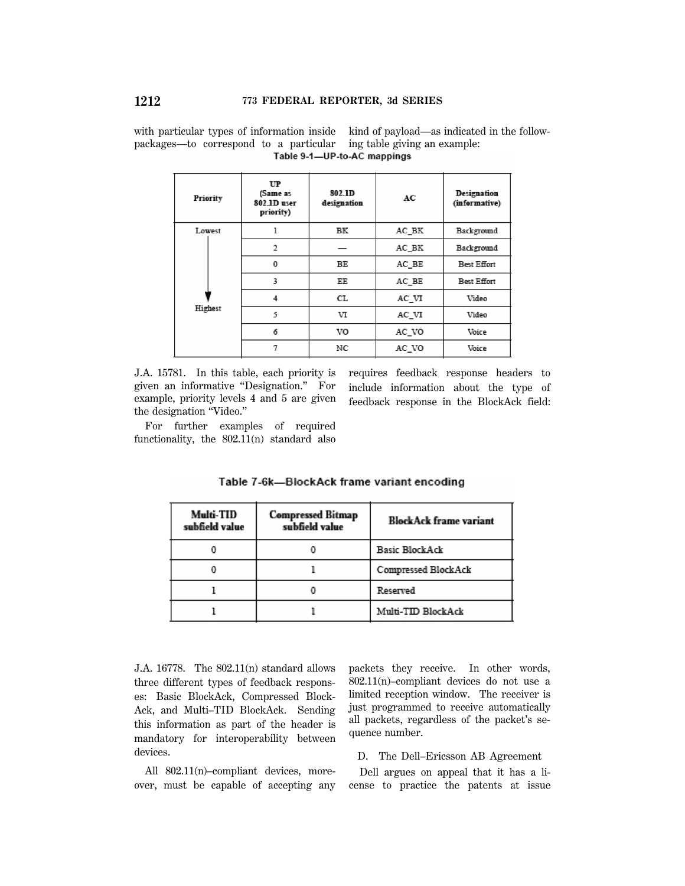with particular types of information inside packages—to correspond to a particular kind of payload—as indicated in the following table giving an example:

**Table 9-1—UP-to-AC mappings**

| Priority | UP (Same as 802.1D user priority) | 802.1D designation | AC | Designation (informative) |
|---|---|---|---|---|
| Lowest | 1 | BK | AC_BK | Background |
| | 2 | — | AC_BK | Background |
| | 0 | BE | AC_BE | Best Effort |
| | 3 | EE | AC_BE | Best Effort |
| | 4 | CL | AC_VI | Video |
| Highest | 5 | VI | AC_VI | Video |
| | 6 | VO | AC_VO | Voice |
| | 7 | NC | AC_VO | Voice |

J.A. 15781. In this table, each priority is given an informative "Designation." For example, priority levels 4 and 5 are given the designation "Video."

For further examples of required functionality, the 802.11(n) standard also requires feedback response headers to include information about the type of feedback response in the BlockAck field:

**Table 7-6k—BlockAck frame variant encoding**

| Multi-TID subfield value | Compressed Bitmap subfield value | BlockAck frame variant |
|---|---|---|
| 0 | 0 | Basic BlockAck |
| 0 | 1 | Compressed BlockAck |
| 1 | 0 | Reserved |
| 1 | 1 | Multi-TID BlockAck |

J.A. 16778. The 802.11(n) standard allows three different types of feedback responses: Basic BlockAck, Compressed BlockAck, and Multi–TID BlockAck. Sending this information as part of the header is mandatory for interoperability between devices.

All 802.11(n)–compliant devices, moreover, must be capable of accepting any packets they receive. In other words, 802.11(n)–compliant devices do not use a limited reception window. The receiver is just programmed to receive automatically all packets, regardless of the packet's sequence number.

### D. The Dell–Ericsson AB Agreement

Dell argues on appeal that it has a license to practice the patents at issue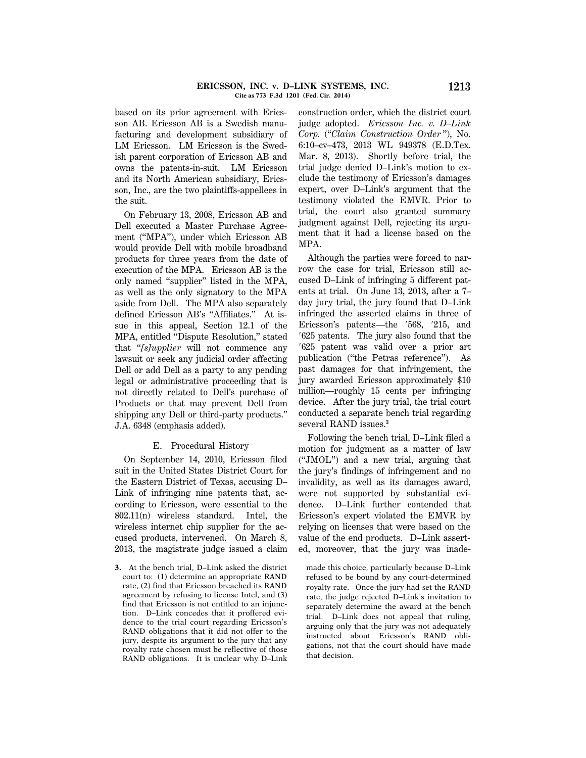based on its prior agreement with Ericsson AB. Ericsson AB is a Swedish manufacturing and development subsidiary of LM Ericsson. LM Ericsson is the Swedish parent corporation of Ericsson AB and owns the patents-in-suit. LM Ericsson and its North American subsidiary, Ericsson, Inc., are the two plaintiffs-appellees in the suit.

On February 13, 2008, Ericsson AB and Dell executed a Master Purchase Agreement ("MPA"), under which Ericsson AB would provide Dell with mobile broadband products for three years from the date of execution of the MPA. Ericsson AB is the only named "supplier" listed in the MPA, as well as the only signatory to the MPA aside from Dell. The MPA also separately defined Ericsson AB's "Affiliates." At issue in this appeal, Section 12.1 of the MPA, entitled "Dispute Resolution," stated that "*[s]upplier* will not commence any lawsuit or seek any judicial order affecting Dell or add Dell as a party to any pending legal or administrative proceeding that is not directly related to Dell's purchase of Products or that may prevent Dell from shipping any Dell or third-party products." J.A. 6348 (emphasis added).

### E. Procedural History

On September 14, 2010, Ericsson filed suit in the United States District Court for the Eastern District of Texas, accusing D–Link of infringing nine patents that, according to Ericsson, were essential to the 802.11(n) wireless standard. Intel, the wireless internet chip supplier for the accused products, intervened. On March 8, 2013, the magistrate judge issued a claim construction order, which the district court judge adopted. *Ericsson Inc. v. D–Link Corp.* ("*Claim Construction Order*"), No. 6:10–cv–473, 2013 WL 949378 (E.D.Tex. Mar. 8, 2013). Shortly before trial, the trial judge denied D–Link's motion to exclude the testimony of Ericsson's damages expert, over D–Link's argument that the testimony violated the EMVR. Prior to trial, the court also granted summary judgment against Dell, rejecting its argument that it had a license based on the MPA.

Although the parties were forced to narrow the case for trial, Ericsson still accused D–Link of infringing 5 different patents at trial. On June 13, 2013, after a 7–day jury trial, the jury found that D–Link infringed the asserted claims in three of Ericsson's patents—the ′568, ′215, and ′625 patents. The jury also found that the ′625 patent was valid over a prior art publication ("the Petras reference"). As past damages for that infringement, the jury awarded Ericsson approximately $10 million—roughly 15 cents per infringing device. After the jury trial, the trial court conducted a separate bench trial regarding several RAND issues.[3]

Following the bench trial, D–Link filed a motion for judgment as a matter of law ("JMOL") and a new trial, arguing that the jury's findings of infringement and no invalidity, as well as its damages award, were not supported by substantial evidence. D–Link further contended that Ericsson's expert violated the EMVR by relying on licenses that were based on the value of the end products. D–Link asserted, moreover, that the jury was inade-

3. At the bench trial, D–Link asked the district court to: (1) determine an appropriate RAND rate, (2) find that Ericsson breached its RAND agreement by refusing to license Intel, and (3) find that Ericsson is not entitled to an injunction. D–Link concedes that it proffered evidence to the trial court regarding Ericsson's RAND obligations that it did not offer to the jury, despite its argument to the jury that any royalty rate chosen must be reflective of those RAND obligations. It is unclear why D–Link made this choice, particularly because D–Link refused to be bound by any court-determined royalty rate. Once the jury had set the RAND rate, the judge rejected D–Link's invitation to separately determine the award at the bench trial. D–Link does not appeal that ruling, arguing only that the jury was not adequately instructed about Ericsson's RAND obligations, not that the court should have made that decision.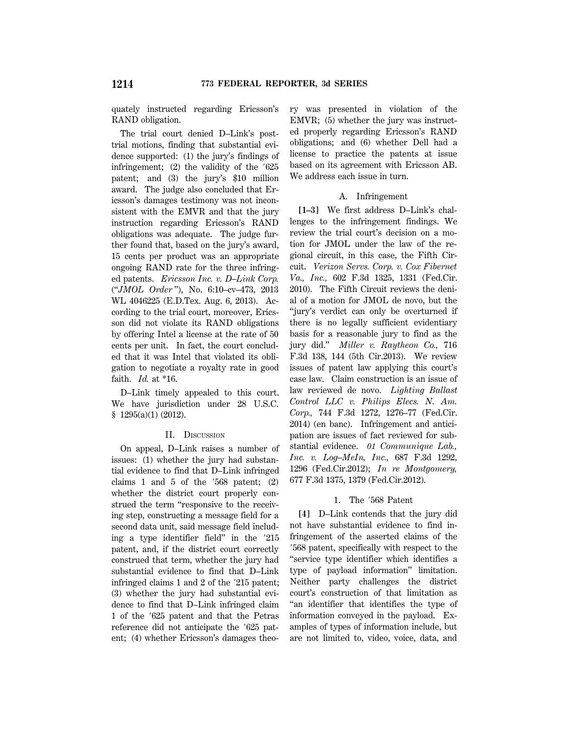quately instructed regarding Ericsson's RAND obligation.

The trial court denied D–Link's post-trial motions, finding that substantial evidence supported: (1) the jury's findings of infringement; (2) the validity of the ′625 patent; and (3) the jury's $10 million award. The judge also concluded that Ericsson's damages testimony was not inconsistent with the EMVR and that the jury instruction regarding Ericsson's RAND obligations was adequate. The judge further found that, based on the jury's award, 15 cents per product was an appropriate ongoing RAND rate for the three infringed patents. *Ericsson Inc. v. D–Link Corp.* ("*JMOL Order*"), No. 6:10–cv–473, 2013 WL 4046225 (E.D.Tex. Aug. 6, 2013). According to the trial court, moreover, Ericsson did not violate its RAND obligations by offering Intel a license at the rate of 50 cents per unit. In fact, the court concluded that it was Intel that violated its obligation to negotiate a royalty rate in good faith. *Id.* at *16.

D–Link timely appealed to this court. We have jurisdiction under 28 U.S.C. § 1295(a)(1) (2012).

## II. Discussion

On appeal, D–Link raises a number of issues: (1) whether the jury had substantial evidence to find that D–Link infringed claims 1 and 5 of the ′568 patent; (2) whether the district court properly construed the term "responsive to the receiving step, constructing a message field for a second data unit, said message field including a type identifier field" in the ′215 patent, and, if the district court correctly construed that term, whether the jury had substantial evidence to find that D–Link infringed claims 1 and 2 of the ′215 patent; (3) whether the jury had substantial evidence to find that D–Link infringed claim 1 of the ′625 patent and that the Petras reference did not anticipate the ′625 patent; (4) whether Ericsson's damages theory was presented in violation of the EMVR; (5) whether the jury was instructed properly regarding Ericsson's RAND obligations; and (6) whether Dell had a license to practice the patents at issue based on its agreement with Ericsson AB. We address each issue in turn.

### A. Infringement

**[1–3]** We first address D–Link's challenges to the infringement findings. We review the trial court's decision on a motion for JMOL under the law of the regional circuit, in this case, the Fifth Circuit. *Verizon Servs. Corp. v. Cox Fibernet Va., Inc.,* 602 F.3d 1325, 1331 (Fed.Cir. 2010). The Fifth Circuit reviews the denial of a motion for JMOL de novo, but the "jury's verdict can only be overturned if there is no legally sufficient evidentiary basis for a reasonable jury to find as the jury did." *Miller v. Raytheon Co.,* 716 F.3d 138, 144 (5th Cir.2013). We review issues of patent law applying this court's case law. Claim construction is an issue of law reviewed de novo. *Lighting Ballast Control LLC v. Philips Elecs. N. Am. Corp.,* 744 F.3d 1272, 1276–77 (Fed.Cir. 2014) (en banc). Infringement and anticipation are issues of fact reviewed for substantial evidence. *01 Communique Lab., Inc. v. Log–MeIn, Inc.,* 687 F.3d 1292, 1296 (Fed.Cir.2012); *In re Montgomery,* 677 F.3d 1375, 1379 (Fed.Cir.2012).

#### 1. The ′568 Patent

**[4]** D–Link contends that the jury did not have substantial evidence to find infringement of the asserted claims of the ′568 patent, specifically with respect to the "service type identifier which identifies a type of payload information" limitation. Neither party challenges the district court's construction of that limitation as "an identifier that identifies the type of information conveyed in the payload. Examples of types of information include, but are not limited to, video, voice, data, and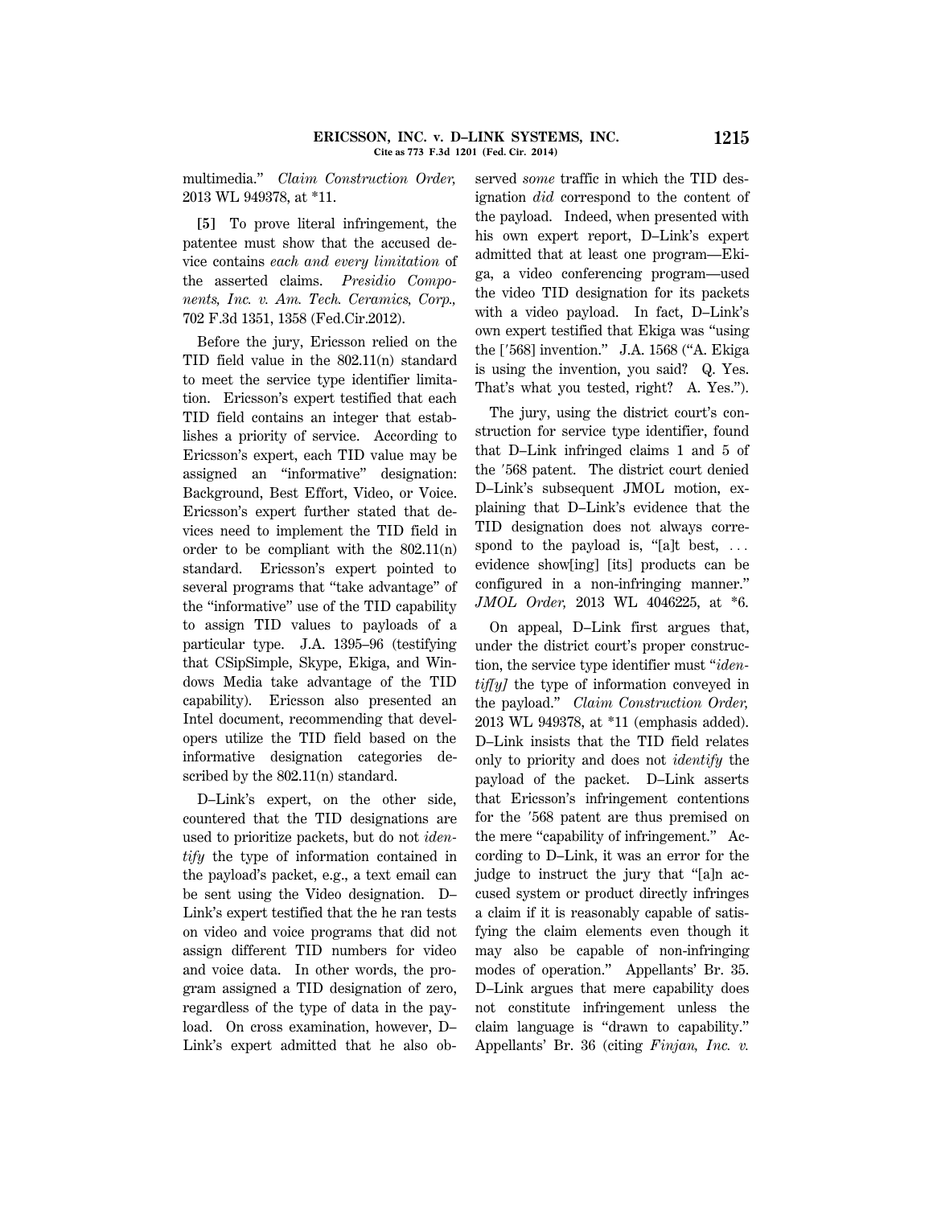multimedia." *Claim Construction Order,* 2013 WL 949378, at *11.

**[5]** To prove literal infringement, the patentee must show that the accused device contains *each and every limitation* of the asserted claims. *Presidio Components, Inc. v. Am. Tech. Ceramics, Corp.,* 702 F.3d 1351, 1358 (Fed.Cir.2012).

Before the jury, Ericsson relied on the TID field value in the 802.11(n) standard to meet the service type identifier limitation. Ericsson's expert testified that each TID field contains an integer that establishes a priority of service. According to Ericsson's expert, each TID value may be assigned an "informative" designation: Background, Best Effort, Video, or Voice. Ericsson's expert further stated that devices need to implement the TID field in order to be compliant with the 802.11(n) standard. Ericsson's expert pointed to several programs that "take advantage" of the "informative" use of the TID capability to assign TID values to payloads of a particular type. J.A. 1395–96 (testifying that CSipSimple, Skype, Ekiga, and Windows Media take advantage of the TID capability). Ericsson also presented an Intel document, recommending that developers utilize the TID field based on the informative designation categories described by the 802.11(n) standard.

D–Link's expert, on the other side, countered that the TID designations are used to prioritize packets, but do not *identify* the type of information contained in the payload's packet, e.g., a text email can be sent using the Video designation. D–Link's expert testified that the he ran tests on video and voice programs that did not assign different TID numbers for video and voice data. In other words, the program assigned a TID designation of zero, regardless of the type of data in the payload. On cross examination, however, D–Link's expert admitted that he also observed *some* traffic in which the TID designation *did* correspond to the content of the payload. Indeed, when presented with his own expert report, D–Link's expert admitted that at least one program—Ekiga, a video conferencing program—used the video TID designation for its packets with a video payload. In fact, D–Link's own expert testified that Ekiga was "using the [′568] invention." J.A. 1568 ("A. Ekiga is using the invention, you said? Q. Yes. That's what you tested, right? A. Yes.").

The jury, using the district court's construction for service type identifier, found that D–Link infringed claims 1 and 5 of the ′568 patent. The district court denied D–Link's subsequent JMOL motion, explaining that D–Link's evidence that the TID designation does not always correspond to the payload is, "[a]t best, … evidence show[ing] [its] products can be configured in a non-infringing manner." *JMOL Order,* 2013 WL 4046225, at *6.

On appeal, D–Link first argues that, under the district court's proper construction, the service type identifier must "*identif[y]* the type of information conveyed in the payload." *Claim Construction Order,* 2013 WL 949378, at *11 (emphasis added). D–Link insists that the TID field relates only to priority and does not *identify* the payload of the packet. D–Link asserts that Ericsson's infringement contentions for the ′568 patent are thus premised on the mere "capability of infringement." According to D–Link, it was an error for the judge to instruct the jury that "[a]n accused system or product directly infringes a claim if it is reasonably capable of satisfying the claim elements even though it may also be capable of non-infringing modes of operation." Appellants' Br. 35. D–Link argues that mere capability does not constitute infringement unless the claim language is "drawn to capability." Appellants' Br. 36 (citing *Finjan, Inc. v.*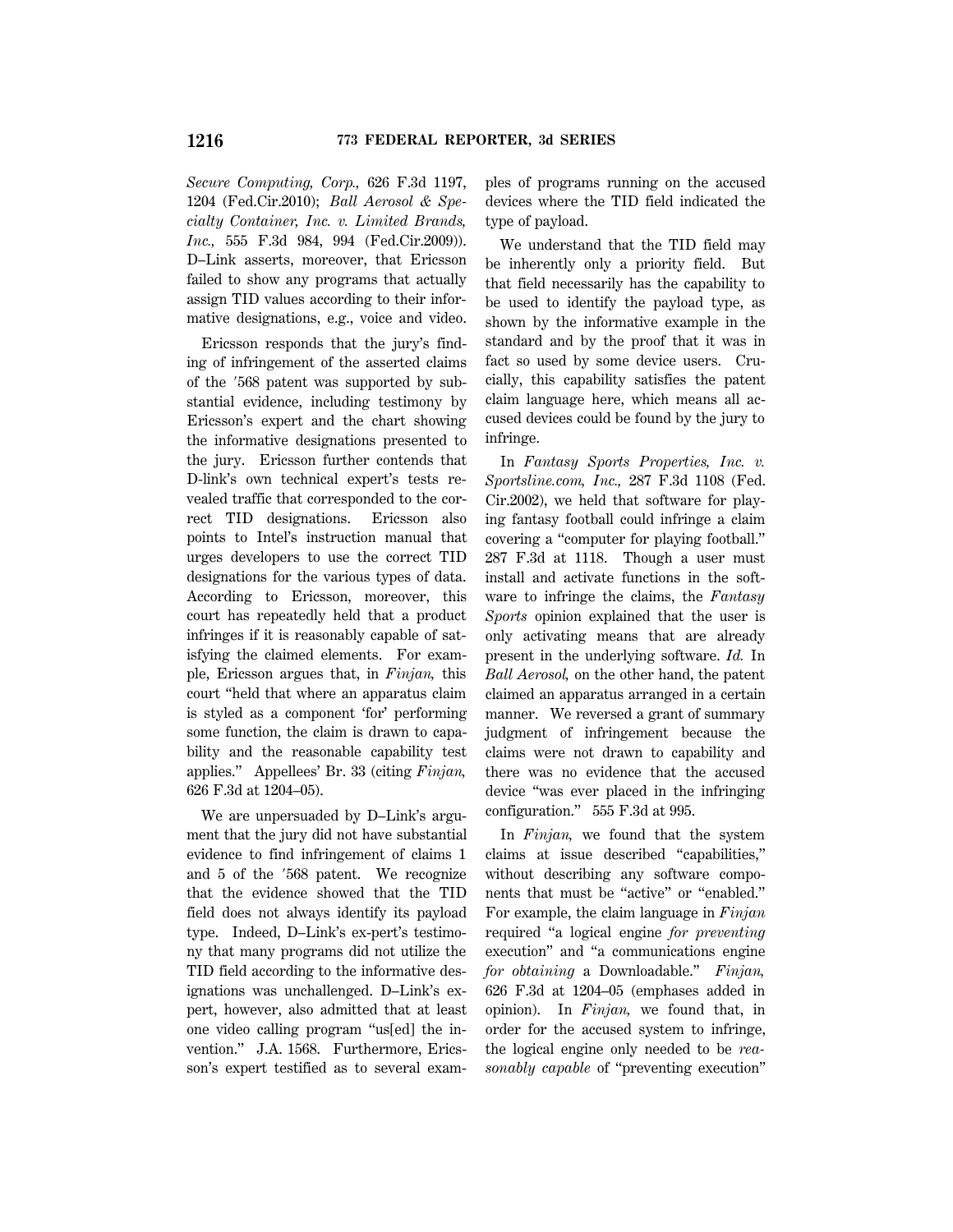*Secure Computing, Corp.,* 626 F.3d 1197, 1204 (Fed.Cir.2010); *Ball Aerosol & Specialty Container, Inc. v. Limited Brands, Inc.,* 555 F.3d 984, 994 (Fed.Cir.2009)). D–Link asserts, moreover, that Ericsson failed to show any programs that actually assign TID values according to their informative designations, e.g., voice and video.

Ericsson responds that the jury's finding of infringement of the asserted claims of the ′568 patent was supported by substantial evidence, including testimony by Ericsson's expert and the chart showing the informative designations presented to the jury. Ericsson further contends that D-link's own technical expert's tests revealed traffic that corresponded to the correct TID designations. Ericsson also points to Intel's instruction manual that urges developers to use the correct TID designations for the various types of data. According to Ericsson, moreover, this court has repeatedly held that a product infringes if it is reasonably capable of satisfying the claimed elements. For example, Ericsson argues that, in *Finjan,* this court "held that where an apparatus claim is styled as a component 'for' performing some function, the claim is drawn to capability and the reasonable capability test applies." Appellees' Br. 33 (citing *Finjan,* 626 F.3d at 1204–05).

We are unpersuaded by D–Link's argument that the jury did not have substantial evidence to find infringement of claims 1 and 5 of the ′568 patent. We recognize that the evidence showed that the TID field does not always identify its payload type. Indeed, D–Link's ex-pert's testimony that many programs did not utilize the TID field according to the informative designations was unchallenged. D–Link's expert, however, also admitted that at least one video calling program "us[ed] the invention." J.A. 1568. Furthermore, Ericsson's expert testified as to several examples of programs running on the accused devices where the TID field indicated the type of payload.

We understand that the TID field may be inherently only a priority field. But that field necessarily has the capability to be used to identify the payload type, as shown by the informative example in the standard and by the proof that it was in fact so used by some device users. Crucially, this capability satisfies the patent claim language here, which means all accused devices could be found by the jury to infringe.

In *Fantasy Sports Properties, Inc. v. Sportsline.com, Inc.,* 287 F.3d 1108 (Fed. Cir.2002), we held that software for playing fantasy football could infringe a claim covering a "computer for playing football." 287 F.3d at 1118. Though a user must install and activate functions in the software to infringe the claims, the *Fantasy Sports* opinion explained that the user is only activating means that are already present in the underlying software. *Id.* In *Ball Aerosol,* on the other hand, the patent claimed an apparatus arranged in a certain manner. We reversed a grant of summary judgment of infringement because the claims were not drawn to capability and there was no evidence that the accused device "was ever placed in the infringing configuration." 555 F.3d at 995.

In *Finjan,* we found that the system claims at issue described "capabilities," without describing any software components that must be "active" or "enabled." For example, the claim language in *Finjan* required "a logical engine *for preventing* execution" and "a communications engine *for obtaining* a Downloadable." *Finjan,* 626 F.3d at 1204–05 (emphases added in opinion). In *Finjan,* we found that, in order for the accused system to infringe, the logical engine only needed to be *reasonably capable* of "preventing execution"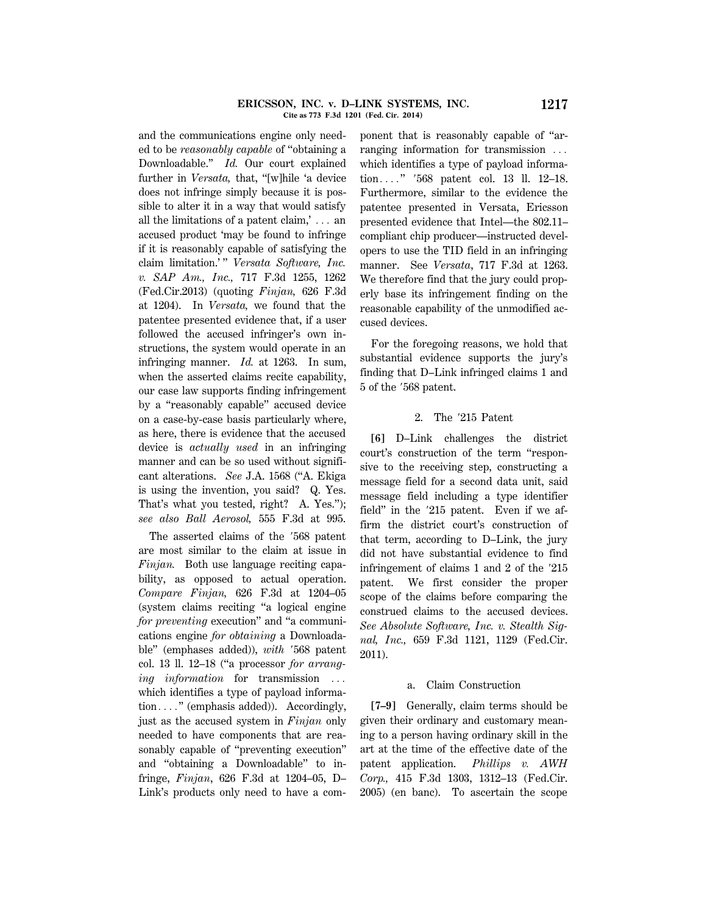and the communications engine only needed to be *reasonably capable* of "obtaining a Downloadable." *Id.* Our court explained further in *Versata,* that, "[w]hile 'a device does not infringe simply because it is possible to alter it in a way that would satisfy all the limitations of a patent claim,' . . . an accused product 'may be found to infringe if it is reasonably capable of satisfying the claim limitation.' " *Versata Software, Inc. v. SAP Am., Inc.,* 717 F.3d 1255, 1262 (Fed.Cir.2013) (quoting *Finjan,* 626 F.3d at 1204). In *Versata,* we found that the patentee presented evidence that, if a user followed the accused infringer's own instructions, the system would operate in an infringing manner. *Id.* at 1263. In sum, when the asserted claims recite capability, our case law supports finding infringement by a "reasonably capable" accused device on a case-by-case basis particularly where, as here, there is evidence that the accused device is *actually used* in an infringing manner and can be so used without significant alterations. *See* J.A. 1568 ("A. Ekiga is using the invention, you said? Q. Yes. That's what you tested, right? A. Yes."); *see also Ball Aerosol,* 555 F.3d at 995.

The asserted claims of the ′568 patent are most similar to the claim at issue in *Finjan.* Both use language reciting capability, as opposed to actual operation. *Compare Finjan,* 626 F.3d at 1204–05 (system claims reciting "a logical engine *for preventing* execution" and "a communications engine *for obtaining* a Downloadable" (emphases added)), *with* ′568 patent col. 13 ll. 12–18 ("a processor *for arranging information* for transmission . . . which identifies a type of payload information. . . ." (emphasis added)). Accordingly, just as the accused system in *Finjan* only needed to have components that are reasonably capable of "preventing execution" and "obtaining a Downloadable" to infringe, *Finjan*, 626 F.3d at 1204–05, D–Link's products only need to have a component that is reasonably capable of "arranging information for transmission . . . which identifies a type of payload information. . . ." ′568 patent col. 13 ll. 12–18. Furthermore, similar to the evidence the patentee presented in Versata, Ericsson presented evidence that Intel—the 802.11–compliant chip producer—instructed developers to use the TID field in an infringing manner. See *Versata*, 717 F.3d at 1263. We therefore find that the jury could properly base its infringement finding on the reasonable capability of the unmodified accused devices.

For the foregoing reasons, we hold that substantial evidence supports the jury's finding that D–Link infringed claims 1 and 5 of the ′568 patent.

### 2. The ′215 Patent

**[6]** D–Link challenges the district court's construction of the term "responsive to the receiving step, constructing a message field for a second data unit, said message field including a type identifier field" in the ′215 patent. Even if we affirm the district court's construction of that term, according to D–Link, the jury did not have substantial evidence to find infringement of claims 1 and 2 of the ′215 patent. We first consider the proper scope of the claims before comparing the construed claims to the accused devices. *See Absolute Software, Inc. v. Stealth Signal, Inc.,* 659 F.3d 1121, 1129 (Fed.Cir. 2011).

#### a. Claim Construction

**[7–9]** Generally, claim terms should be given their ordinary and customary meaning to a person having ordinary skill in the art at the time of the effective date of the patent application. *Phillips v. AWH Corp.,* 415 F.3d 1303, 1312–13 (Fed.Cir. 2005) (en banc). To ascertain the scope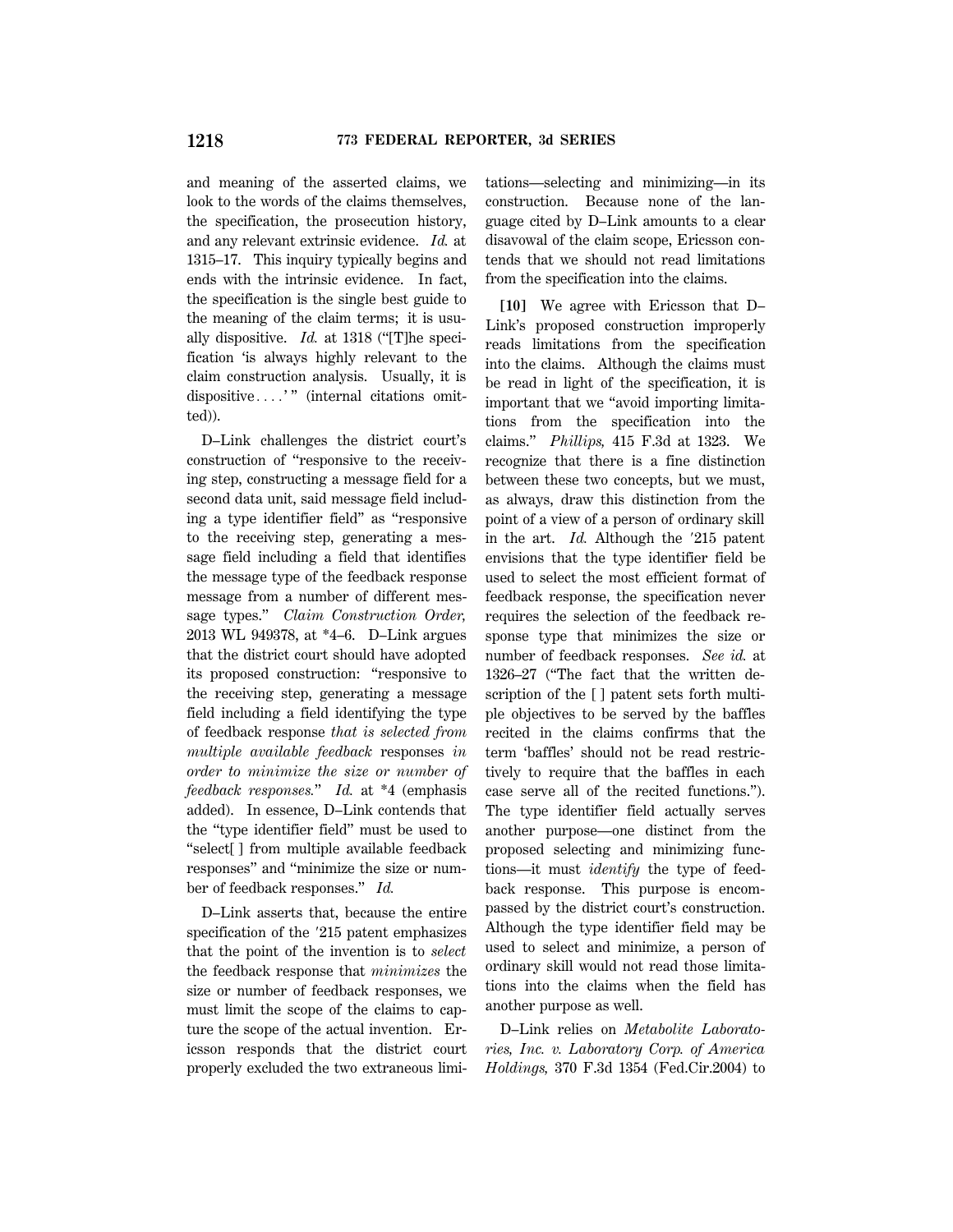and meaning of the asserted claims, we look to the words of the claims themselves, the specification, the prosecution history, and any relevant extrinsic evidence. *Id.* at 1315–17. This inquiry typically begins and ends with the intrinsic evidence. In fact, the specification is the single best guide to the meaning of the claim terms; it is usually dispositive. *Id.* at 1318 ("[T]he specification 'is always highly relevant to the claim construction analysis. Usually, it is dispositive....' " (internal citations omitted)).

D–Link challenges the district court's construction of "responsive to the receiving step, constructing a message field for a second data unit, said message field including a type identifier field" as "responsive to the receiving step, generating a message field including a field that identifies the message type of the feedback response message from a number of different message types." *Claim Construction Order,* 2013 WL 949378, at *4–6. D–Link argues that the district court should have adopted its proposed construction: "responsive to the receiving step, generating a message field including a field identifying the type of feedback response *that is selected from multiple available feedback* responses *in order to minimize the size or number of feedback responses.*" *Id.* at *4 (emphasis added). In essence, D–Link contends that the "type identifier field" must be used to "select[ ] from multiple available feedback responses" and "minimize the size or number of feedback responses." *Id.*

D–Link asserts that, because the entire specification of the '215 patent emphasizes that the point of the invention is to *select* the feedback response that *minimizes* the size or number of feedback responses, we must limit the scope of the claims to capture the scope of the actual invention. Ericsson responds that the district court properly excluded the two extraneous limitations—selecting and minimizing—in its construction. Because none of the language cited by D–Link amounts to a clear disavowal of the claim scope, Ericsson contends that we should not read limitations from the specification into the claims.

**[10]** We agree with Ericsson that D–Link's proposed construction improperly reads limitations from the specification into the claims. Although the claims must be read in light of the specification, it is important that we "avoid importing limitations from the specification into the claims." *Phillips,* 415 F.3d at 1323. We recognize that there is a fine distinction between these two concepts, but we must, as always, draw this distinction from the point of a view of a person of ordinary skill in the art. *Id.* Although the '215 patent envisions that the type identifier field be used to select the most efficient format of feedback response, the specification never requires the selection of the feedback response type that minimizes the size or number of feedback responses. *See id.* at 1326–27 ("The fact that the written description of the [ ] patent sets forth multiple objectives to be served by the baffles recited in the claims confirms that the term 'baffles' should not be read restrictively to require that the baffles in each case serve all of the recited functions."). The type identifier field actually serves another purpose—one distinct from the proposed selecting and minimizing functions—it must *identify* the type of feedback response. This purpose is encompassed by the district court's construction. Although the type identifier field may be used to select and minimize, a person of ordinary skill would not read those limitations into the claims when the field has another purpose as well.

D–Link relies on *Metabolite Laboratories, Inc. v. Laboratory Corp. of America Holdings,* 370 F.3d 1354 (Fed.Cir.2004) to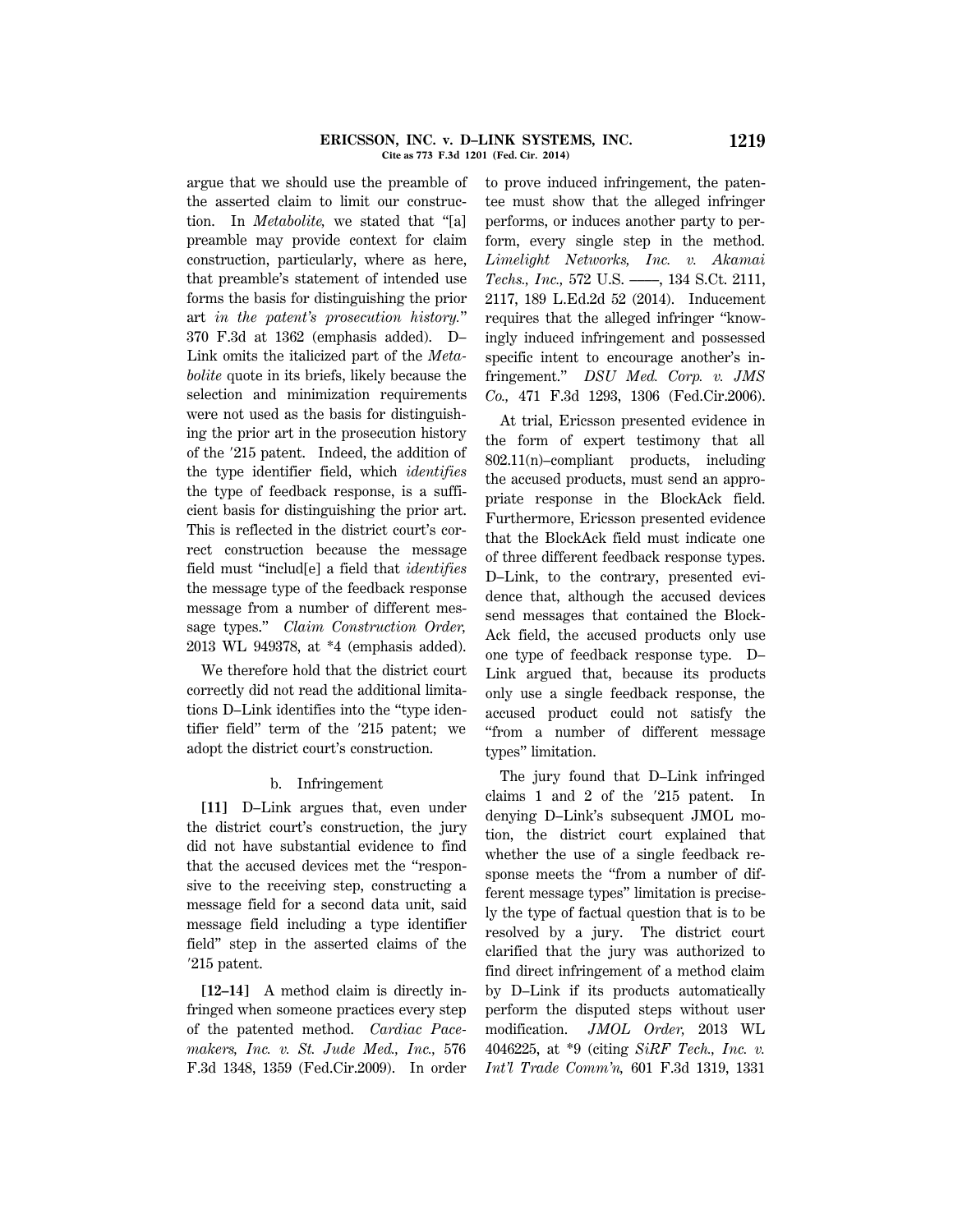argue that we should use the preamble of the asserted claim to limit our construction. In *Metabolite,* we stated that "[a] preamble may provide context for claim construction, particularly, where as here, that preamble's statement of intended use forms the basis for distinguishing the prior art *in the patent's prosecution history.*" 370 F.3d at 1362 (emphasis added). D–Link omits the italicized part of the *Metabolite* quote in its briefs, likely because the selection and minimization requirements were not used as the basis for distinguishing the prior art in the prosecution history of the ′215 patent. Indeed, the addition of the type identifier field, which *identifies* the type of feedback response, is a sufficient basis for distinguishing the prior art. This is reflected in the district court's correct construction because the message field must "includ[e] a field that *identifies* the message type of the feedback response message from a number of different message types." *Claim Construction Order,* 2013 WL 949378, at *4 (emphasis added).

We therefore hold that the district court correctly did not read the additional limitations D–Link identifies into the "type identifier field" term of the ′215 patent; we adopt the district court's construction.

b. Infringement

**[11]** D–Link argues that, even under the district court's construction, the jury did not have substantial evidence to find that the accused devices met the "responsive to the receiving step, constructing a message field for a second data unit, said message field including a type identifier field" step in the asserted claims of the ′215 patent.

**[12–14]** A method claim is directly infringed when someone practices every step of the patented method. *Cardiac Pacemakers, Inc. v. St. Jude Med., Inc.,* 576 F.3d 1348, 1359 (Fed.Cir.2009). In order to prove induced infringement, the patentee must show that the alleged infringer performs, or induces another party to perform, every single step in the method. *Limelight Networks, Inc. v. Akamai Techs., Inc.,* 572 U.S. ––––, 134 S.Ct. 2111, 2117, 189 L.Ed.2d 52 (2014). Inducement requires that the alleged infringer "knowingly induced infringement and possessed specific intent to encourage another's infringement." *DSU Med. Corp. v. JMS Co.,* 471 F.3d 1293, 1306 (Fed.Cir.2006).

At trial, Ericsson presented evidence in the form of expert testimony that all 802.11(n)–compliant products, including the accused products, must send an appropriate response in the BlockAck field. Furthermore, Ericsson presented evidence that the BlockAck field must indicate one of three different feedback response types. D–Link, to the contrary, presented evidence that, although the accused devices send messages that contained the BlockAck field, the accused products only use one type of feedback response type. D–Link argued that, because its products only use a single feedback response, the accused product could not satisfy the "from a number of different message types" limitation.

The jury found that D–Link infringed claims 1 and 2 of the ′215 patent. In denying D–Link's subsequent JMOL motion, the district court explained that whether the use of a single feedback response meets the "from a number of different message types" limitation is precisely the type of factual question that is to be resolved by a jury. The district court clarified that the jury was authorized to find direct infringement of a method claim by D–Link if its products automatically perform the disputed steps without user modification. *JMOL Order,* 2013 WL 4046225, at *9 (citing *SiRF Tech., Inc. v. Int'l Trade Comm'n,* 601 F.3d 1319, 1331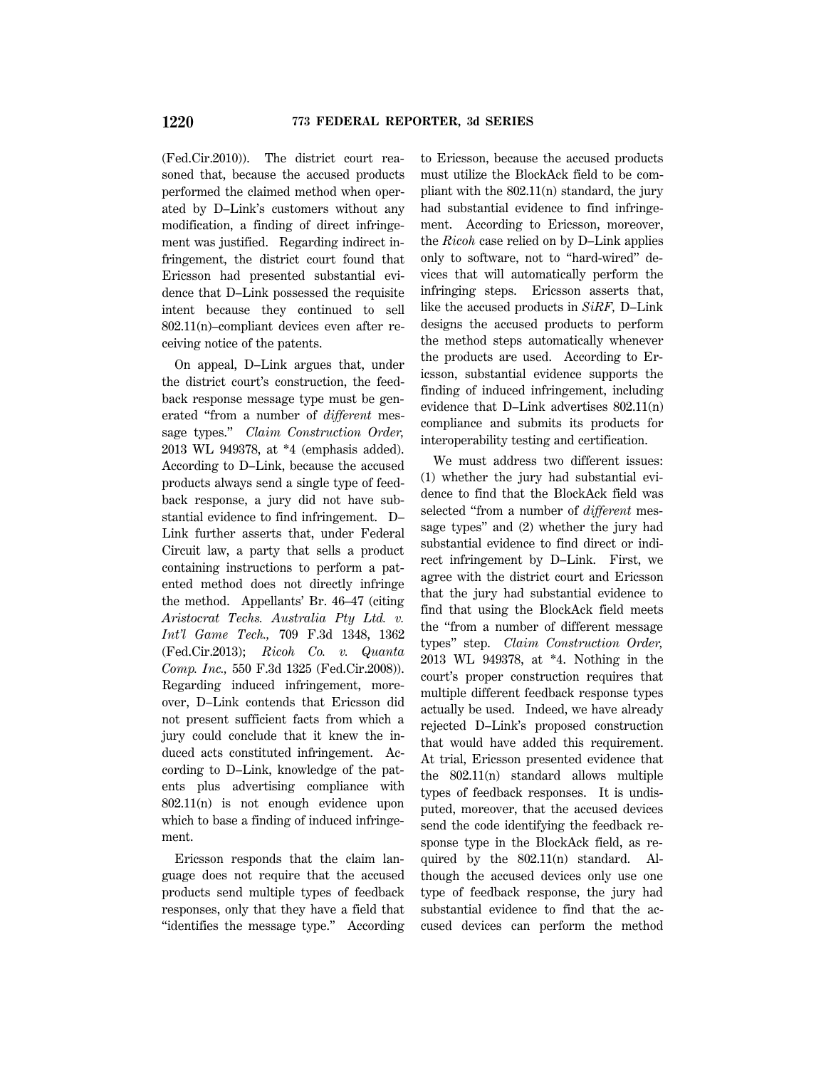(Fed.Cir.2010)). The district court reasoned that, because the accused products performed the claimed method when operated by D–Link's customers without any modification, a finding of direct infringement was justified. Regarding indirect infringement, the district court found that Ericsson had presented substantial evidence that D–Link possessed the requisite intent because they continued to sell 802.11(n)–compliant devices even after receiving notice of the patents.

On appeal, D–Link argues that, under the district court's construction, the feedback response message type must be generated "from a number of *different* message types." *Claim Construction Order,* 2013 WL 949378, at *4 (emphasis added). According to D–Link, because the accused products always send a single type of feedback response, a jury did not have substantial evidence to find infringement. D–Link further asserts that, under Federal Circuit law, a party that sells a product containing instructions to perform a patented method does not directly infringe the method. Appellants' Br. 46–47 (citing *Aristocrat Techs. Australia Pty Ltd. v. Int'l Game Tech.,* 709 F.3d 1348, 1362 (Fed.Cir.2013); *Ricoh Co. v. Quanta Comp. Inc.,* 550 F.3d 1325 (Fed.Cir.2008)). Regarding induced infringement, moreover, D–Link contends that Ericsson did not present sufficient facts from which a jury could conclude that it knew the induced acts constituted infringement. According to D–Link, knowledge of the patents plus advertising compliance with 802.11(n) is not enough evidence upon which to base a finding of induced infringement.

Ericsson responds that the claim language does not require that the accused products send multiple types of feedback responses, only that they have a field that "identifies the message type." According to Ericsson, because the accused products must utilize the BlockAck field to be compliant with the 802.11(n) standard, the jury had substantial evidence to find infringement. According to Ericsson, moreover, the *Ricoh* case relied on by D–Link applies only to software, not to "hard-wired" devices that will automatically perform the infringing steps. Ericsson asserts that, like the accused products in *SiRF,* D–Link designs the accused products to perform the method steps automatically whenever the products are used. According to Ericsson, substantial evidence supports the finding of induced infringement, including evidence that D–Link advertises 802.11(n) compliance and submits its products for interoperability testing and certification.

We must address two different issues: (1) whether the jury had substantial evidence to find that the BlockAck field was selected "from a number of *different* message types" and (2) whether the jury had substantial evidence to find direct or indirect infringement by D–Link. First, we agree with the district court and Ericsson that the jury had substantial evidence to find that using the BlockAck field meets the "from a number of different message types" step. *Claim Construction Order,* 2013 WL 949378, at *4. Nothing in the court's proper construction requires that multiple different feedback response types actually be used. Indeed, we have already rejected D–Link's proposed construction that would have added this requirement. At trial, Ericsson presented evidence that the 802.11(n) standard allows multiple types of feedback responses. It is undisputed, moreover, that the accused devices send the code identifying the feedback response type in the BlockAck field, as required by the 802.11(n) standard. Although the accused devices only use one type of feedback response, the jury had substantial evidence to find that the accused devices can perform the method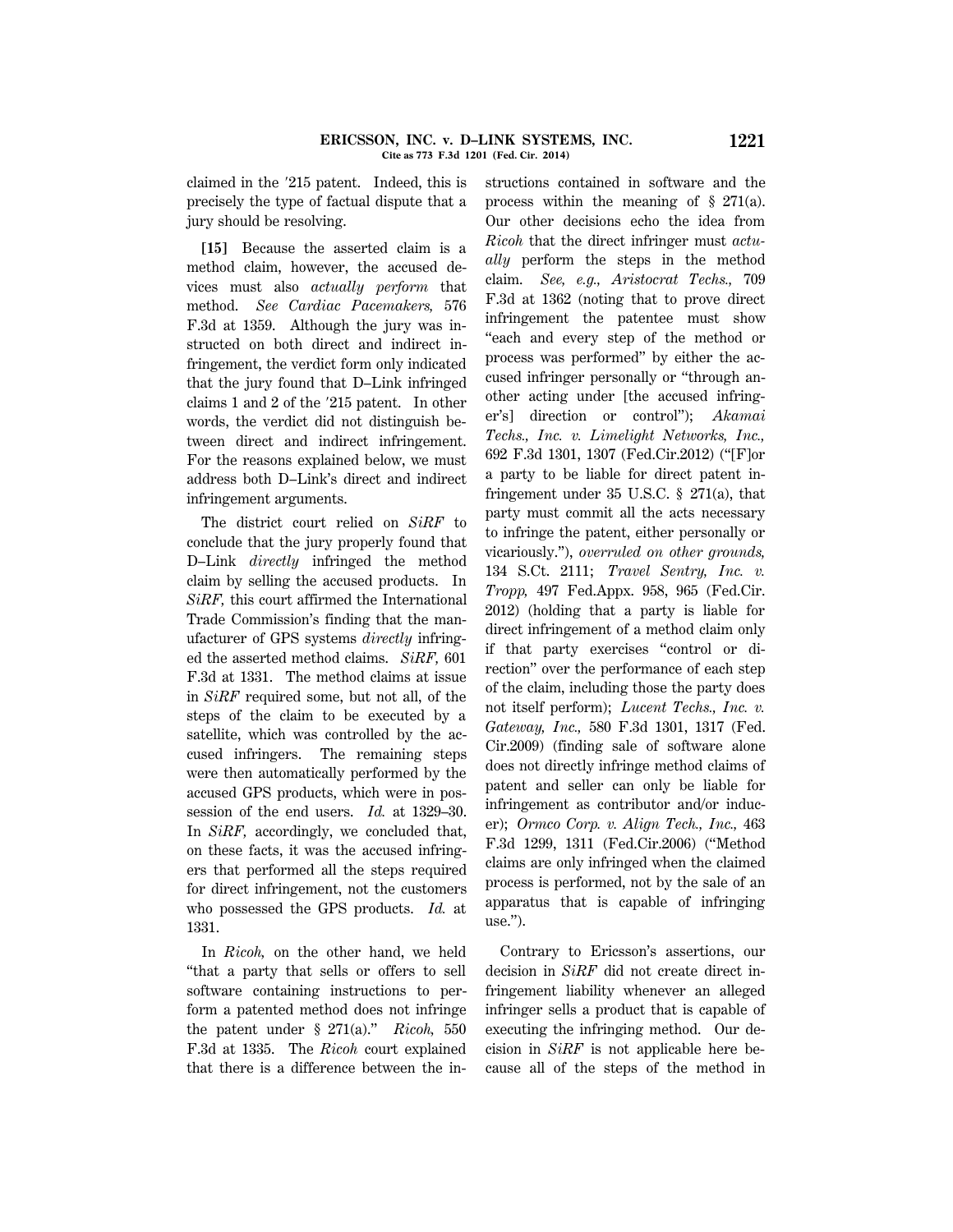claimed in the ′215 patent. Indeed, this is precisely the type of factual dispute that a jury should be resolving.

**[15]** Because the asserted claim is a method claim, however, the accused devices must also *actually perform* that method. *See Cardiac Pacemakers,* 576 F.3d at 1359. Although the jury was instructed on both direct and indirect infringement, the verdict form only indicated that the jury found that D–Link infringed claims 1 and 2 of the ′215 patent. In other words, the verdict did not distinguish between direct and indirect infringement. For the reasons explained below, we must address both D–Link's direct and indirect infringement arguments.

The district court relied on *SiRF* to conclude that the jury properly found that D–Link *directly* infringed the method claim by selling the accused products. In *SiRF,* this court affirmed the International Trade Commission's finding that the manufacturer of GPS systems *directly* infringed the asserted method claims. *SiRF,* 601 F.3d at 1331. The method claims at issue in *SiRF* required some, but not all, of the steps of the claim to be executed by a satellite, which was controlled by the accused infringers. The remaining steps were then automatically performed by the accused GPS products, which were in possession of the end users. *Id.* at 1329–30. In *SiRF,* accordingly, we concluded that, on these facts, it was the accused infringers that performed all the steps required for direct infringement, not the customers who possessed the GPS products. *Id.* at 1331.

In *Ricoh,* on the other hand, we held "that a party that sells or offers to sell software containing instructions to perform a patented method does not infringe the patent under § 271(a)." *Ricoh,* 550 F.3d at 1335. The *Ricoh* court explained that there is a difference between the instructions contained in software and the process within the meaning of § 271(a). Our other decisions echo the idea from *Ricoh* that the direct infringer must *actually* perform the steps in the method claim. *See, e.g., Aristocrat Techs.,* 709 F.3d at 1362 (noting that to prove direct infringement the patentee must show "each and every step of the method or process was performed" by either the accused infringer personally or "through another acting under [the accused infringer's] direction or control"); *Akamai Techs., Inc. v. Limelight Networks, Inc.,* 692 F.3d 1301, 1307 (Fed.Cir.2012) ("[F]or a party to be liable for direct patent infringement under 35 U.S.C. § 271(a), that party must commit all the acts necessary to infringe the patent, either personally or vicariously."), *overruled on other grounds,* 134 S.Ct. 2111; *Travel Sentry, Inc. v. Tropp,* 497 Fed.Appx. 958, 965 (Fed.Cir. 2012) (holding that a party is liable for direct infringement of a method claim only if that party exercises "control or direction" over the performance of each step of the claim, including those the party does not itself perform); *Lucent Techs., Inc. v. Gateway, Inc.,* 580 F.3d 1301, 1317 (Fed. Cir.2009) (finding sale of software alone does not directly infringe method claims of patent and seller can only be liable for infringement as contributor and/or inducer); *Ormco Corp. v. Align Tech., Inc.,* 463 F.3d 1299, 1311 (Fed.Cir.2006) ("Method claims are only infringed when the claimed process is performed, not by the sale of an apparatus that is capable of infringing use.").

Contrary to Ericsson's assertions, our decision in *SiRF* did not create direct infringement liability whenever an alleged infringer sells a product that is capable of executing the infringing method. Our decision in *SiRF* is not applicable here because all of the steps of the method in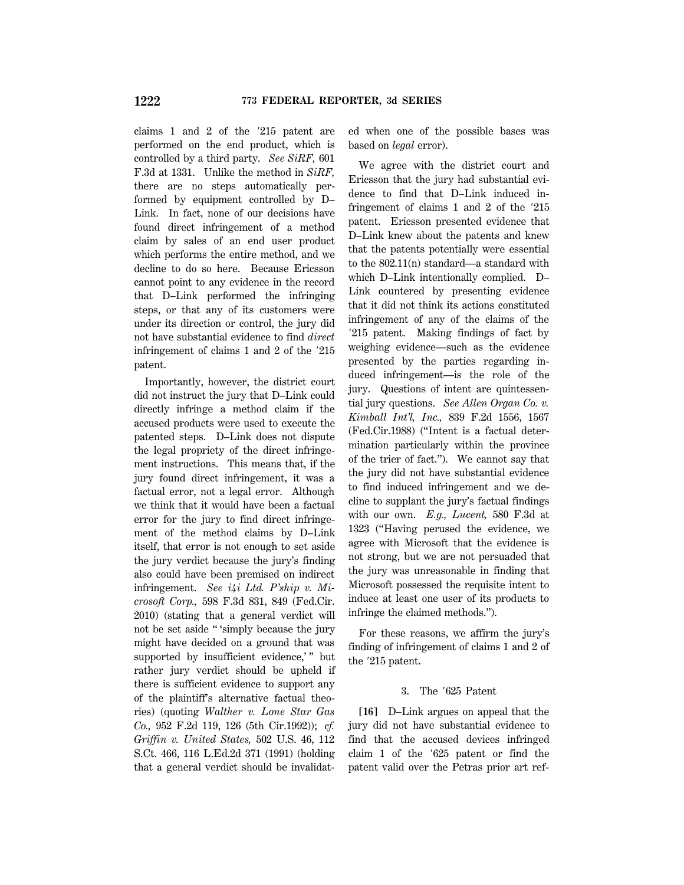claims 1 and 2 of the ′215 patent are performed on the end product, which is controlled by a third party. *See SiRF,* 601 F.3d at 1331. Unlike the method in *SiRF,* there are no steps automatically performed by equipment controlled by D–Link. In fact, none of our decisions have found direct infringement of a method claim by sales of an end user product which performs the entire method, and we decline to do so here. Because Ericsson cannot point to any evidence in the record that D–Link performed the infringing steps, or that any of its customers were under its direction or control, the jury did not have substantial evidence to find *direct* infringement of claims 1 and 2 of the ′215 patent.

Importantly, however, the district court did not instruct the jury that D–Link could directly infringe a method claim if the accused products were used to execute the patented steps. D–Link does not dispute the legal propriety of the direct infringement instructions. This means that, if the jury found direct infringement, it was a factual error, not a legal error. Although we think that it would have been a factual error for the jury to find direct infringement of the method claims by D–Link itself, that error is not enough to set aside the jury verdict because the jury's finding also could have been premised on indirect infringement. *See i4i Ltd. P'ship v. Microsoft Corp.,* 598 F.3d 831, 849 (Fed.Cir. 2010) (stating that a general verdict will not be set aside " 'simply because the jury might have decided on a ground that was supported by insufficient evidence,' " but rather jury verdict should be upheld if there is sufficient evidence to support any of the plaintiff's alternative factual theories) (quoting *Walther v. Lone Star Gas Co.,* 952 F.2d 119, 126 (5th Cir.1992)); *cf. Griffin v. United States,* 502 U.S. 46, 112 S.Ct. 466, 116 L.Ed.2d 371 (1991) (holding that a general verdict should be invalidated when one of the possible bases was based on *legal* error).

We agree with the district court and Ericsson that the jury had substantial evidence to find that D–Link induced infringement of claims 1 and 2 of the ′215 patent. Ericsson presented evidence that D–Link knew about the patents and knew that the patents potentially were essential to the 802.11(n) standard—a standard with which D–Link intentionally complied. D–Link countered by presenting evidence that it did not think its actions constituted infringement of any of the claims of the ′215 patent. Making findings of fact by weighing evidence—such as the evidence presented by the parties regarding induced infringement—is the role of the jury. Questions of intent are quintessential jury questions. *See Allen Organ Co. v. Kimball Int'l, Inc.,* 839 F.2d 1556, 1567 (Fed.Cir.1988) ("Intent is a factual determination particularly within the province of the trier of fact."). We cannot say that the jury did not have substantial evidence to find induced infringement and we decline to supplant the jury's factual findings with our own. *E.g., Lucent,* 580 F.3d at 1323 ("Having perused the evidence, we agree with Microsoft that the evidence is not strong, but we are not persuaded that the jury was unreasonable in finding that Microsoft possessed the requisite intent to induce at least one user of its products to infringe the claimed methods.").

For these reasons, we affirm the jury's finding of infringement of claims 1 and 2 of the ′215 patent.

### 3. The ′625 Patent

**[16]** D–Link argues on appeal that the jury did not have substantial evidence to find that the accused devices infringed claim 1 of the ′625 patent or find the patent valid over the Petras prior art ref-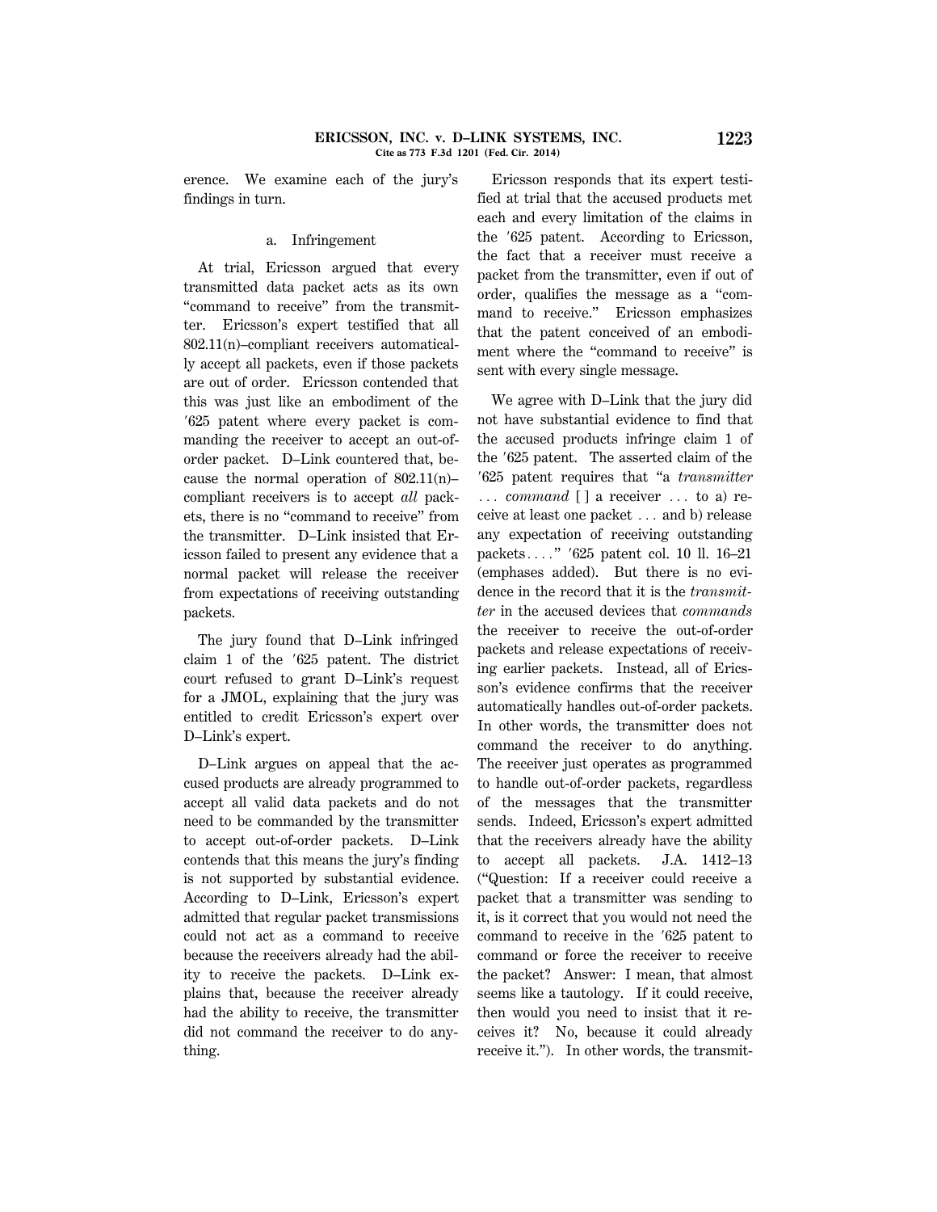erence. We examine each of the jury's findings in turn.

#### a. Infringement

At trial, Ericsson argued that every transmitted data packet acts as its own "command to receive" from the transmitter. Ericsson's expert testified that all 802.11(n)–compliant receivers automatically accept all packets, even if those packets are out of order. Ericsson contended that this was just like an embodiment of the ′625 patent where every packet is commanding the receiver to accept an out-of-order packet. D–Link countered that, because the normal operation of 802.11(n)–compliant receivers is to accept *all* packets, there is no "command to receive" from the transmitter. D–Link insisted that Ericsson failed to present any evidence that a normal packet will release the receiver from expectations of receiving outstanding packets.

The jury found that D–Link infringed claim 1 of the ′625 patent. The district court refused to grant D–Link's request for a JMOL, explaining that the jury was entitled to credit Ericsson's expert over D–Link's expert.

D–Link argues on appeal that the accused products are already programmed to accept all valid data packets and do not need to be commanded by the transmitter to accept out-of-order packets. D–Link contends that this means the jury's finding is not supported by substantial evidence. According to D–Link, Ericsson's expert admitted that regular packet transmissions could not act as a command to receive because the receivers already had the ability to receive the packets. D–Link explains that, because the receiver already had the ability to receive, the transmitter did not command the receiver to do anything.

Ericsson responds that its expert testified at trial that the accused products met each and every limitation of the claims in the ′625 patent. According to Ericsson, the fact that a receiver must receive a packet from the transmitter, even if out of order, qualifies the message as a "command to receive." Ericsson emphasizes that the patent conceived of an embodiment where the "command to receive" is sent with every single message.

We agree with D–Link that the jury did not have substantial evidence to find that the accused products infringe claim 1 of the ′625 patent. The asserted claim of the ′625 patent requires that "a *transmitter* . . . *command* [ ] a receiver . . . to a) receive at least one packet . . . and b) release any expectation of receiving outstanding packets. . . ." ′625 patent col. 10 ll. 16–21 (emphases added). But there is no evidence in the record that it is the *transmitter* in the accused devices that *commands* the receiver to receive the out-of-order packets and release expectations of receiving earlier packets. Instead, all of Ericsson's evidence confirms that the receiver automatically handles out-of-order packets. In other words, the transmitter does not command the receiver to do anything. The receiver just operates as programmed to handle out-of-order packets, regardless of the messages that the transmitter sends. Indeed, Ericsson's expert admitted that the receivers already have the ability to accept all packets. J.A. 1412–13 ("Question: If a receiver could receive a packet that a transmitter was sending to it, is it correct that you would not need the command to receive in the ′625 patent to command or force the receiver to receive the packet? Answer: I mean, that almost seems like a tautology. If it could receive, then would you need to insist that it receives it? No, because it could already receive it."). In other words, the transmit-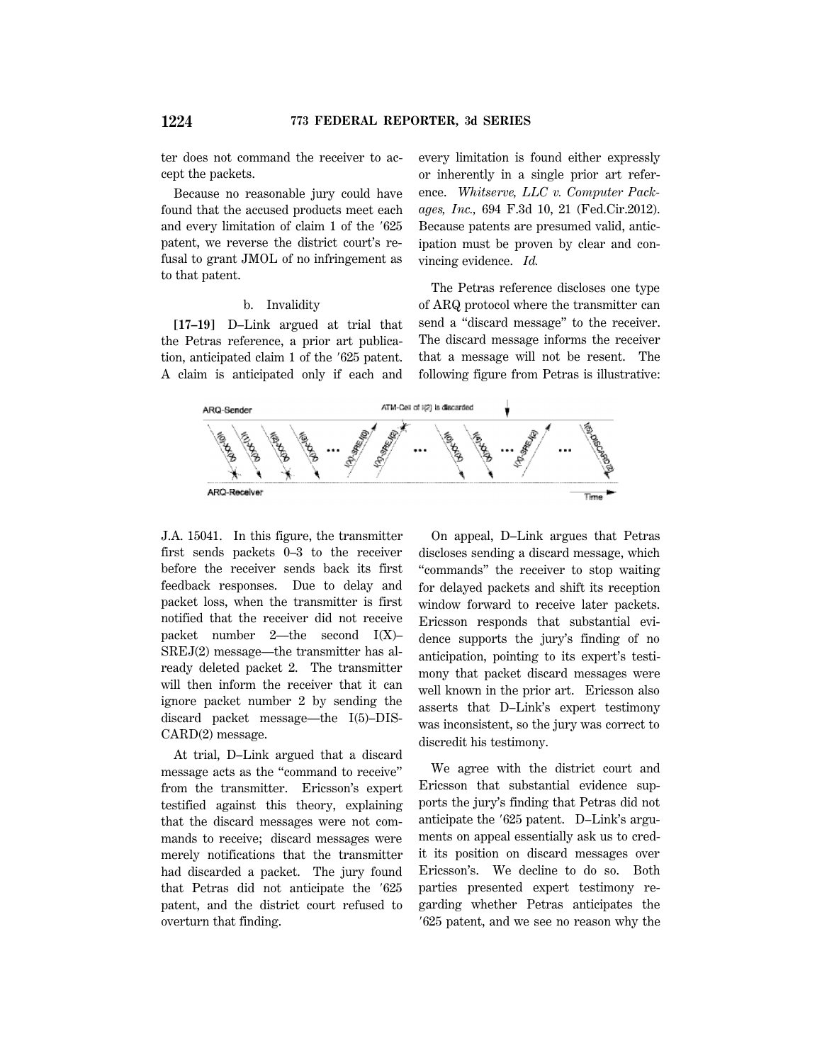ter does not command the receiver to accept the packets.

Because no reasonable jury could have found that the accused products meet each and every limitation of claim 1 of the ′625 patent, we reverse the district court's refusal to grant JMOL of no infringement as to that patent.

b. Invalidity

**[17–19]** D–Link argued at trial that the Petras reference, a prior art publication, anticipated claim 1 of the ′625 patent. A claim is anticipated only if each and every limitation is found either expressly or inherently in a single prior art reference. *Whitserve, LLC v. Computer Packages, Inc.,* 694 F.3d 10, 21 (Fed.Cir.2012). Because patents are presumed valid, anticipation must be proven by clear and convincing evidence. *Id.*

The Petras reference discloses one type of ARQ protocol where the transmitter can send a "discard message" to the receiver. The discard message informs the receiver that a message will not be resent. The following figure from Petras is illustrative:

J.A. 15041. In this figure, the transmitter first sends packets 0–3 to the receiver before the receiver sends back its first feedback responses. Due to delay and packet loss, when the transmitter is first notified that the receiver did not receive packet number 2—the second I(X)–SREJ(2) message—the transmitter has already deleted packet 2. The transmitter will then inform the receiver that it can ignore packet number 2 by sending the discard packet message—the I(5)–DISCARD(2) message.

At trial, D–Link argued that a discard message acts as the "command to receive" from the transmitter. Ericsson's expert testified against this theory, explaining that the discard messages were not commands to receive; discard messages were merely notifications that the transmitter had discarded a packet. The jury found that Petras did not anticipate the ′625 patent, and the district court refused to overturn that finding.

On appeal, D–Link argues that Petras discloses sending a discard message, which "commands" the receiver to stop waiting for delayed packets and shift its reception window forward to receive later packets. Ericsson responds that substantial evidence supports the jury's finding of no anticipation, pointing to its expert's testimony that packet discard messages were well known in the prior art. Ericsson also asserts that D–Link's expert testimony was inconsistent, so the jury was correct to discredit his testimony.

We agree with the district court and Ericsson that substantial evidence supports the jury's finding that Petras did not anticipate the ′625 patent. D–Link's arguments on appeal essentially ask us to credit its position on discard messages over Ericsson's. We decline to do so. Both parties presented expert testimony regarding whether Petras anticipates the ′625 patent, and we see no reason why the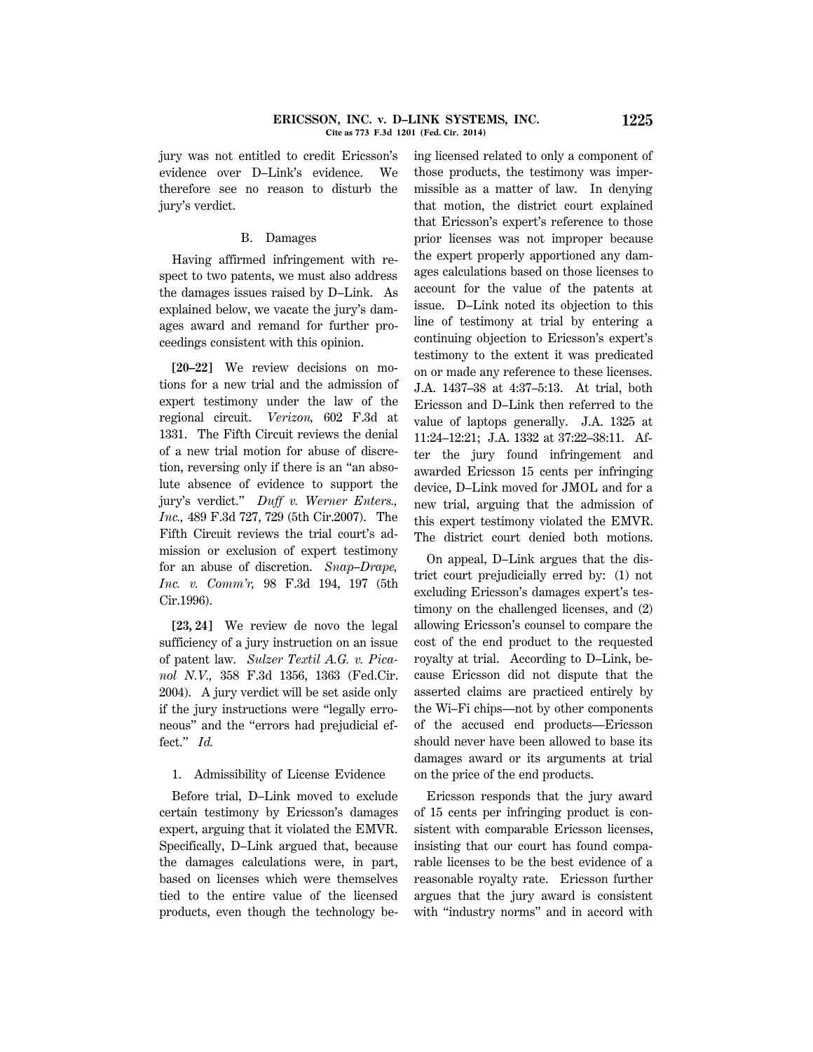jury was not entitled to credit Ericsson's evidence over D–Link's evidence. We therefore see no reason to disturb the jury's verdict.

### B. Damages

Having affirmed infringement with respect to two patents, we must also address the damages issues raised by D–Link. As explained below, we vacate the jury's damages award and remand for further proceedings consistent with this opinion.

**[20–22]** We review decisions on motions for a new trial and the admission of expert testimony under the law of the regional circuit. *Verizon,* 602 F.3d at 1331. The Fifth Circuit reviews the denial of a new trial motion for abuse of discretion, reversing only if there is an "an absolute absence of evidence to support the jury's verdict." *Duff v. Werner Enters., Inc.,* 489 F.3d 727, 729 (5th Cir.2007). The Fifth Circuit reviews the trial court's admission or exclusion of expert testimony for an abuse of discretion. *Snap–Drape, Inc. v. Comm'r,* 98 F.3d 194, 197 (5th Cir.1996).

**[23, 24]** We review de novo the legal sufficiency of a jury instruction on an issue of patent law. *Sulzer Textil A.G. v. Picanol N.V.,* 358 F.3d 1356, 1363 (Fed.Cir. 2004). A jury verdict will be set aside only if the jury instructions were "legally erroneous" and the "errors had prejudicial effect." *Id.*

#### 1. Admissibility of License Evidence

Before trial, D–Link moved to exclude certain testimony by Ericsson's damages expert, arguing that it violated the EMVR. Specifically, D–Link argued that, because the damages calculations were, in part, based on licenses which were themselves tied to the entire value of the licensed products, even though the technology being licensed related to only a component of those products, the testimony was impermissible as a matter of law. In denying that motion, the district court explained that Ericsson's expert's reference to those prior licenses was not improper because the expert properly apportioned any damages calculations based on those licenses to account for the value of the patents at issue. D–Link noted its objection to this line of testimony at trial by entering a continuing objection to Ericsson's expert's testimony to the extent it was predicated on or made any reference to these licenses. J.A. 1437–38 at 4:37–5:13. At trial, both Ericsson and D–Link then referred to the value of laptops generally. J.A. 1325 at 11:24–12:21; J.A. 1332 at 37:22–38:11. After the jury found infringement and awarded Ericsson 15 cents per infringing device, D–Link moved for JMOL and for a new trial, arguing that the admission of this expert testimony violated the EMVR. The district court denied both motions.

On appeal, D–Link argues that the district court prejudicially erred by: (1) not excluding Ericsson's damages expert's testimony on the challenged licenses, and (2) allowing Ericsson's counsel to compare the cost of the end product to the requested royalty at trial. According to D–Link, because Ericsson did not dispute that the asserted claims are practiced entirely by the Wi–Fi chips—not by other components of the accused end products—Ericsson should never have been allowed to base its damages award or its arguments at trial on the price of the end products.

Ericsson responds that the jury award of 15 cents per infringing product is consistent with comparable Ericsson licenses, insisting that our court has found comparable licenses to be the best evidence of a reasonable royalty rate. Ericsson further argues that the jury award is consistent with "industry norms" and in accord with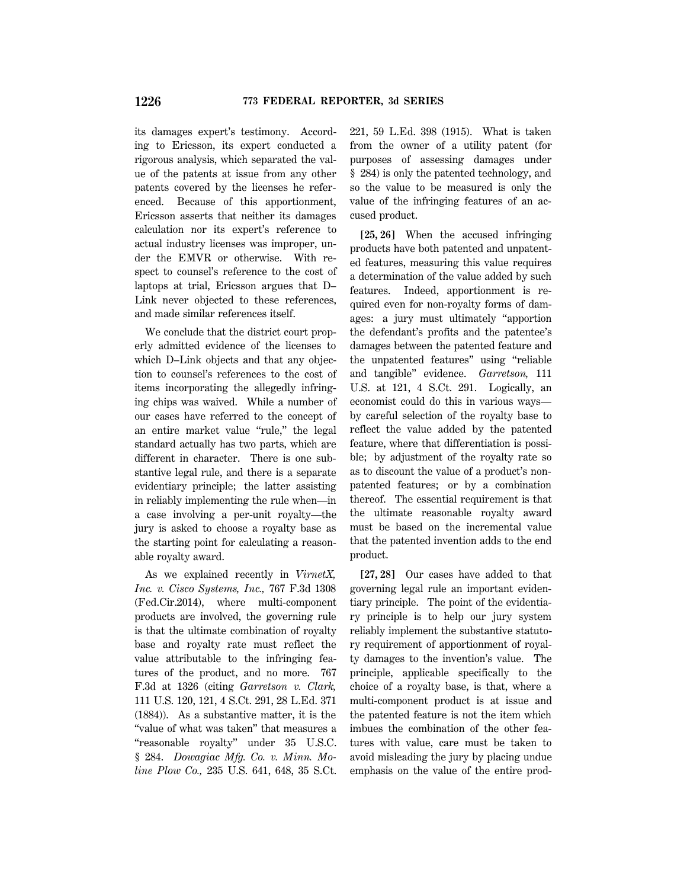its damages expert's testimony. According to Ericsson, its expert conducted a rigorous analysis, which separated the value of the patents at issue from any other patents covered by the licenses he referenced. Because of this apportionment, Ericsson asserts that neither its damages calculation nor its expert's reference to actual industry licenses was improper, under the EMVR or otherwise. With respect to counsel's reference to the cost of laptops at trial, Ericsson argues that D–Link never objected to these references, and made similar references itself.

We conclude that the district court properly admitted evidence of the licenses to which D–Link objects and that any objection to counsel's references to the cost of items incorporating the allegedly infringing chips was waived. While a number of our cases have referred to the concept of an entire market value "rule," the legal standard actually has two parts, which are different in character. There is one substantive legal rule, and there is a separate evidentiary principle; the latter assisting in reliably implementing the rule when—in a case involving a per-unit royalty—the jury is asked to choose a royalty base as the starting point for calculating a reasonable royalty award.

As we explained recently in *VirnetX, Inc. v. Cisco Systems, Inc.,* 767 F.3d 1308 (Fed.Cir.2014), where multi-component products are involved, the governing rule is that the ultimate combination of royalty base and royalty rate must reflect the value attributable to the infringing features of the product, and no more. 767 F.3d at 1326 (citing *Garretson v. Clark,* 111 U.S. 120, 121, 4 S.Ct. 291, 28 L.Ed. 371 (1884)). As a substantive matter, it is the "value of what was taken" that measures a "reasonable royalty" under 35 U.S.C. § 284. *Dowagiac Mfg. Co. v. Minn. Moline Plow Co.,* 235 U.S. 641, 648, 35 S.Ct. 221, 59 L.Ed. 398 (1915). What is taken from the owner of a utility patent (for purposes of assessing damages under § 284) is only the patented technology, and so the value to be measured is only the value of the infringing features of an accused product.

**[25, 26]** When the accused infringing products have both patented and unpatented features, measuring this value requires a determination of the value added by such features. Indeed, apportionment is required even for non-royalty forms of damages: a jury must ultimately "apportion the defendant's profits and the patentee's damages between the patented feature and the unpatented features" using "reliable and tangible" evidence. *Garretson,* 111 U.S. at 121, 4 S.Ct. 291. Logically, an economist could do this in various ways—by careful selection of the royalty base to reflect the value added by the patented feature, where that differentiation is possible; by adjustment of the royalty rate so as to discount the value of a product's non-patented features; or by a combination thereof. The essential requirement is that the ultimate reasonable royalty award must be based on the incremental value that the patented invention adds to the end product.

**[27, 28]** Our cases have added to that governing legal rule an important evidentiary principle. The point of the evidentiary principle is to help our jury system reliably implement the substantive statutory requirement of apportionment of royalty damages to the invention's value. The principle, applicable specifically to the choice of a royalty base, is that, where a multi-component product is at issue and the patented feature is not the item which imbues the combination of the other features with value, care must be taken to avoid misleading the jury by placing undue emphasis on the value of the entire prod-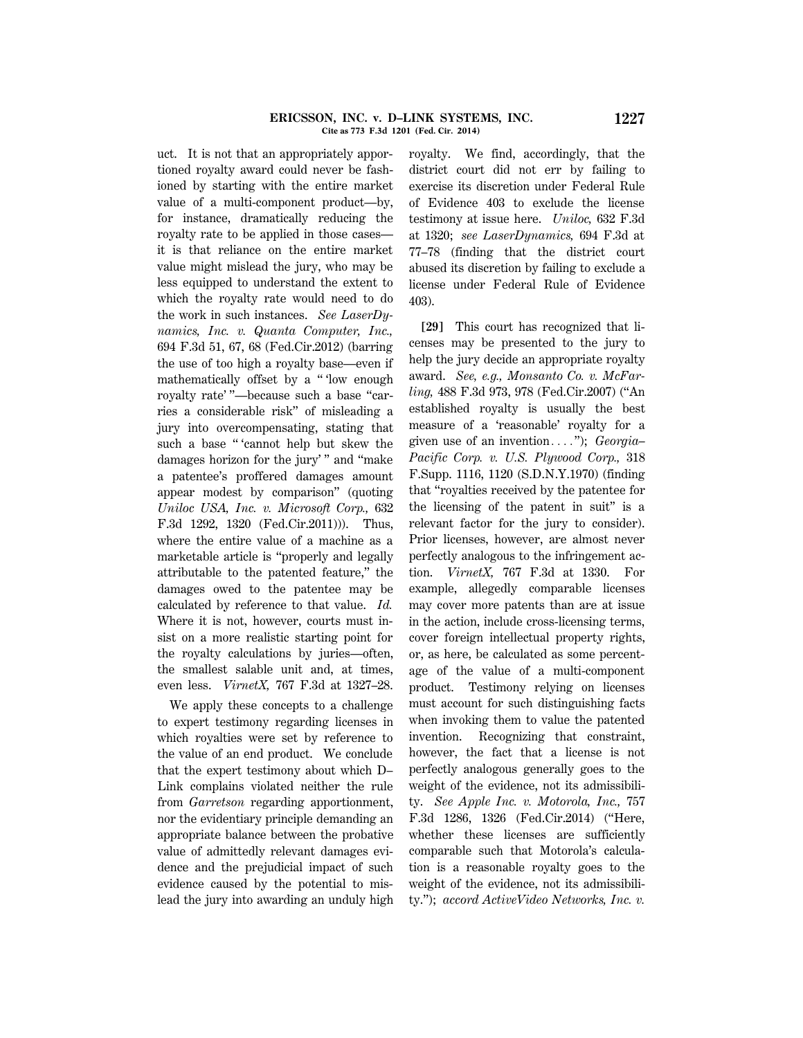uct. It is not that an appropriately apportioned royalty award could never be fashioned by starting with the entire market value of a multi-component product—by, for instance, dramatically reducing the royalty rate to be applied in those cases—it is that reliance on the entire market value might mislead the jury, who may be less equipped to understand the extent to which the royalty rate would need to do the work in such instances. *See LaserDynamics, Inc. v. Quanta Computer, Inc.,* 694 F.3d 51, 67, 68 (Fed.Cir.2012) (barring the use of too high a royalty base—even if mathematically offset by a " 'low enough royalty rate' "—because such a base "carries a considerable risk" of misleading a jury into overcompensating, stating that such a base " 'cannot help but skew the damages horizon for the jury' " and "make a patentee's proffered damages amount appear modest by comparison" (quoting *Uniloc USA, Inc. v. Microsoft Corp.,* 632 F.3d 1292, 1320 (Fed.Cir.2011))). Thus, where the entire value of a machine as a marketable article is "properly and legally attributable to the patented feature," the damages owed to the patentee may be calculated by reference to that value. *Id.* Where it is not, however, courts must insist on a more realistic starting point for the royalty calculations by juries—often, the smallest salable unit and, at times, even less. *VirnetX,* 767 F.3d at 1327–28.

We apply these concepts to a challenge to expert testimony regarding licenses in which royalties were set by reference to the value of an end product. We conclude that the expert testimony about which D–Link complains violated neither the rule from *Garretson* regarding apportionment, nor the evidentiary principle demanding an appropriate balance between the probative value of admittedly relevant damages evidence and the prejudicial impact of such evidence caused by the potential to mislead the jury into awarding an unduly high royalty. We find, accordingly, that the district court did not err by failing to exercise its discretion under Federal Rule of Evidence 403 to exclude the license testimony at issue here. *Uniloc,* 632 F.3d at 1320; *see LaserDynamics,* 694 F.3d at 77–78 (finding that the district court abused its discretion by failing to exclude a license under Federal Rule of Evidence 403).

**[29]** This court has recognized that licenses may be presented to the jury to help the jury decide an appropriate royalty award. *See, e.g., Monsanto Co. v. McFarling,* 488 F.3d 973, 978 (Fed.Cir.2007) ("An established royalty is usually the best measure of a 'reasonable' royalty for a given use of an invention. . . ."); *Georgia–Pacific Corp. v. U.S. Plywood Corp.,* 318 F.Supp. 1116, 1120 (S.D.N.Y.1970) (finding that "royalties received by the patentee for the licensing of the patent in suit" is a relevant factor for the jury to consider). Prior licenses, however, are almost never perfectly analogous to the infringement action. *VirnetX,* 767 F.3d at 1330. For example, allegedly comparable licenses may cover more patents than are at issue in the action, include cross-licensing terms, cover foreign intellectual property rights, or, as here, be calculated as some percentage of the value of a multi-component product. Testimony relying on licenses must account for such distinguishing facts when invoking them to value the patented invention. Recognizing that constraint, however, the fact that a license is not perfectly analogous generally goes to the weight of the evidence, not its admissibility. *See Apple Inc. v. Motorola, Inc.,* 757 F.3d 1286, 1326 (Fed.Cir.2014) ("Here, whether these licenses are sufficiently comparable such that Motorola's calculation is a reasonable royalty goes to the weight of the evidence, not its admissibility."); *accord ActiveVideo Networks, Inc. v.*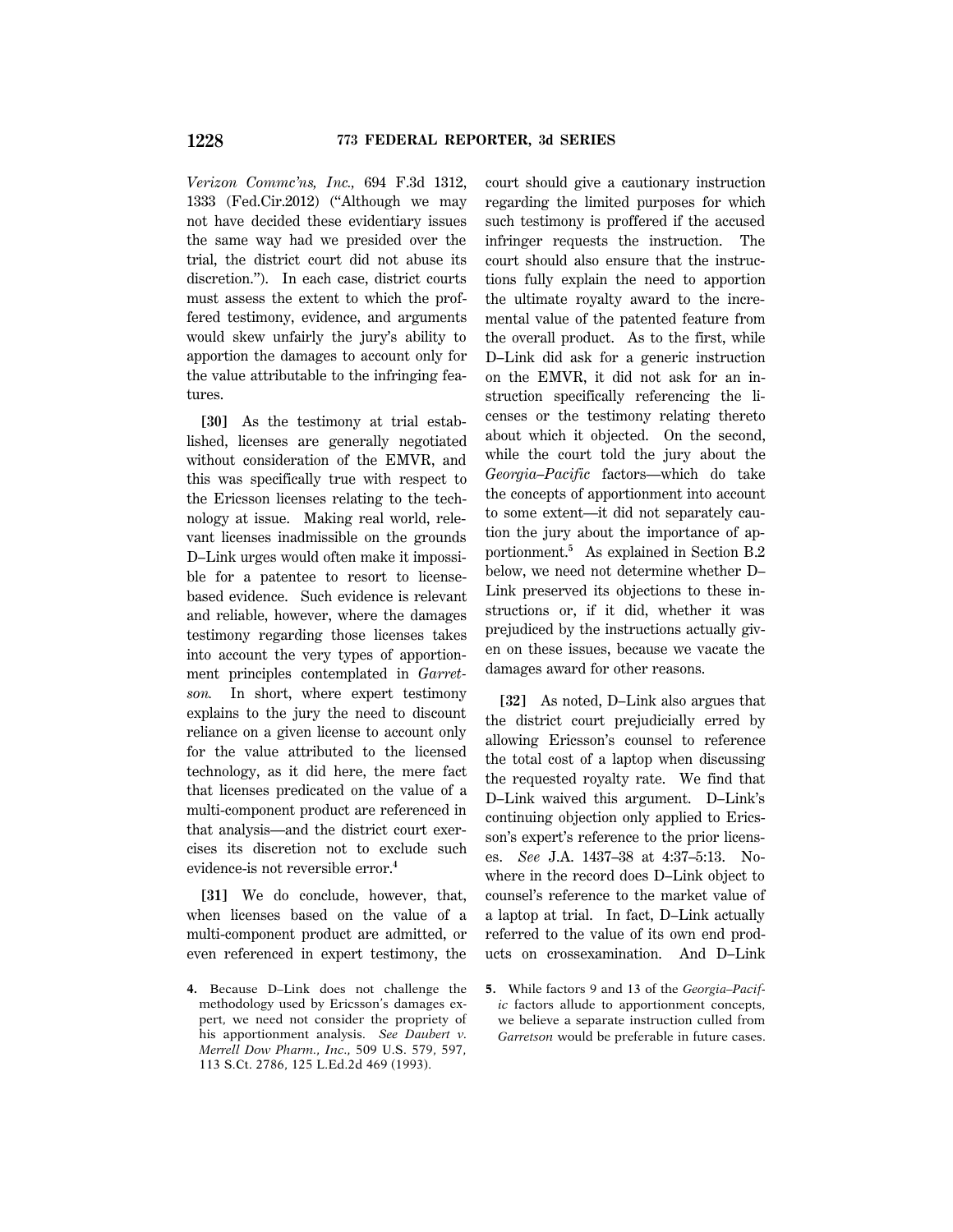*Verizon Commc'ns, Inc.,* 694 F.3d 1312, 1333 (Fed.Cir.2012) ("Although we may not have decided these evidentiary issues the same way had we presided over the trial, the district court did not abuse its discretion."). In each case, district courts must assess the extent to which the proffered testimony, evidence, and arguments would skew unfairly the jury's ability to apportion the damages to account only for the value attributable to the infringing features.

**[30]** As the testimony at trial established, licenses are generally negotiated without consideration of the EMVR, and this was specifically true with respect to the Ericsson licenses relating to the technology at issue. Making real world, relevant licenses inadmissible on the grounds D–Link urges would often make it impossible for a patentee to resort to license-based evidence. Such evidence is relevant and reliable, however, where the damages testimony regarding those licenses takes into account the very types of apportionment principles contemplated in *Garretson.* In short, where expert testimony explains to the jury the need to discount reliance on a given license to account only for the value attributed to the licensed technology, as it did here, the mere fact that licenses predicated on the value of a multi-component product are referenced in that analysis—and the district court exercises its discretion not to exclude such evidence-is not reversible error.[4]

**[31]** We do conclude, however, that, when licenses based on the value of a multi-component product are admitted, or even referenced in expert testimony, the court should give a cautionary instruction regarding the limited purposes for which such testimony is proffered if the accused infringer requests the instruction. The court should also ensure that the instructions fully explain the need to apportion the ultimate royalty award to the incremental value of the patented feature from the overall product. As to the first, while D–Link did ask for a generic instruction on the EMVR, it did not ask for an instruction specifically referencing the licenses or the testimony relating thereto about which it objected. On the second, while the court told the jury about the *Georgia–Pacific* factors—which do take the concepts of apportionment into account to some extent—it did not separately caution the jury about the importance of apportionment.[5] As explained in Section B.2 below, we need not determine whether D–Link preserved its objections to these instructions or, if it did, whether it was prejudiced by the instructions actually given on these issues, because we vacate the damages award for other reasons.

**[32]** As noted, D–Link also argues that the district court prejudicially erred by allowing Ericsson's counsel to reference the total cost of a laptop when discussing the requested royalty rate. We find that D–Link waived this argument. D–Link's continuing objection only applied to Ericsson's expert's reference to the prior licenses. *See* J.A. 1437–38 at 4:37–5:13. Nowhere in the record does D–Link object to counsel's reference to the market value of a laptop at trial. In fact, D–Link actually referred to the value of its own end products on crossexamination. And D–Link

4. Because D–Link does not challenge the methodology used by Ericsson's damages expert, we need not consider the propriety of his apportionment analysis. *See Daubert v. Merrell Dow Pharm., Inc.,* 509 U.S. 579, 597, 113 S.Ct. 2786, 125 L.Ed.2d 469 (1993).

5. While factors 9 and 13 of the *Georgia–Pacific* factors allude to apportionment concepts, we believe a separate instruction culled from *Garretson* would be preferable in future cases.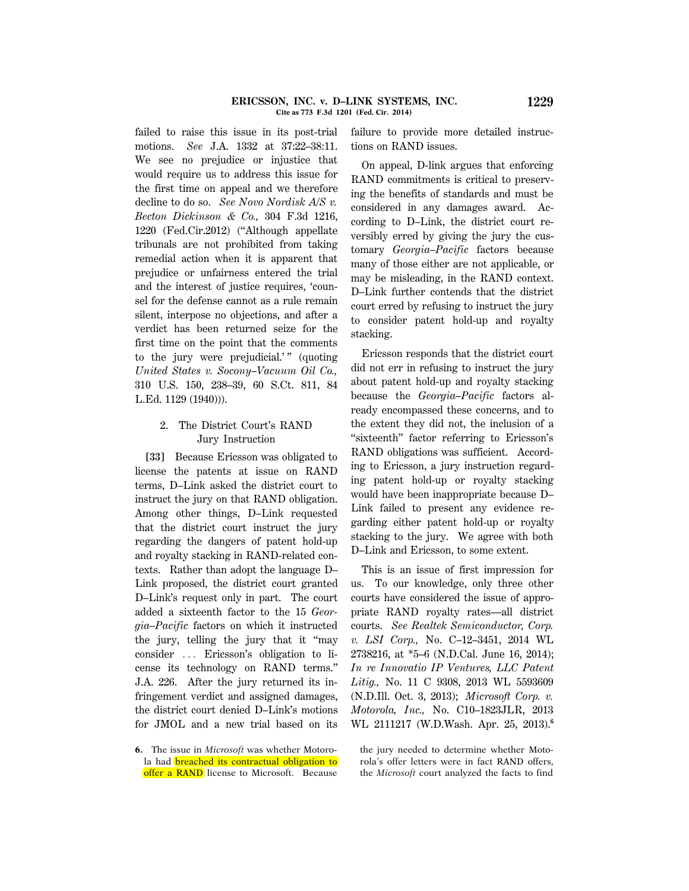failed to raise this issue in its post-trial motions. *See* J.A. 1332 at 37:22–38:11. We see no prejudice or injustice that would require us to address this issue for the first time on appeal and we therefore decline to do so. *See Novo Nordisk A/S v. Becton Dickinson & Co.,* 304 F.3d 1216, 1220 (Fed.Cir.2012) ("Although appellate tribunals are not prohibited from taking remedial action when it is apparent that prejudice or unfairness entered the trial and the interest of justice requires, 'counsel for the defense cannot as a rule remain silent, interpose no objections, and after a verdict has been returned seize for the first time on the point that the comments to the jury were prejudicial.' " (quoting *United States v. Socony–Vacuum Oil Co.,* 310 U.S. 150, 238–39, 60 S.Ct. 811, 84 L.Ed. 1129 (1940))).

### 2. The District Court's RAND Jury Instruction

**[33]** Because Ericsson was obligated to license the patents at issue on RAND terms, D–Link asked the district court to instruct the jury on that RAND obligation. Among other things, D–Link requested that the district court instruct the jury regarding the dangers of patent hold-up and royalty stacking in RAND-related contexts. Rather than adopt the language D–Link proposed, the district court granted D–Link's request only in part. The court added a sixteenth factor to the 15 *Georgia–Pacific* factors on which it instructed the jury, telling the jury that it "may consider ... Ericsson's obligation to license its technology on RAND terms." J.A. 226. After the jury returned its infringement verdict and assigned damages, the district court denied D–Link's motions for JMOL and a new trial based on its failure to provide more detailed instructions on RAND issues.

On appeal, D-link argues that enforcing RAND commitments is critical to preserving the benefits of standards and must be considered in any damages award. According to D–Link, the district court reversibly erred by giving the jury the customary *Georgia–Pacific* factors because many of those either are not applicable, or may be misleading, in the RAND context. D–Link further contends that the district court erred by refusing to instruct the jury to consider patent hold-up and royalty stacking.

Ericsson responds that the district court did not err in refusing to instruct the jury about patent hold-up and royalty stacking because the *Georgia–Pacific* factors already encompassed these concerns, and to the extent they did not, the inclusion of a "sixteenth" factor referring to Ericsson's RAND obligations was sufficient. According to Ericsson, a jury instruction regarding patent hold-up or royalty stacking would have been inappropriate because D–Link failed to present any evidence regarding either patent hold-up or royalty stacking to the jury. We agree with both D–Link and Ericsson, to some extent.

This is an issue of first impression for us. To our knowledge, only three other courts have considered the issue of appropriate RAND royalty rates—all district courts. *See Realtek Semiconductor, Corp. v. LSI Corp.,* No. C–12–3451, 2014 WL 2738216, at *5–6 (N.D.Cal. June 16, 2014); *In re Innovatio IP Ventures, LLC Patent Litig.,* No. 11 C 9308, 2013 WL 5593609 (N.D.Ill. Oct. 3, 2013); *Microsoft Corp. v. Motorola, Inc.,* No. C10–1823JLR, 2013 WL 2111217 (W.D.Wash. Apr. 25, 2013).[6]

6. The issue in *Microsoft* was whether Motorola had breached its contractual obligation to offer a RAND license to Microsoft. Because the jury needed to determine whether Motorola's offer letters were in fact RAND offers, the *Microsoft* court analyzed the facts to find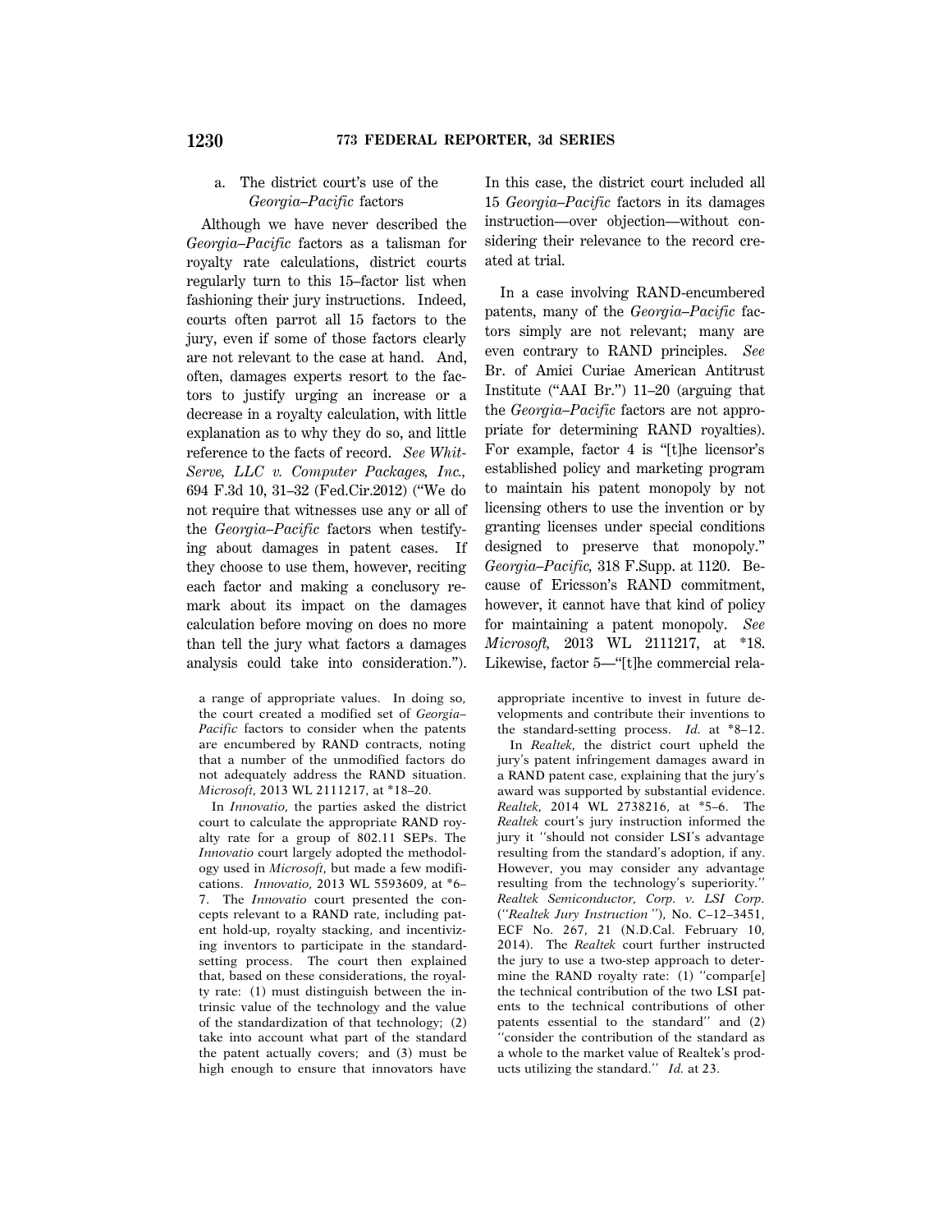a. The district court's use of the *Georgia–Pacific* factors

Although we have never described the *Georgia–Pacific* factors as a talisman for royalty rate calculations, district courts regularly turn to this 15–factor list when fashioning their jury instructions. Indeed, courts often parrot all 15 factors to the jury, even if some of those factors clearly are not relevant to the case at hand. And, often, damages experts resort to the factors to justify urging an increase or a decrease in a royalty calculation, with little explanation as to why they do so, and little reference to the facts of record. *See Whit-Serve, LLC v. Computer Packages, Inc.,* 694 F.3d 10, 31–32 (Fed.Cir.2012) ("We do not require that witnesses use any or all of the *Georgia–Pacific* factors when testifying about damages in patent cases. If they choose to use them, however, reciting each factor and making a conclusory remark about its impact on the damages calculation before moving on does no more than tell the jury what factors a damages analysis could take into consideration."). In this case, the district court included all 15 *Georgia–Pacific* factors in its damages instruction—over objection—without considering their relevance to the record created at trial.

In a case involving RAND-encumbered patents, many of the *Georgia–Pacific* factors simply are not relevant; many are even contrary to RAND principles. *See* Br. of Amici Curiae American Antitrust Institute ("AAI Br.") 11–20 (arguing that the *Georgia–Pacific* factors are not appropriate for determining RAND royalties). For example, factor 4 is "[t]he licensor's established policy and marketing program to maintain his patent monopoly by not licensing others to use the invention or by granting licenses under special conditions designed to preserve that monopoly." *Georgia–Pacific,* 318 F.Supp. at 1120. Because of Ericsson's RAND commitment, however, it cannot have that kind of policy for maintaining a patent monopoly. *See Microsoft,* 2013 WL 2111217, at *18. Likewise, factor 5—"[t]he commercial rela-

a range of appropriate values. In doing so, the court created a modified set of *Georgia–Pacific* factors to consider when the patents are encumbered by RAND contracts, noting that a number of the unmodified factors do not adequately address the RAND situation. *Microsoft,* 2013 WL 2111217, at *18–20.

In *Innovatio,* the parties asked the district court to calculate the appropriate RAND royalty rate for a group of 802.11 SEPs. The *Innovatio* court largely adopted the methodology used in *Microsoft*, but made a few modifications. *Innovatio,* 2013 WL 5593609, at *6–7. The *Innovatio* court presented the concepts relevant to a RAND rate, including patent hold-up, royalty stacking, and incentivizing inventors to participate in the standard-setting process. The court then explained that, based on these considerations, the royalty rate: (1) must distinguish between the intrinsic value of the technology and the value of the standardization of that technology; (2) take into account what part of the standard the patent actually covers; and (3) must be high enough to ensure that innovators have appropriate incentive to invest in future developments and contribute their inventions to the standard-setting process. *Id.* at *8–12.

In *Realtek,* the district court upheld the jury's patent infringement damages award in a RAND patent case, explaining that the jury's award was supported by substantial evidence. *Realtek,* 2014 WL 2738216, at *5–6. The *Realtek* court's jury instruction informed the jury it "should not consider LSI's advantage resulting from the standard's adoption, if any. However, you may consider any advantage resulting from the technology's superiority." *Realtek Semiconductor, Corp. v. LSI Corp.* ("*Realtek Jury Instruction*"), No. C–12–3451, ECF No. 267, 21 (N.D.Cal. February 10, 2014). The *Realtek* court further instructed the jury to use a two-step approach to determine the RAND royalty rate: (1) "compar[e] the technical contribution of the two LSI patents to the technical contributions of other patents essential to the standard" and (2) "consider the contribution of the standard as a whole to the market value of Realtek's products utilizing the standard." *Id.* at 23.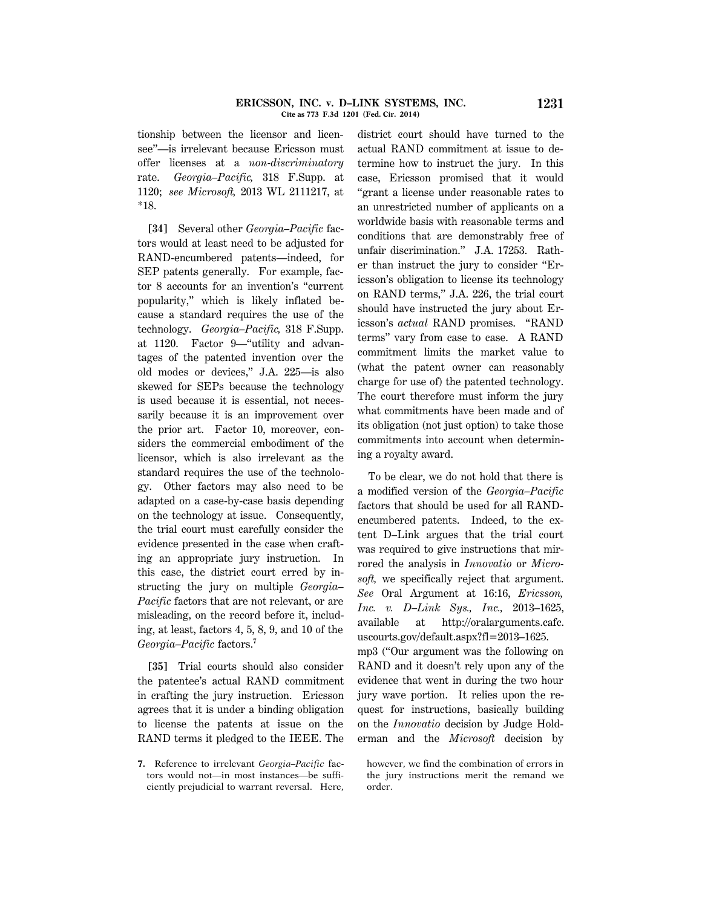tionship between the licensor and licensee"—is irrelevant because Ericsson must offer licenses at a *non-discriminatory* rate. *Georgia–Pacific,* 318 F.Supp. at 1120; *see Microsoft,* 2013 WL 2111217, at *18.

**[34]** Several other *Georgia–Pacific* factors would at least need to be adjusted for RAND-encumbered patents—indeed, for SEP patents generally. For example, factor 8 accounts for an invention's "current popularity," which is likely inflated because a standard requires the use of the technology. *Georgia–Pacific,* 318 F.Supp. at 1120. Factor 9—"utility and advantages of the patented invention over the old modes or devices," J.A. 225—is also skewed for SEPs because the technology is used because it is essential, not necessarily because it is an improvement over the prior art. Factor 10, moreover, considers the commercial embodiment of the licensor, which is also irrelevant as the standard requires the use of the technology. Other factors may also need to be adapted on a case-by-case basis depending on the technology at issue. Consequently, the trial court must carefully consider the evidence presented in the case when crafting an appropriate jury instruction. In this case, the district court erred by instructing the jury on multiple *Georgia–Pacific* factors that are not relevant, or are misleading, on the record before it, including, at least, factors 4, 5, 8, 9, and 10 of the *Georgia–Pacific* factors.[7]

**[35]** Trial courts should also consider the patentee's actual RAND commitment in crafting the jury instruction. Ericsson agrees that it is under a binding obligation to license the patents at issue on the RAND terms it pledged to the IEEE. The district court should have turned to the actual RAND commitment at issue to determine how to instruct the jury. In this case, Ericsson promised that it would "grant a license under reasonable rates to an unrestricted number of applicants on a worldwide basis with reasonable terms and conditions that are demonstrably free of unfair discrimination." J.A. 17253. Rather than instruct the jury to consider "Ericsson's obligation to license its technology on RAND terms," J.A. 226, the trial court should have instructed the jury about Ericsson's *actual* RAND promises. "RAND terms" vary from case to case. A RAND commitment limits the market value to (what the patent owner can reasonably charge for use of) the patented technology. The court therefore must inform the jury what commitments have been made and of its obligation (not just option) to take those commitments into account when determining a royalty award.

To be clear, we do not hold that there is a modified version of the *Georgia–Pacific* factors that should be used for all RAND-encumbered patents. Indeed, to the extent D–Link argues that the trial court was required to give instructions that mirrored the analysis in *Innovatio* or *Microsoft,* we specifically reject that argument. *See* Oral Argument at 16:16, *Ericsson, Inc. v. D–Link Sys., Inc.,* 2013–1625, available at http://oralarguments.cafc.uscourts.gov/default.aspx?fl=2013–1625.mp3 ("Our argument was the following on RAND and it doesn't rely upon any of the evidence that went in during the two hour jury wave portion. It relies upon the request for instructions, basically building on the *Innovatio* decision by Judge Holderman and the *Microsoft* decision by

7. Reference to irrelevant *Georgia–Pacific* factors would not—in most instances—be sufficiently prejudicial to warrant reversal. Here, however, we find the combination of errors in the jury instructions merit the remand we order.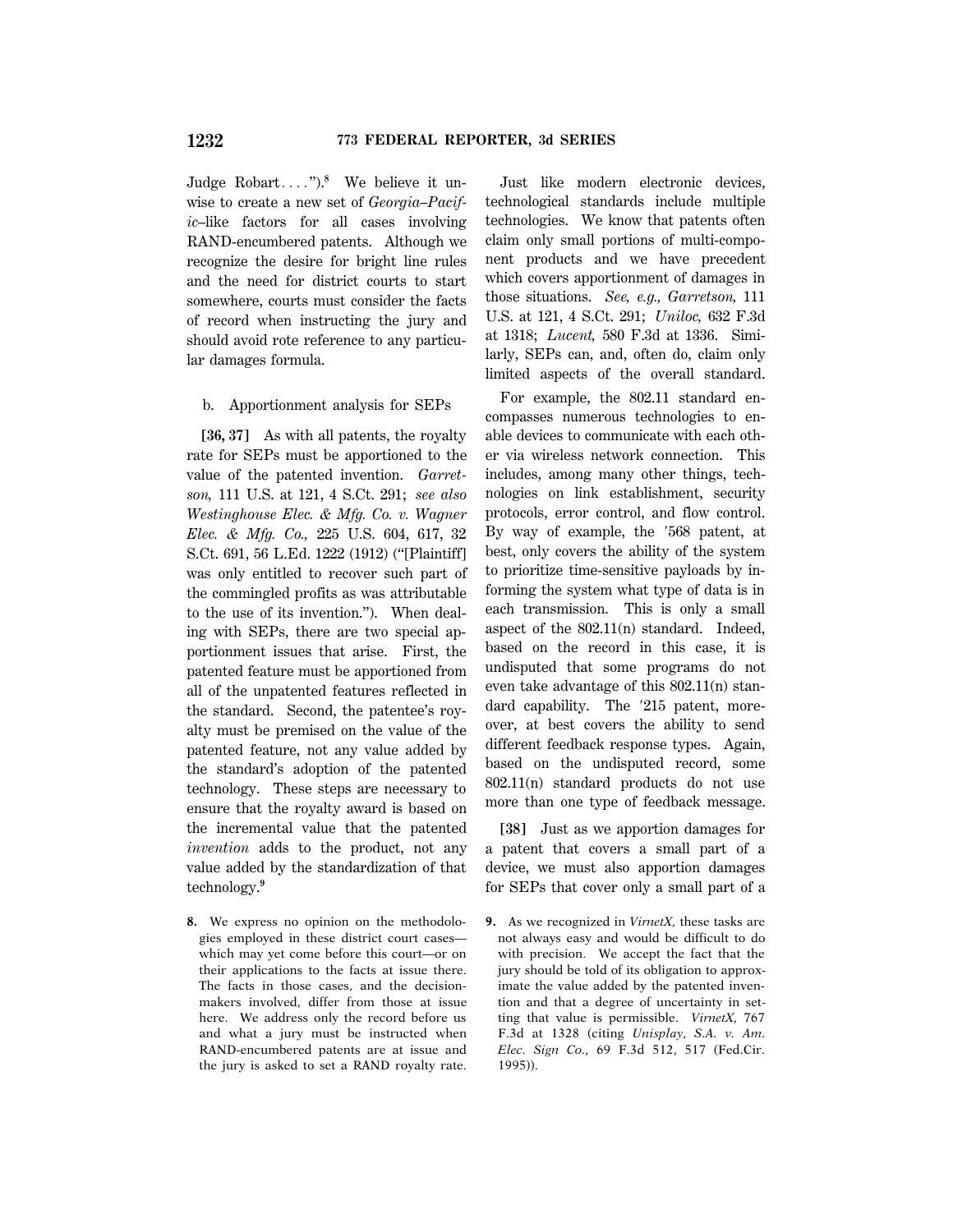Judge Robart. . . .").[8] We believe it unwise to create a new set of *Georgia–Pacific*–like factors for all cases involving RAND-encumbered patents. Although we recognize the desire for bright line rules and the need for district courts to start somewhere, courts must consider the facts of record when instructing the jury and should avoid rote reference to any particular damages formula.

b. Apportionment analysis for SEPs

**[36, 37]** As with all patents, the royalty rate for SEPs must be apportioned to the value of the patented invention. *Garretson,* 111 U.S. at 121, 4 S.Ct. 291; *see also Westinghouse Elec. & Mfg. Co. v. Wagner Elec. & Mfg. Co.,* 225 U.S. 604, 617, 32 S.Ct. 691, 56 L.Ed. 1222 (1912) ("[Plaintiff] was only entitled to recover such part of the commingled profits as was attributable to the use of its invention."). When dealing with SEPs, there are two special apportionment issues that arise. First, the patented feature must be apportioned from all of the unpatented features reflected in the standard. Second, the patentee's royalty must be premised on the value of the patented feature, not any value added by the standard's adoption of the patented technology. These steps are necessary to ensure that the royalty award is based on the incremental value that the patented *invention* adds to the product, not any value added by the standardization of that technology.[9]

Just like modern electronic devices, technological standards include multiple technologies. We know that patents often claim only small portions of multi-component products and we have precedent which covers apportionment of damages in those situations. *See, e.g., Garretson,* 111 U.S. at 121, 4 S.Ct. 291; *Uniloc,* 632 F.3d at 1318; *Lucent,* 580 F.3d at 1336. Similarly, SEPs can, and, often do, claim only limited aspects of the overall standard.

For example, the 802.11 standard encompasses numerous technologies to enable devices to communicate with each other via wireless network connection. This includes, among many other things, technologies on link establishment, security protocols, error control, and flow control. By way of example, the ′568 patent, at best, only covers the ability of the system to prioritize time-sensitive payloads by informing the system what type of data is in each transmission. This is only a small aspect of the 802.11(n) standard. Indeed, based on the record in this case, it is undisputed that some programs do not even take advantage of this 802.11(n) standard capability. The ′215 patent, moreover, at best covers the ability to send different feedback response types. Again, based on the undisputed record, some 802.11(n) standard products do not use more than one type of feedback message.

**[38]** Just as we apportion damages for a patent that covers a small part of a device, we must also apportion damages for SEPs that cover only a small part of a

8. We express no opinion on the methodologies employed in these district court cases—which may yet come before this court—or on their applications to the facts at issue there. The facts in those cases, and the decision-makers involved, differ from those at issue here. We address only the record before us and what a jury must be instructed when RAND-encumbered patents are at issue and the jury is asked to set a RAND royalty rate.

9. As we recognized in *VirnetX,* these tasks are not always easy and would be difficult to do with precision. We accept the fact that the jury should be told of its obligation to approximate the value added by the patented invention and that a degree of uncertainty in setting that value is permissible. *VirnetX,* 767 F.3d at 1328 (citing *Unisplay, S.A. v. Am. Elec. Sign Co.,* 69 F.3d 512, 517 (Fed.Cir. 1995)).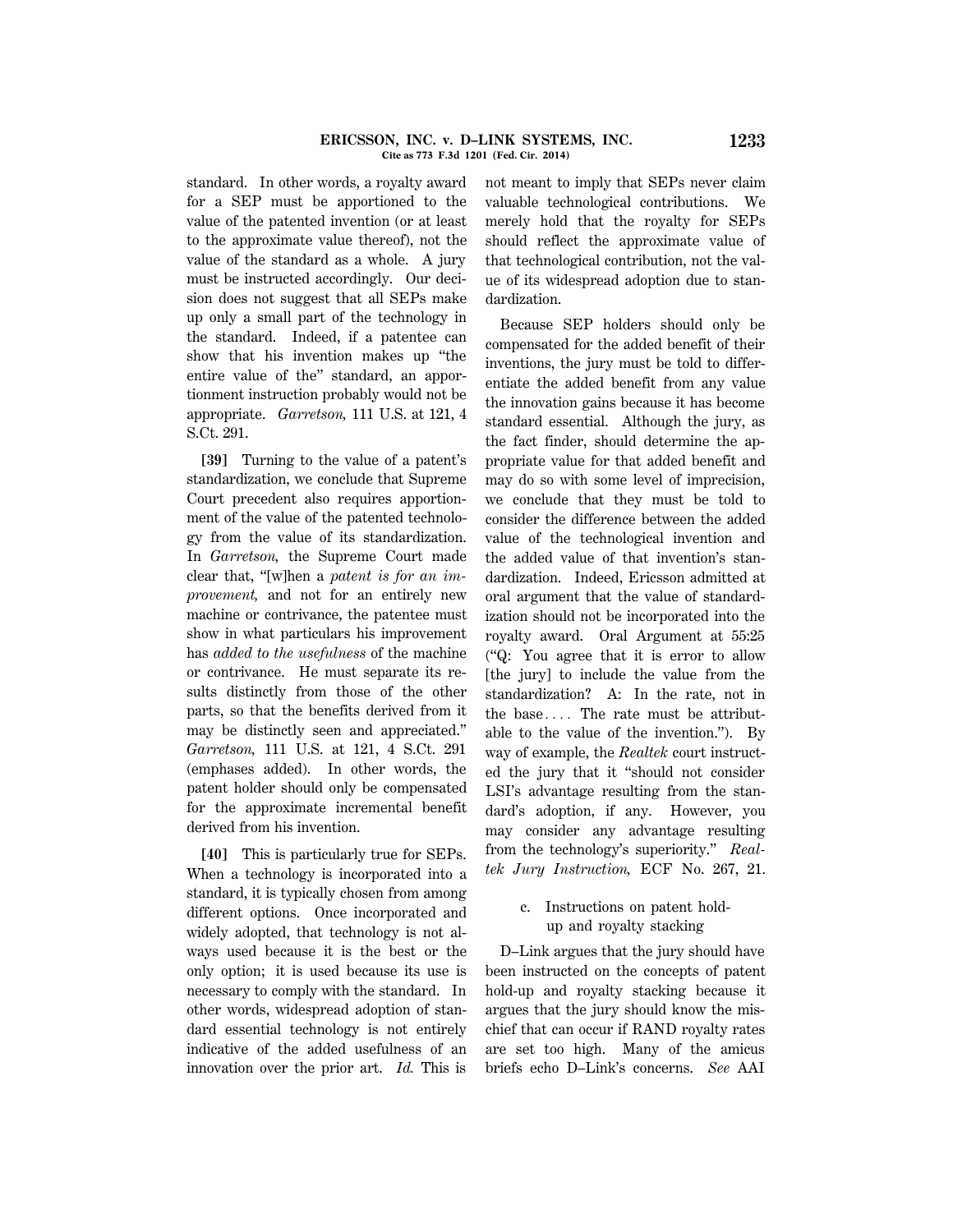standard. In other words, a royalty award for a SEP must be apportioned to the value of the patented invention (or at least to the approximate value thereof), not the value of the standard as a whole. A jury must be instructed accordingly. Our decision does not suggest that all SEPs make up only a small part of the technology in the standard. Indeed, if a patentee can show that his invention makes up "the entire value of the" standard, an apportionment instruction probably would not be appropriate. *Garretson,* 111 U.S. at 121, 4 S.Ct. 291.

**[39]** Turning to the value of a patent's standardization, we conclude that Supreme Court precedent also requires apportionment of the value of the patented technology from the value of its standardization. In *Garretson,* the Supreme Court made clear that, "[w]hen a *patent is for an improvement,* and not for an entirely new machine or contrivance, the patentee must show in what particulars his improvement has *added to the usefulness* of the machine or contrivance. He must separate its results distinctly from those of the other parts, so that the benefits derived from it may be distinctly seen and appreciated." *Garretson,* 111 U.S. at 121, 4 S.Ct. 291 (emphases added). In other words, the patent holder should only be compensated for the approximate incremental benefit derived from his invention.

**[40]** This is particularly true for SEPs. When a technology is incorporated into a standard, it is typically chosen from among different options. Once incorporated and widely adopted, that technology is not always used because it is the best or the only option; it is used because its use is necessary to comply with the standard. In other words, widespread adoption of standard essential technology is not entirely indicative of the added usefulness of an innovation over the prior art. *Id.* This is not meant to imply that SEPs never claim valuable technological contributions. We merely hold that the royalty for SEPs should reflect the approximate value of that technological contribution, not the value of its widespread adoption due to standardization.

Because SEP holders should only be compensated for the added benefit of their inventions, the jury must be told to differentiate the added benefit from any value the innovation gains because it has become standard essential. Although the jury, as the fact finder, should determine the appropriate value for that added benefit and may do so with some level of imprecision, we conclude that they must be told to consider the difference between the added value of the technological invention and the added value of that invention's standardization. Indeed, Ericsson admitted at oral argument that the value of standardization should not be incorporated into the royalty award. Oral Argument at 55:25 ("Q: You agree that it is error to allow [the jury] to include the value from the standardization? A: In the rate, not in the base.... The rate must be attributable to the value of the invention."). By way of example, the *Realtek* court instructed the jury that it "should not consider LSI's advantage resulting from the standard's adoption, if any. However, you may consider any advantage resulting from the technology's superiority." *Realtek Jury Instruction,* ECF No. 267, 21.

### c. Instructions on patent hold-up and royalty stacking

D–Link argues that the jury should have been instructed on the concepts of patent hold-up and royalty stacking because it argues that the jury should know the mischief that can occur if RAND royalty rates are set too high. Many of the amicus briefs echo D–Link's concerns. *See* AAI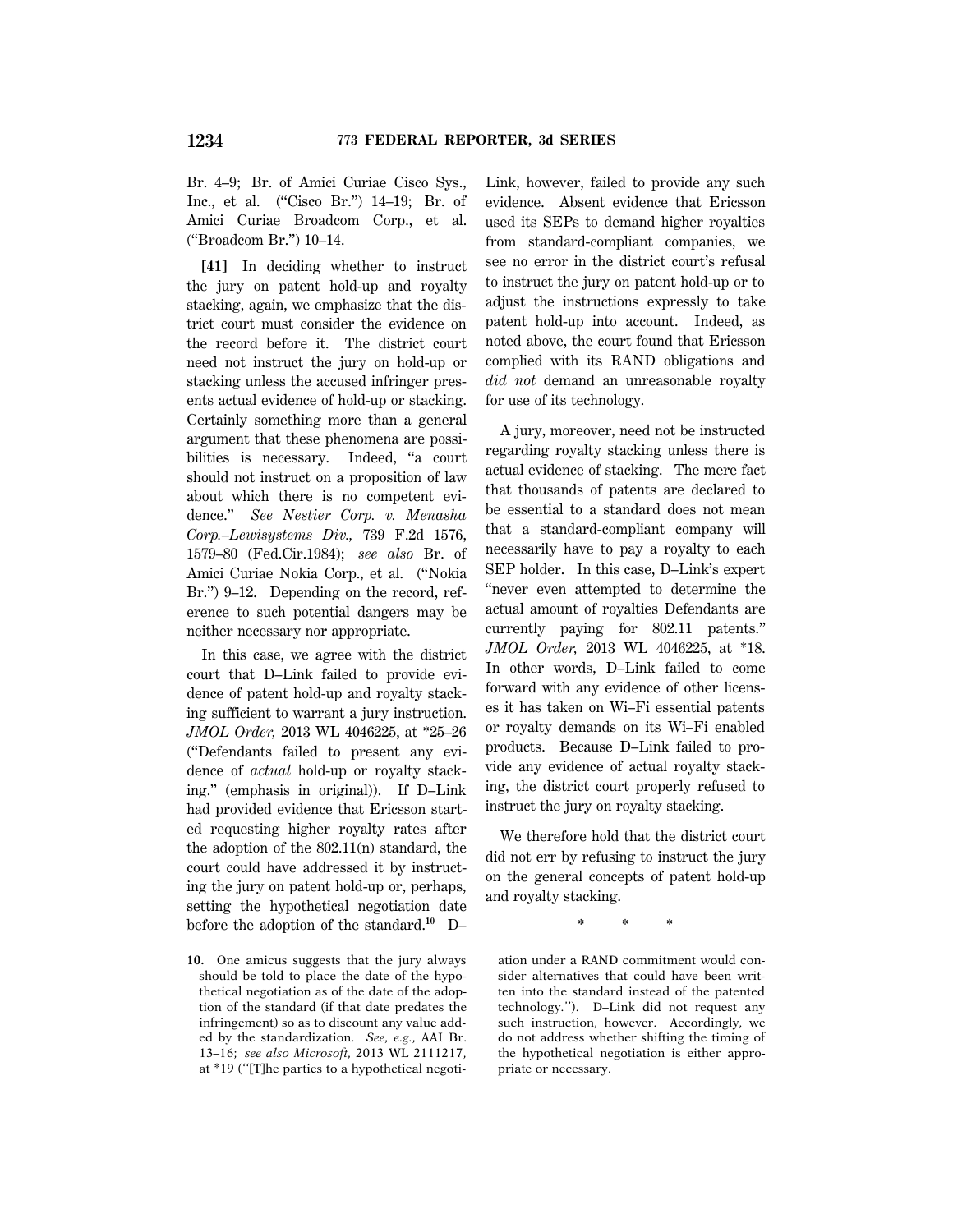Br. 4–9; Br. of Amici Curiae Cisco Sys., Inc., et al. ("Cisco Br.") 14–19; Br. of Amici Curiae Broadcom Corp., et al. ("Broadcom Br.") 10–14.

**[41]** In deciding whether to instruct the jury on patent hold-up and royalty stacking, again, we emphasize that the district court must consider the evidence on the record before it. The district court need not instruct the jury on hold-up or stacking unless the accused infringer presents actual evidence of hold-up or stacking. Certainly something more than a general argument that these phenomena are possibilities is necessary. Indeed, "a court should not instruct on a proposition of law about which there is no competent evidence." *See Nestier Corp. v. Menasha Corp.–Lewisystems Div.,* 739 F.2d 1576, 1579–80 (Fed.Cir.1984); *see also* Br. of Amici Curiae Nokia Corp., et al. ("Nokia Br.") 9–12. Depending on the record, reference to such potential dangers may be neither necessary nor appropriate.

In this case, we agree with the district court that D–Link failed to provide evidence of patent hold-up and royalty stacking sufficient to warrant a jury instruction. *JMOL Order,* 2013 WL 4046225, at *25–26 ("Defendants failed to present any evidence of *actual* hold-up or royalty stacking." (emphasis in original)). If D–Link had provided evidence that Ericsson started requesting higher royalty rates after the adoption of the 802.11(n) standard, the court could have addressed it by instructing the jury on patent hold-up or, perhaps, setting the hypothetical negotiation date before the adoption of the standard.[10] D–Link, however, failed to provide any such evidence. Absent evidence that Ericsson used its SEPs to demand higher royalties from standard-compliant companies, we see no error in the district court's refusal to instruct the jury on patent hold-up or to adjust the instructions expressly to take patent hold-up into account. Indeed, as noted above, the court found that Ericsson complied with its RAND obligations and *did not* demand an unreasonable royalty for use of its technology.

A jury, moreover, need not be instructed regarding royalty stacking unless there is actual evidence of stacking. The mere fact that thousands of patents are declared to be essential to a standard does not mean that a standard-compliant company will necessarily have to pay a royalty to each SEP holder. In this case, D–Link's expert "never even attempted to determine the actual amount of royalties Defendants are currently paying for 802.11 patents." *JMOL Order,* 2013 WL 4046225, at *18. In other words, D–Link failed to come forward with any evidence of other licenses it has taken on Wi–Fi essential patents or royalty demands on its Wi–Fi enabled products. Because D–Link failed to provide any evidence of actual royalty stacking, the district court properly refused to instruct the jury on royalty stacking.

We therefore hold that the district court did not err by refusing to instruct the jury on the general concepts of patent hold-up and royalty stacking.

\* \* \*

**10.** One amicus suggests that the jury always should be told to place the date of the hypothetical negotiation as of the date of the adoption of the standard (if that date predates the infringement) so as to discount any value added by the standardization. *See, e.g.,* AAI Br. 13–16; *see also Microsoft,* 2013 WL 2111217, at *19 ("[T]he parties to a hypothetical negotiation under a RAND commitment would consider alternatives that could have been written into the standard instead of the patented technology."). D–Link did not request any such instruction, however. Accordingly, we do not address whether shifting the timing of the hypothetical negotiation is either appropriate or necessary.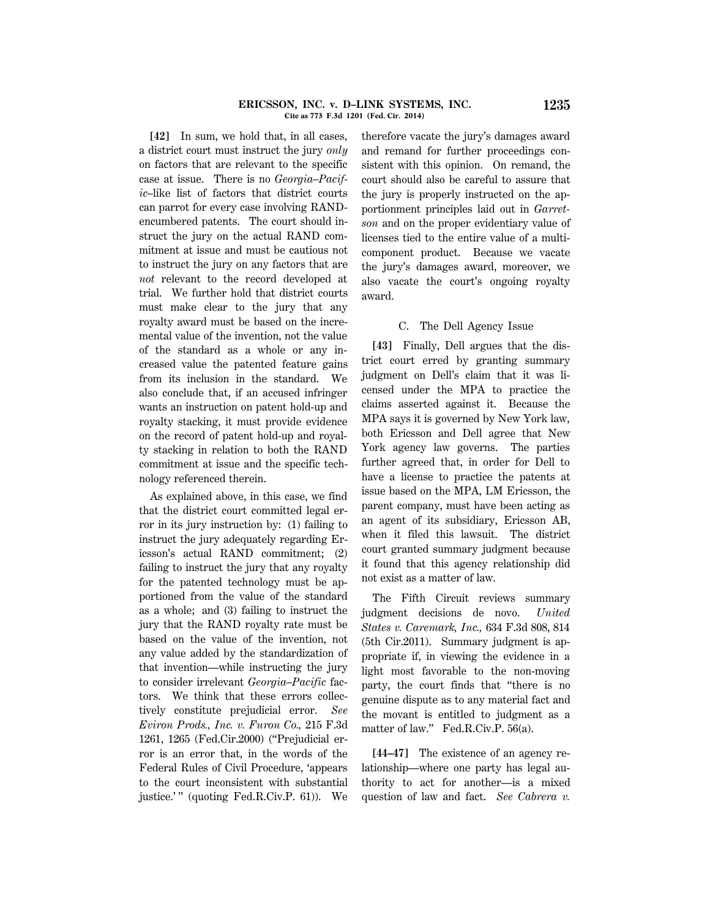**[42]** In sum, we hold that, in all cases, a district court must instruct the jury *only* on factors that are relevant to the specific case at issue. There is no *Georgia–Pacific*–like list of factors that district courts can parrot for every case involving RAND-encumbered patents. The court should instruct the jury on the actual RAND commitment at issue and must be cautious not to instruct the jury on any factors that are *not* relevant to the record developed at trial. We further hold that district courts must make clear to the jury that any royalty award must be based on the incremental value of the invention, not the value of the standard as a whole or any increased value the patented feature gains from its inclusion in the standard. We also conclude that, if an accused infringer wants an instruction on patent hold-up and royalty stacking, it must provide evidence on the record of patent hold-up and royalty stacking in relation to both the RAND commitment at issue and the specific technology referenced therein.

As explained above, in this case, we find that the district court committed legal error in its jury instruction by: (1) failing to instruct the jury adequately regarding Ericsson's actual RAND commitment; (2) failing to instruct the jury that any royalty for the patented technology must be apportioned from the value of the standard as a whole; and (3) failing to instruct the jury that the RAND royalty rate must be based on the value of the invention, not any value added by the standardization of that invention—while instructing the jury to consider irrelevant *Georgia–Pacific* factors. We think that these errors collectively constitute prejudicial error. *See Eviron Prods., Inc. v. Furon Co.,* 215 F.3d 1261, 1265 (Fed.Cir.2000) ("Prejudicial error is an error that, in the words of the Federal Rules of Civil Procedure, 'appears to the court inconsistent with substantial justice.' " (quoting Fed.R.Civ.P. 61)). We therefore vacate the jury's damages award and remand for further proceedings consistent with this opinion. On remand, the court should also be careful to assure that the jury is properly instructed on the apportionment principles laid out in *Garretson* and on the proper evidentiary value of licenses tied to the entire value of a multi-component product. Because we vacate the jury's damages award, moreover, we also vacate the court's ongoing royalty award.

### C. The Dell Agency Issue

**[43]** Finally, Dell argues that the district court erred by granting summary judgment on Dell's claim that it was licensed under the MPA to practice the claims asserted against it. Because the MPA says it is governed by New York law, both Ericsson and Dell agree that New York agency law governs. The parties further agreed that, in order for Dell to have a license to practice the patents at issue based on the MPA, LM Ericsson, the parent company, must have been acting as an agent of its subsidiary, Ericsson AB, when it filed this lawsuit. The district court granted summary judgment because it found that this agency relationship did not exist as a matter of law.

The Fifth Circuit reviews summary judgment decisions de novo. *United States v. Caremark, Inc.,* 634 F.3d 808, 814 (5th Cir.2011). Summary judgment is appropriate if, in viewing the evidence in a light most favorable to the non-moving party, the court finds that "there is no genuine dispute as to any material fact and the movant is entitled to judgment as a matter of law." Fed.R.Civ.P. 56(a).

**[44–47]** The existence of an agency relationship—where one party has legal authority to act for another—is a mixed question of law and fact. *See Cabrera v.*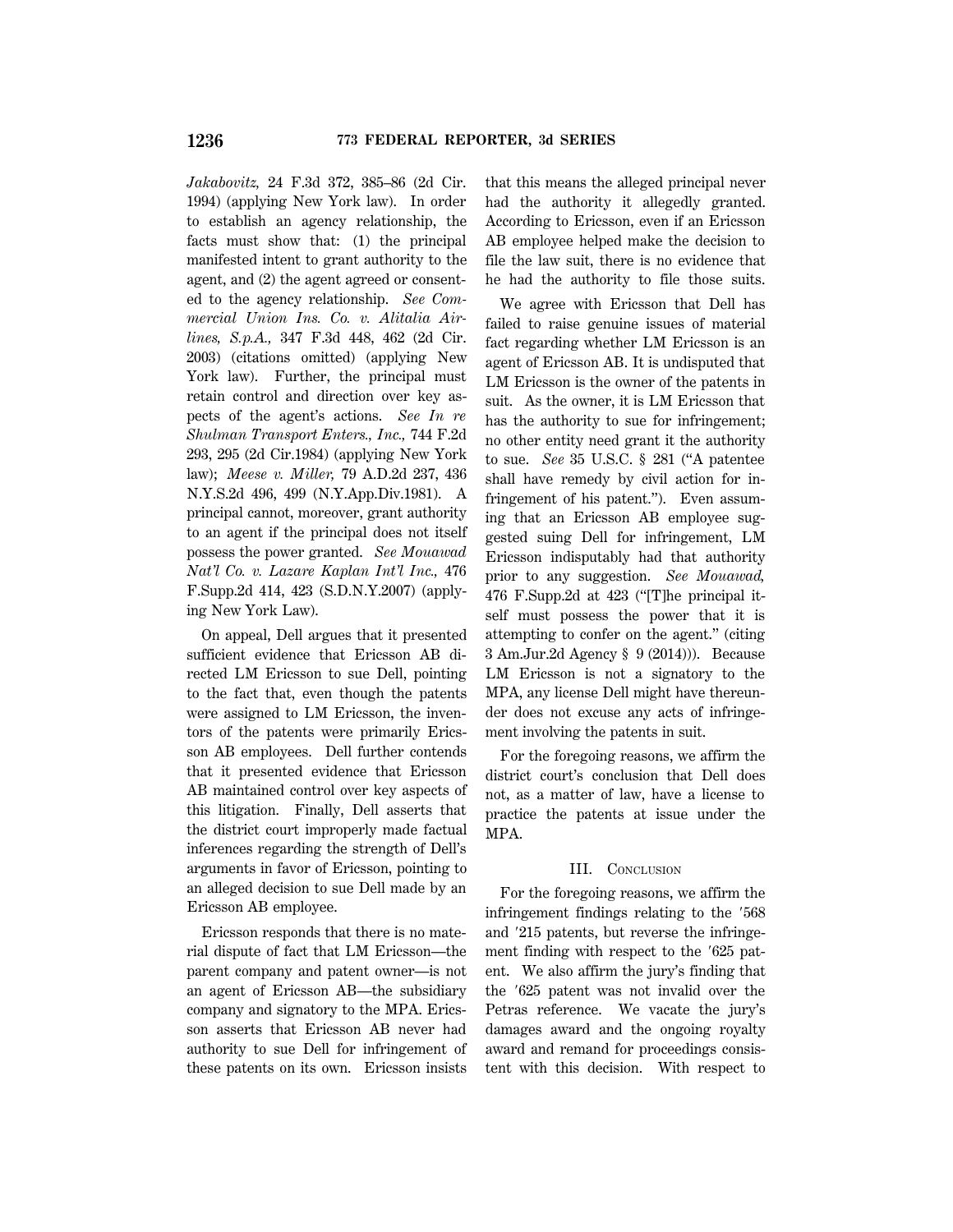*Jakabovitz,* 24 F.3d 372, 385–86 (2d Cir. 1994) (applying New York law). In order to establish an agency relationship, the facts must show that: (1) the principal manifested intent to grant authority to the agent, and (2) the agent agreed or consented to the agency relationship. *See Commercial Union Ins. Co. v. Alitalia Airlines, S.p.A.,* 347 F.3d 448, 462 (2d Cir. 2003) (citations omitted) (applying New York law). Further, the principal must retain control and direction over key aspects of the agent's actions. *See In re Shulman Transport Enters., Inc.,* 744 F.2d 293, 295 (2d Cir.1984) (applying New York law); *Meese v. Miller,* 79 A.D.2d 237, 436 N.Y.S.2d 496, 499 (N.Y.App.Div.1981). A principal cannot, moreover, grant authority to an agent if the principal does not itself possess the power granted. *See Mouawad Nat'l Co. v. Lazare Kaplan Int'l Inc.,* 476 F.Supp.2d 414, 423 (S.D.N.Y.2007) (applying New York Law).

On appeal, Dell argues that it presented sufficient evidence that Ericsson AB directed LM Ericsson to sue Dell, pointing to the fact that, even though the patents were assigned to LM Ericsson, the inventors of the patents were primarily Ericsson AB employees. Dell further contends that it presented evidence that Ericsson AB maintained control over key aspects of this litigation. Finally, Dell asserts that the district court improperly made factual inferences regarding the strength of Dell's arguments in favor of Ericsson, pointing to an alleged decision to sue Dell made by an Ericsson AB employee.

Ericsson responds that there is no material dispute of fact that LM Ericsson—the parent company and patent owner—is not an agent of Ericsson AB—the subsidiary company and signatory to the MPA. Ericsson asserts that Ericsson AB never had authority to sue Dell for infringement of these patents on its own. Ericsson insists that this means the alleged principal never had the authority it allegedly granted. According to Ericsson, even if an Ericsson AB employee helped make the decision to file the law suit, there is no evidence that he had the authority to file those suits.

We agree with Ericsson that Dell has failed to raise genuine issues of material fact regarding whether LM Ericsson is an agent of Ericsson AB. It is undisputed that LM Ericsson is the owner of the patents in suit. As the owner, it is LM Ericsson that has the authority to sue for infringement; no other entity need grant it the authority to sue. *See* 35 U.S.C. § 281 ("A patentee shall have remedy by civil action for infringement of his patent."). Even assuming that an Ericsson AB employee suggested suing Dell for infringement, LM Ericsson indisputably had that authority prior to any suggestion. *See Mouawad,* 476 F.Supp.2d at 423 ("[T]he principal itself must possess the power that it is attempting to confer on the agent." (citing 3 Am.Jur.2d Agency § 9 (2014))). Because LM Ericsson is not a signatory to the MPA, any license Dell might have thereunder does not excuse any acts of infringement involving the patents in suit.

For the foregoing reasons, we affirm the district court's conclusion that Dell does not, as a matter of law, have a license to practice the patents at issue under the MPA.

## III. Conclusion

For the foregoing reasons, we affirm the infringement findings relating to the ′568 and ′215 patents, but reverse the infringement finding with respect to the ′625 patent. We also affirm the jury's finding that the ′625 patent was not invalid over the Petras reference. We vacate the jury's damages award and the ongoing royalty award and remand for proceedings consistent with this decision. With respect to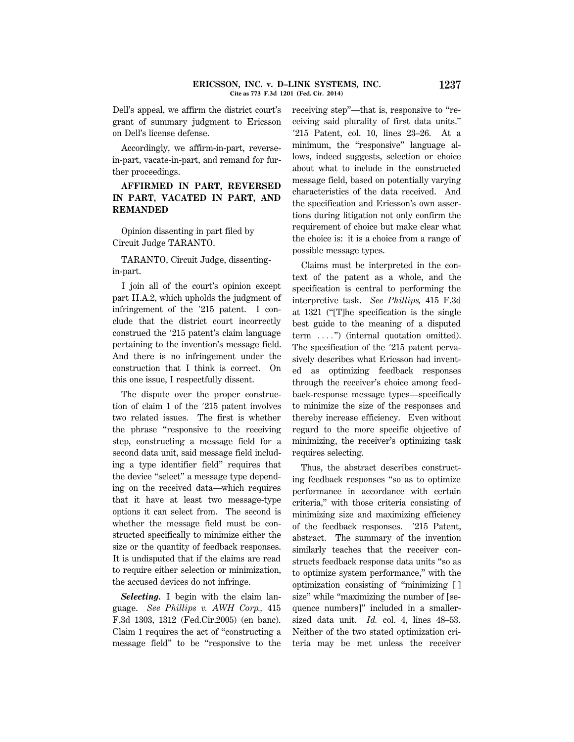Dell's appeal, we affirm the district court's grant of summary judgment to Ericsson on Dell's license defense.

Accordingly, we affirm-in-part, reverse-in-part, vacate-in-part, and remand for further proceedings.

**AFFIRMED IN PART, REVERSED IN PART, VACATED IN PART, AND REMANDED**

Opinion dissenting in part filed by Circuit Judge TARANTO.

TARANTO, Circuit Judge, dissenting-in-part.

I join all of the court's opinion except part II.A.2, which upholds the judgment of infringement of the ′215 patent. I conclude that the district court incorrectly construed the ′215 patent's claim language pertaining to the invention's message field. And there is no infringement under the construction that I think is correct. On this one issue, I respectfully dissent.

The dispute over the proper construction of claim 1 of the ′215 patent involves two related issues. The first is whether the phrase "responsive to the receiving step, constructing a message field for a second data unit, said message field including a type identifier field" requires that the device "select" a message type depending on the received data—which requires that it have at least two message-type options it can select from. The second is whether the message field must be constructed specifically to minimize either the size or the quantity of feedback responses. It is undisputed that if the claims are read to require either selection or minimization, the accused devices do not infringe.

***Selecting.*** I begin with the claim language. *See Phillips v. AWH Corp.,* 415 F.3d 1303, 1312 (Fed.Cir.2005) (en banc). Claim 1 requires the act of "constructing a message field" to be "responsive to the receiving step"—that is, responsive to "receiving said plurality of first data units." ′215 Patent, col. 10, lines 23–26. At a minimum, the "responsive" language allows, indeed suggests, selection or choice about what to include in the constructed message field, based on potentially varying characteristics of the data received. And the specification and Ericsson's own assertions during litigation not only confirm the requirement of choice but make clear what the choice is: it is a choice from a range of possible message types.

Claims must be interpreted in the context of the patent as a whole, and the specification is central to performing the interpretive task. *See Phillips,* 415 F.3d at 1321 ("[T]he specification is the single best guide to the meaning of a disputed term ....") (internal quotation omitted). The specification of the ′215 patent pervasively describes what Ericsson had invented as optimizing feedback responses through the receiver's choice among feedback-response message types—specifically to minimize the size of the responses and thereby increase efficiency. Even without regard to the more specific objective of minimizing, the receiver's optimizing task requires selecting.

Thus, the abstract describes constructing feedback responses "so as to optimize performance in accordance with certain criteria," with those criteria consisting of minimizing size and maximizing efficiency of the feedback responses. ′215 Patent, abstract. The summary of the invention similarly teaches that the receiver constructs feedback response data units "so as to optimize system performance," with the optimization consisting of "minimizing [ ] size" while "maximizing the number of [sequence numbers]" included in a smaller-sized data unit. *Id.* col. 4, lines 48–53. Neither of the two stated optimization criteria may be met unless the receiver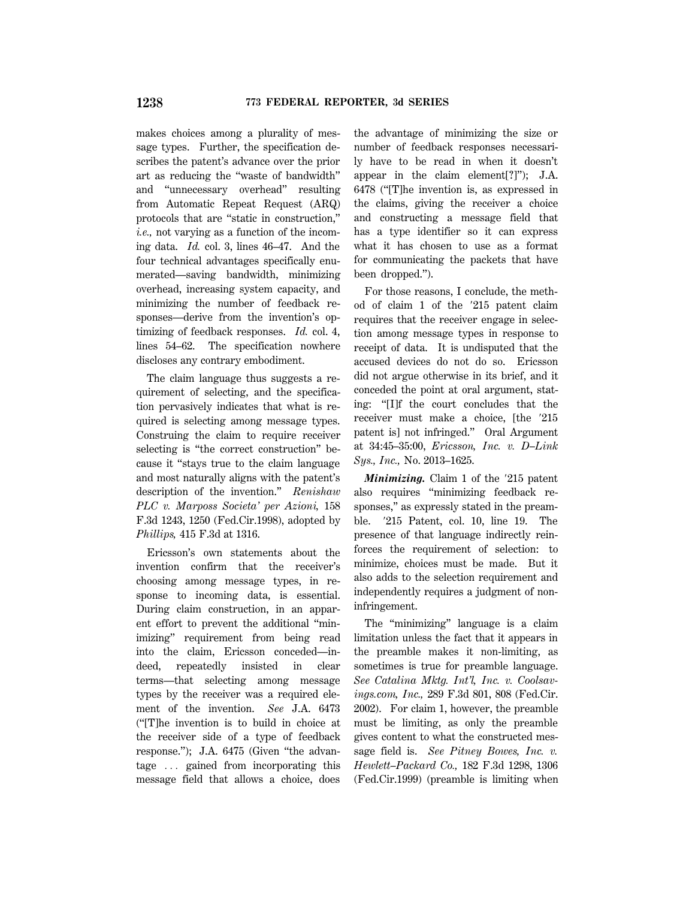makes choices among a plurality of message types. Further, the specification describes the patent's advance over the prior art as reducing the "waste of bandwidth" and "unnecessary overhead" resulting from Automatic Repeat Request (ARQ) protocols that are "static in construction," *i.e.,* not varying as a function of the incoming data. *Id.* col. 3, lines 46–47. And the four technical advantages specifically enumerated—saving bandwidth, minimizing overhead, increasing system capacity, and minimizing the number of feedback responses—derive from the invention's optimizing of feedback responses. *Id.* col. 4, lines 54–62. The specification nowhere discloses any contrary embodiment.

The claim language thus suggests a requirement of selecting, and the specification pervasively indicates that what is required is selecting among message types. Construing the claim to require receiver selecting is "the correct construction" because it "stays true to the claim language and most naturally aligns with the patent's description of the invention." *Renishaw PLC v. Marposs Societa' per Azioni,* 158 F.3d 1243, 1250 (Fed.Cir.1998), adopted by *Phillips,* 415 F.3d at 1316.

Ericsson's own statements about the invention confirm that the receiver's choosing among message types, in response to incoming data, is essential. During claim construction, in an apparent effort to prevent the additional "minimizing" requirement from being read into the claim, Ericsson conceded—indeed, repeatedly insisted in clear terms—that selecting among message types by the receiver was a required element of the invention. *See* J.A. 6473 ("[T]he invention is to build in choice at the receiver side of a type of feedback response."); J.A. 6475 (Given "the advantage ... gained from incorporating this message field that allows a choice, does the advantage of minimizing the size or number of feedback responses necessarily have to be read in when it doesn't appear in the claim element[?]"); J.A. 6478 ("[T]he invention is, as expressed in the claims, giving the receiver a choice and constructing a message field that has a type identifier so it can express what it has chosen to use as a format for communicating the packets that have been dropped.").

For those reasons, I conclude, the method of claim 1 of the ′215 patent claim requires that the receiver engage in selection among message types in response to receipt of data. It is undisputed that the accused devices do not do so. Ericsson did not argue otherwise in its brief, and it conceded the point at oral argument, stating: "[I]f the court concludes that the receiver must make a choice, [the ′215 patent is] not infringed." Oral Argument at 34:45–35:00, *Ericsson, Inc. v. D–Link Sys., Inc.,* No. 2013–1625.

***Minimizing.*** Claim 1 of the ′215 patent also requires "minimizing feedback responses," as expressly stated in the preamble. ′215 Patent, col. 10, line 19. The presence of that language indirectly reinforces the requirement of selection: to minimize, choices must be made. But it also adds to the selection requirement and independently requires a judgment of non-infringement.

The "minimizing" language is a claim limitation unless the fact that it appears in the preamble makes it non-limiting, as sometimes is true for preamble language. *See Catalina Mktg. Int'l, Inc. v. Coolsavings.com, Inc.,* 289 F.3d 801, 808 (Fed.Cir. 2002). For claim 1, however, the preamble must be limiting, as only the preamble gives content to what the constructed message field is. *See Pitney Bowes, Inc. v. Hewlett–Packard Co.,* 182 F.3d 1298, 1306 (Fed.Cir.1999) (preamble is limiting when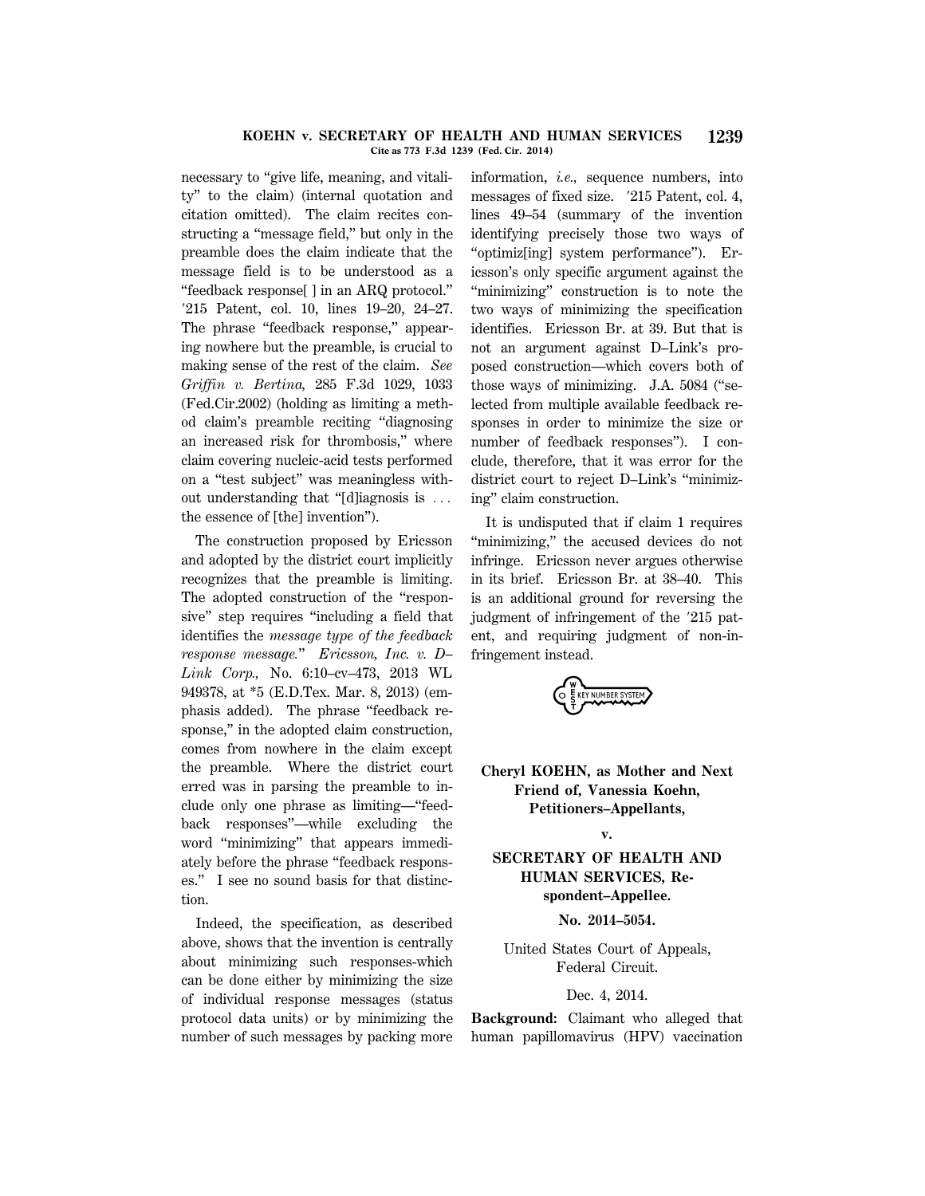necessary to "give life, meaning, and vitality" to the claim) (internal quotation and citation omitted). The claim recites constructing a "message field," but only in the preamble does the claim indicate that the message field is to be understood as a "feedback response[ ] in an ARQ protocol." ′215 Patent, col. 10, lines 19–20, 24–27. The phrase "feedback response," appearing nowhere but the preamble, is crucial to making sense of the rest of the claim. *See Griffin v. Bertina,* 285 F.3d 1029, 1033 (Fed.Cir.2002) (holding as limiting a method claim's preamble reciting "diagnosing an increased risk for thrombosis," where claim covering nucleic-acid tests performed on a "test subject" was meaningless without understanding that "[d]iagnosis is ... the essence of [the] invention").

The construction proposed by Ericsson and adopted by the district court implicitly recognizes that the preamble is limiting. The adopted construction of the "responsive" step requires "including a field that identifies the *message type of the feedback response message.*" *Ericsson, Inc. v. D–Link Corp.,* No. 6:10–cv–473, 2013 WL 949378, at *5 (E.D.Tex. Mar. 8, 2013) (emphasis added). The phrase "feedback response," in the adopted claim construction, comes from nowhere in the claim except the preamble. Where the district court erred was in parsing the preamble to include only one phrase as limiting—"feedback responses"—while excluding the word "minimizing" that appears immediately before the phrase "feedback responses." I see no sound basis for that distinction.

Indeed, the specification, as described above, shows that the invention is centrally about minimizing such responses-which can be done either by minimizing the size of individual response messages (status protocol data units) or by minimizing the number of such messages by packing more information, *i.e.,* sequence numbers, into messages of fixed size. ′215 Patent, col. 4, lines 49–54 (summary of the invention identifying precisely those two ways of "optimiz[ing] system performance"). Ericsson's only specific argument against the "minimizing" construction is to note the two ways of minimizing the specification identifies. Ericsson Br. at 39. But that is not an argument against D–Link's proposed construction—which covers both of those ways of minimizing. J.A. 5084 ("selected from multiple available feedback responses in order to minimize the size or number of feedback responses"). I conclude, therefore, that it was error for the district court to reject D–Link's "minimizing" claim construction.

It is undisputed that if claim 1 requires "minimizing," the accused devices do not infringe. Ericsson never argues otherwise in its brief. Ericsson Br. at 38–40. This is an additional ground for reversing the judgment of infringement of the ′215 patent, and requiring judgment of non-infringement instead.

**Cheryl KOEHN, as Mother and Next Friend of, Vanessia Koehn, Petitioners–Appellants,**

**v.**

**SECRETARY OF HEALTH AND HUMAN SERVICES, Respondent–Appellee.**

**No. 2014–5054.**

United States Court of Appeals, Federal Circuit.

Dec. 4, 2014.

**Background:** Claimant who alleged that human papillomavirus (HPV) vaccination